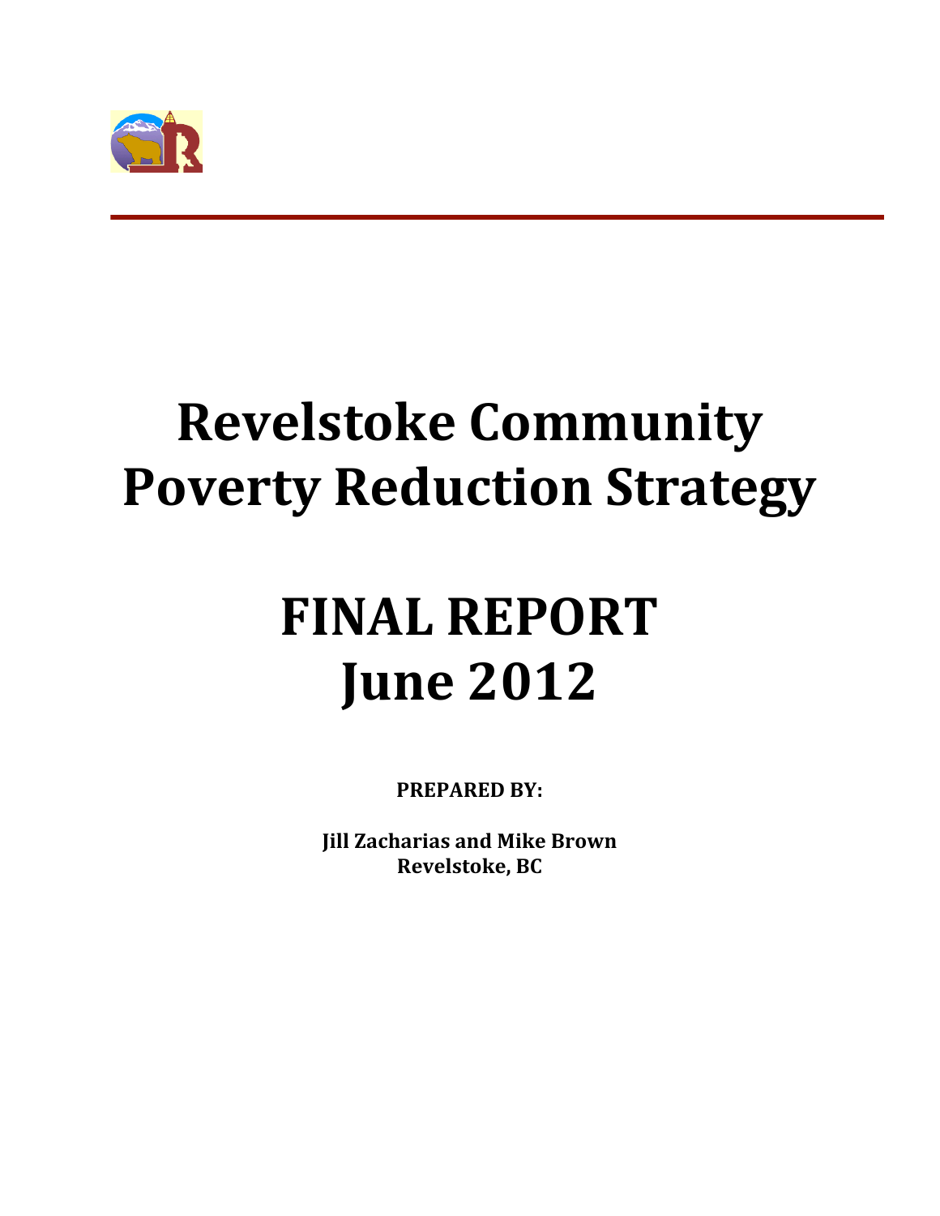# Revelstoke Community Poverty Reduction Strategy

# FINAL REPORT June 2012

**PREPARED BY:**

**Jill Zacharias and Mike Brown**
**Revelstoke, BC**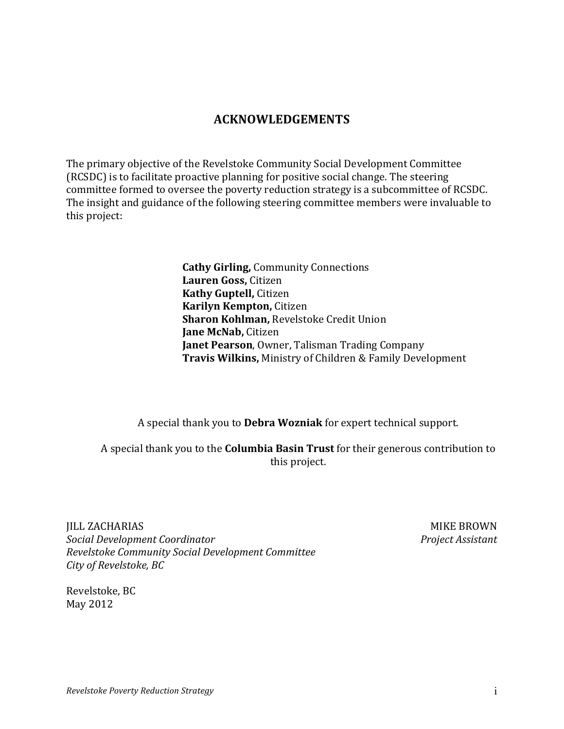# ACKNOWLEDGEMENTS

The primary objective of the Revelstoke Community Social Development Committee (RCSDC) is to facilitate proactive planning for positive social change. The steering committee formed to oversee the poverty reduction strategy is a subcommittee of RCSDC. The insight and guidance of the following steering committee members were invaluable to this project:

**Cathy Girling,** Community Connections
**Lauren Goss,** Citizen
**Kathy Guptell,** Citizen
**Karilyn Kempton,** Citizen
**Sharon Kohlman,** Revelstoke Credit Union
**Jane McNab,** Citizen
**Janet Pearson**, Owner, Talisman Trading Company
**Travis Wilkins,** Ministry of Children & Family Development

A special thank you to **Debra Wozniak** for expert technical support.

A special thank you to the **Columbia Basin Trust** for their generous contribution to this project.

JILL ZACHARIAS
*Social Development Coordinator*
*Revelstoke Community Social Development Committee*
*City of Revelstoke, BC*

MIKE BROWN
*Project Assistant*

Revelstoke, BC
May 2012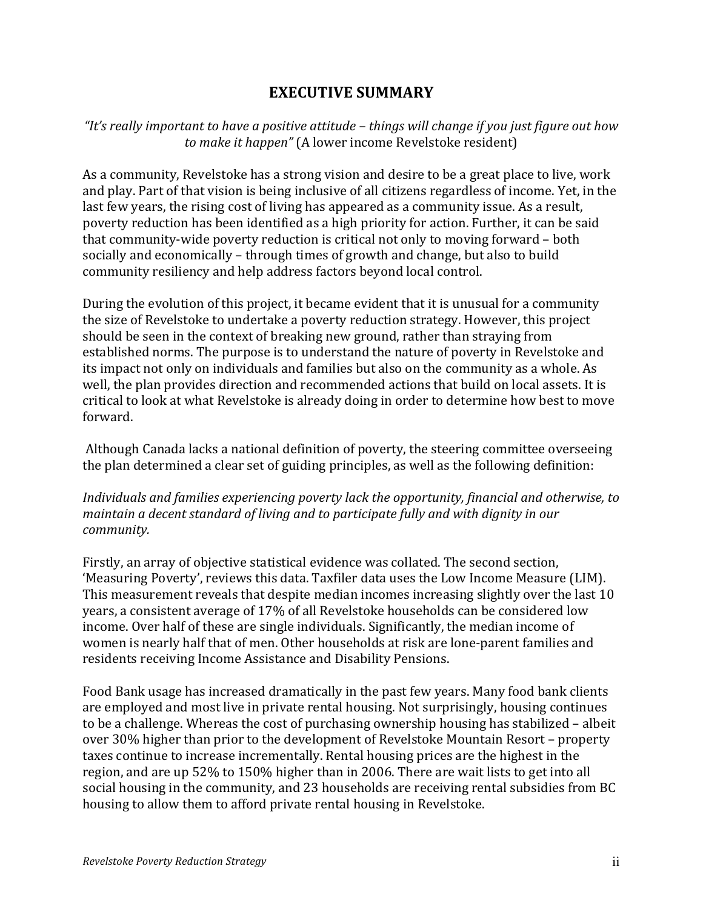# EXECUTIVE SUMMARY

*"It's really important to have a positive attitude – things will change if you just figure out how to make it happen"* (A lower income Revelstoke resident)

As a community, Revelstoke has a strong vision and desire to be a great place to live, work and play. Part of that vision is being inclusive of all citizens regardless of income. Yet, in the last few years, the rising cost of living has appeared as a community issue. As a result, poverty reduction has been identified as a high priority for action. Further, it can be said that community-wide poverty reduction is critical not only to moving forward – both socially and economically – through times of growth and change, but also to build community resiliency and help address factors beyond local control.

During the evolution of this project, it became evident that it is unusual for a community the size of Revelstoke to undertake a poverty reduction strategy. However, this project should be seen in the context of breaking new ground, rather than straying from established norms. The purpose is to understand the nature of poverty in Revelstoke and its impact not only on individuals and families but also on the community as a whole. As well, the plan provides direction and recommended actions that build on local assets. It is critical to look at what Revelstoke is already doing in order to determine how best to move forward.

Although Canada lacks a national definition of poverty, the steering committee overseeing the plan determined a clear set of guiding principles, as well as the following definition:

*Individuals and families experiencing poverty lack the opportunity, financial and otherwise, to maintain a decent standard of living and to participate fully and with dignity in our community.*

Firstly, an array of objective statistical evidence was collated. The second section, 'Measuring Poverty', reviews this data. Taxfiler data uses the Low Income Measure (LIM). This measurement reveals that despite median incomes increasing slightly over the last 10 years, a consistent average of 17% of all Revelstoke households can be considered low income. Over half of these are single individuals. Significantly, the median income of women is nearly half that of men. Other households at risk are lone-parent families and residents receiving Income Assistance and Disability Pensions.

Food Bank usage has increased dramatically in the past few years. Many food bank clients are employed and most live in private rental housing. Not surprisingly, housing continues to be a challenge. Whereas the cost of purchasing ownership housing has stabilized – albeit over 30% higher than prior to the development of Revelstoke Mountain Resort – property taxes continue to increase incrementally. Rental housing prices are the highest in the region, and are up 52% to 150% higher than in 2006. There are wait lists to get into all social housing in the community, and 23 households are receiving rental subsidies from BC housing to allow them to afford private rental housing in Revelstoke.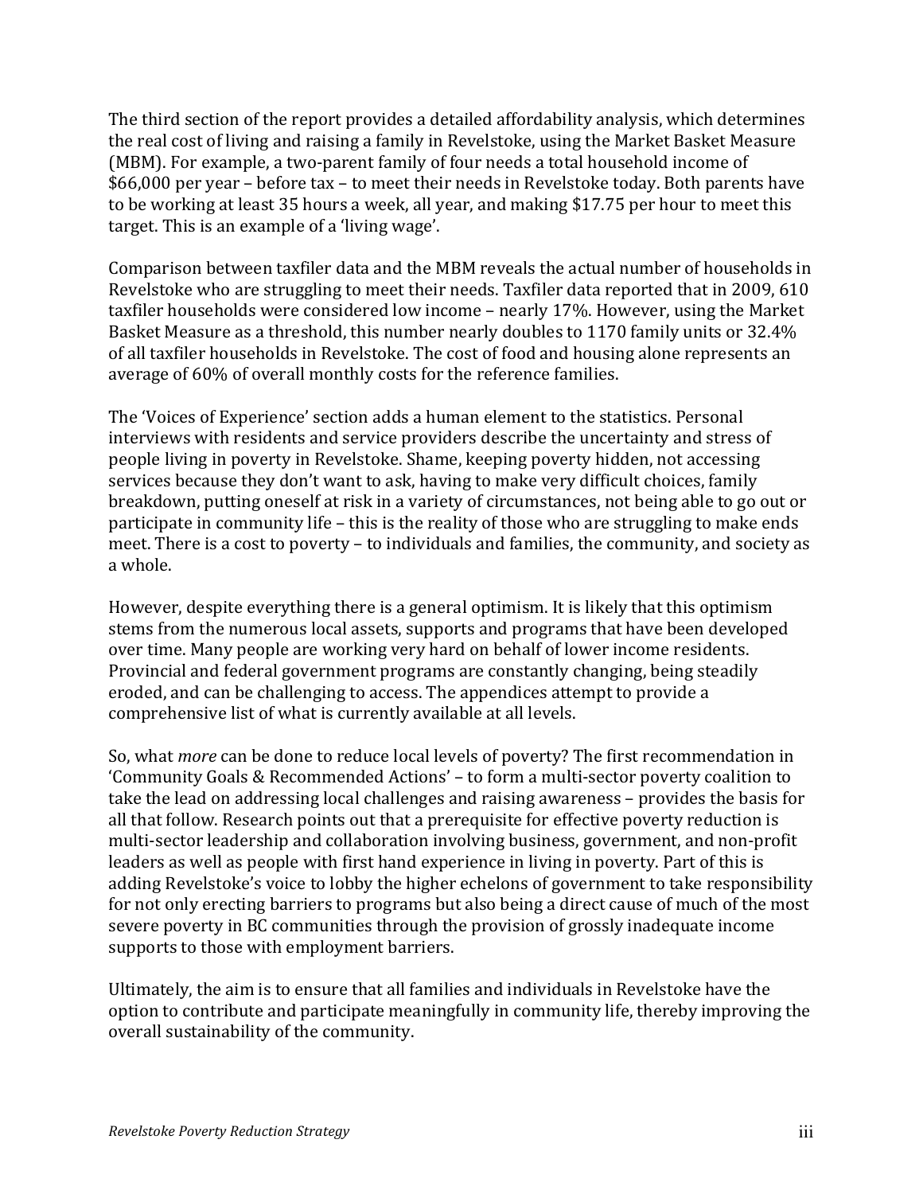The third section of the report provides a detailed affordability analysis, which determines the real cost of living and raising a family in Revelstoke, using the Market Basket Measure (MBM). For example, a two-parent family of four needs a total household income of $66,000 per year – before tax – to meet their needs in Revelstoke today. Both parents have to be working at least 35 hours a week, all year, and making $17.75 per hour to meet this target. This is an example of a 'living wage'.

Comparison between taxfiler data and the MBM reveals the actual number of households in Revelstoke who are struggling to meet their needs. Taxfiler data reported that in 2009, 610 taxfiler households were considered low income – nearly 17%. However, using the Market Basket Measure as a threshold, this number nearly doubles to 1170 family units or 32.4% of all taxfiler households in Revelstoke. The cost of food and housing alone represents an average of 60% of overall monthly costs for the reference families.

The 'Voices of Experience' section adds a human element to the statistics. Personal interviews with residents and service providers describe the uncertainty and stress of people living in poverty in Revelstoke. Shame, keeping poverty hidden, not accessing services because they don't want to ask, having to make very difficult choices, family breakdown, putting oneself at risk in a variety of circumstances, not being able to go out or participate in community life – this is the reality of those who are struggling to make ends meet. There is a cost to poverty – to individuals and families, the community, and society as a whole.

However, despite everything there is a general optimism. It is likely that this optimism stems from the numerous local assets, supports and programs that have been developed over time. Many people are working very hard on behalf of lower income residents. Provincial and federal government programs are constantly changing, being steadily eroded, and can be challenging to access. The appendices attempt to provide a comprehensive list of what is currently available at all levels.

So, what *more* can be done to reduce local levels of poverty? The first recommendation in 'Community Goals & Recommended Actions' – to form a multi-sector poverty coalition to take the lead on addressing local challenges and raising awareness – provides the basis for all that follow. Research points out that a prerequisite for effective poverty reduction is multi-sector leadership and collaboration involving business, government, and non-profit leaders as well as people with first hand experience in living in poverty. Part of this is adding Revelstoke's voice to lobby the higher echelons of government to take responsibility for not only erecting barriers to programs but also being a direct cause of much of the most severe poverty in BC communities through the provision of grossly inadequate income supports to those with employment barriers.

Ultimately, the aim is to ensure that all families and individuals in Revelstoke have the option to contribute and participate meaningfully in community life, thereby improving the overall sustainability of the community.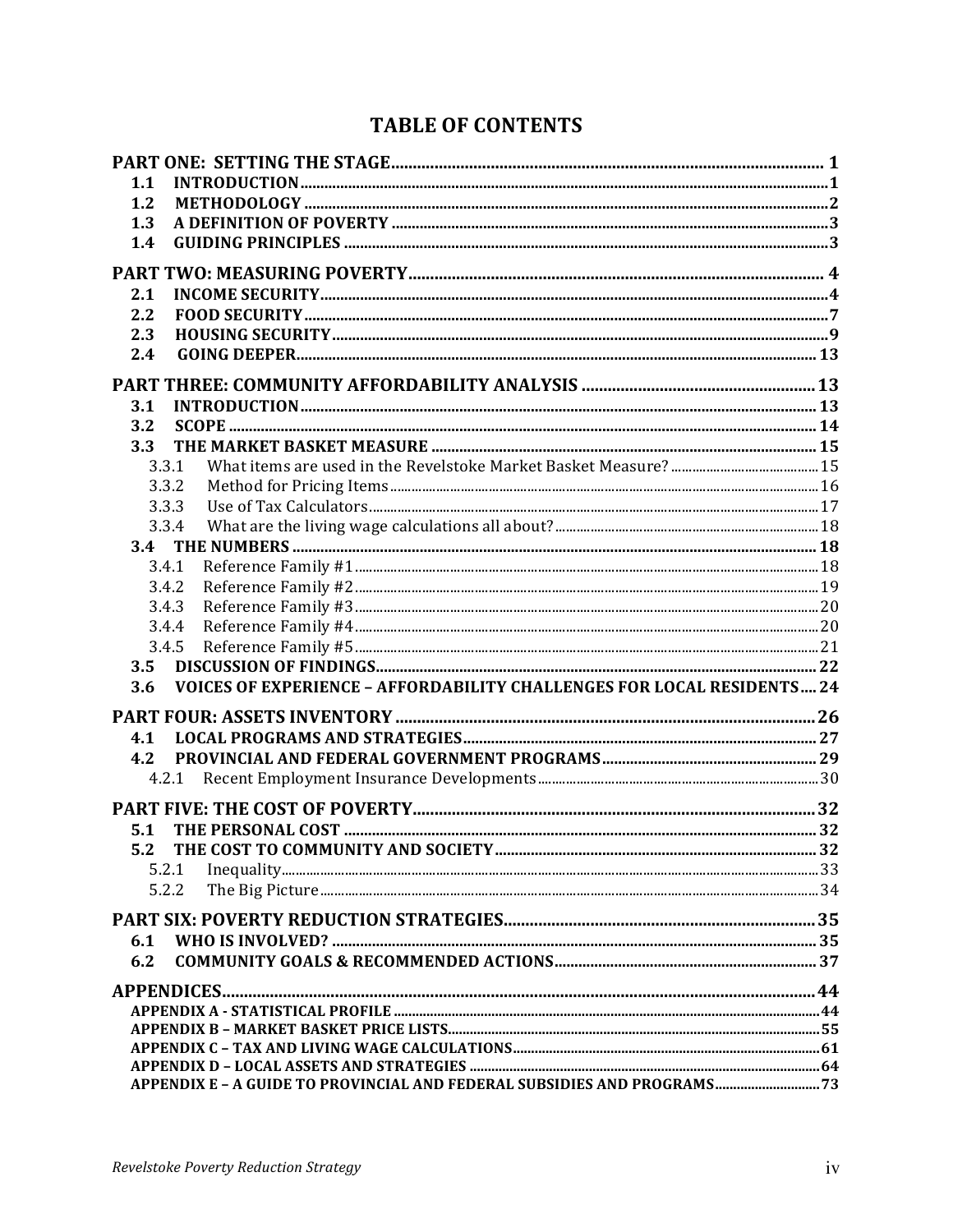# TABLE OF CONTENTS

**PART ONE: SETTING THE STAGE** .................................................. 1

- **1.1 INTRODUCTION** .................................................. 1
- **1.2 METHODOLOGY** .................................................. 2
- **1.3 A DEFINITION OF POVERTY** .................................................. 3
- **1.4 GUIDING PRINCIPLES** .................................................. 3

**PART TWO: MEASURING POVERTY** .................................................. 4

- **2.1 INCOME SECURITY** .................................................. 4
- **2.2 FOOD SECURITY** .................................................. 7
- **2.3 HOUSING SECURITY** .................................................. 9
- **2.4 GOING DEEPER** .................................................. 13

**PART THREE: COMMUNITY AFFORDABILITY ANALYSIS** .................................................. 13

- **3.1 INTRODUCTION** .................................................. 13
- **3.2 SCOPE** .................................................. 14
- **3.3 THE MARKET BASKET MEASURE** .................................................. 15
  - 3.3.1 What items are used in the Revelstoke Market Basket Measure? .................................................. 15
  - 3.3.2 Method for Pricing Items .................................................. 16
  - 3.3.3 Use of Tax Calculators .................................................. 17
  - 3.3.4 What are the living wage calculations all about? .................................................. 18
- **3.4 THE NUMBERS** .................................................. 18
  - 3.4.1 Reference Family #1 .................................................. 18
  - 3.4.2 Reference Family #2 .................................................. 19
  - 3.4.3 Reference Family #3 .................................................. 20
  - 3.4.4 Reference Family #4 .................................................. 20
  - 3.4.5 Reference Family #5 .................................................. 21
- **3.5 DISCUSSION OF FINDINGS** .................................................. 22
- **3.6 VOICES OF EXPERIENCE – AFFORDABILITY CHALLENGES FOR LOCAL RESIDENTS** .... 24

**PART FOUR: ASSETS INVENTORY** .................................................. 26

- **4.1 LOCAL PROGRAMS AND STRATEGIES** .................................................. 27
- **4.2 PROVINCIAL AND FEDERAL GOVERNMENT PROGRAMS** .................................................. 29
  - 4.2.1 Recent Employment Insurance Developments .................................................. 30

**PART FIVE: THE COST OF POVERTY** .................................................. 32

- **5.1 THE PERSONAL COST** .................................................. 32
- **5.2 THE COST TO COMMUNITY AND SOCIETY** .................................................. 32
  - 5.2.1 Inequality .................................................. 33
  - 5.2.2 The Big Picture .................................................. 34

**PART SIX: POVERTY REDUCTION STRATEGIES** .................................................. 35

- **6.1 WHO IS INVOLVED?** .................................................. 35
- **6.2 COMMUNITY GOALS & RECOMMENDED ACTIONS** .................................................. 37

**APPENDICES** .................................................. 44

- **APPENDIX A - STATISTICAL PROFILE** .................................................. 44
- **APPENDIX B – MARKET BASKET PRICE LISTS** .................................................. 55
- **APPENDIX C – TAX AND LIVING WAGE CALCULATIONS** .................................................. 61
- **APPENDIX D – LOCAL ASSETS AND STRATEGIES** .................................................. 64
- **APPENDIX E – A GUIDE TO PROVINCIAL AND FEDERAL SUBSIDIES AND PROGRAMS** .................................................. 73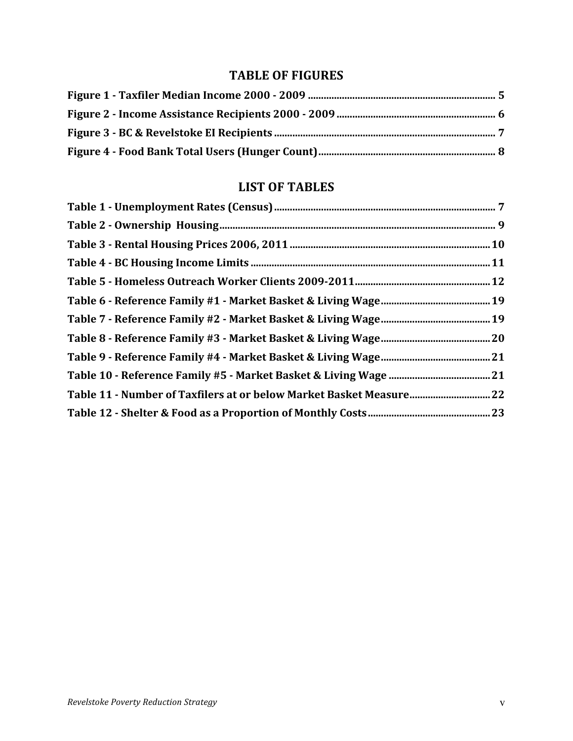## TABLE OF FIGURES

**Figure 1 - Taxfiler Median Income 2000 - 2009 ........................................................................ 5**

**Figure 2 - Income Assistance Recipients 2000 - 2009 ............................................................ 6**

**Figure 3 - BC & Revelstoke EI Recipients ..................................................................................... 7**

**Figure 4 - Food Bank Total Users (Hunger Count) .................................................................... 8**

## LIST OF TABLES

**Table 1 - Unemployment Rates (Census) ..................................................................................... 7**

**Table 2 - Ownership Housing ........................................................................................................... 9**

**Table 3 - Rental Housing Prices 2006, 2011 ............................................................................. 10**

**Table 4 - BC Housing Income Limits ............................................................................................ 11**

**Table 5 - Homeless Outreach Worker Clients 2009-2011 .................................................... 12**

**Table 6 - Reference Family #1 - Market Basket & Living Wage .......................................... 19**

**Table 7 - Reference Family #2 - Market Basket & Living Wage .......................................... 19**

**Table 8 - Reference Family #3 - Market Basket & Living Wage .......................................... 20**

**Table 9 - Reference Family #4 - Market Basket & Living Wage .......................................... 21**

**Table 10 - Reference Family #5 - Market Basket & Living Wage ....................................... 21**

**Table 11 - Number of Taxfilers at or below Market Basket Measure ............................... 22**

**Table 12 - Shelter & Food as a Proportion of Monthly Costs .............................................. 23**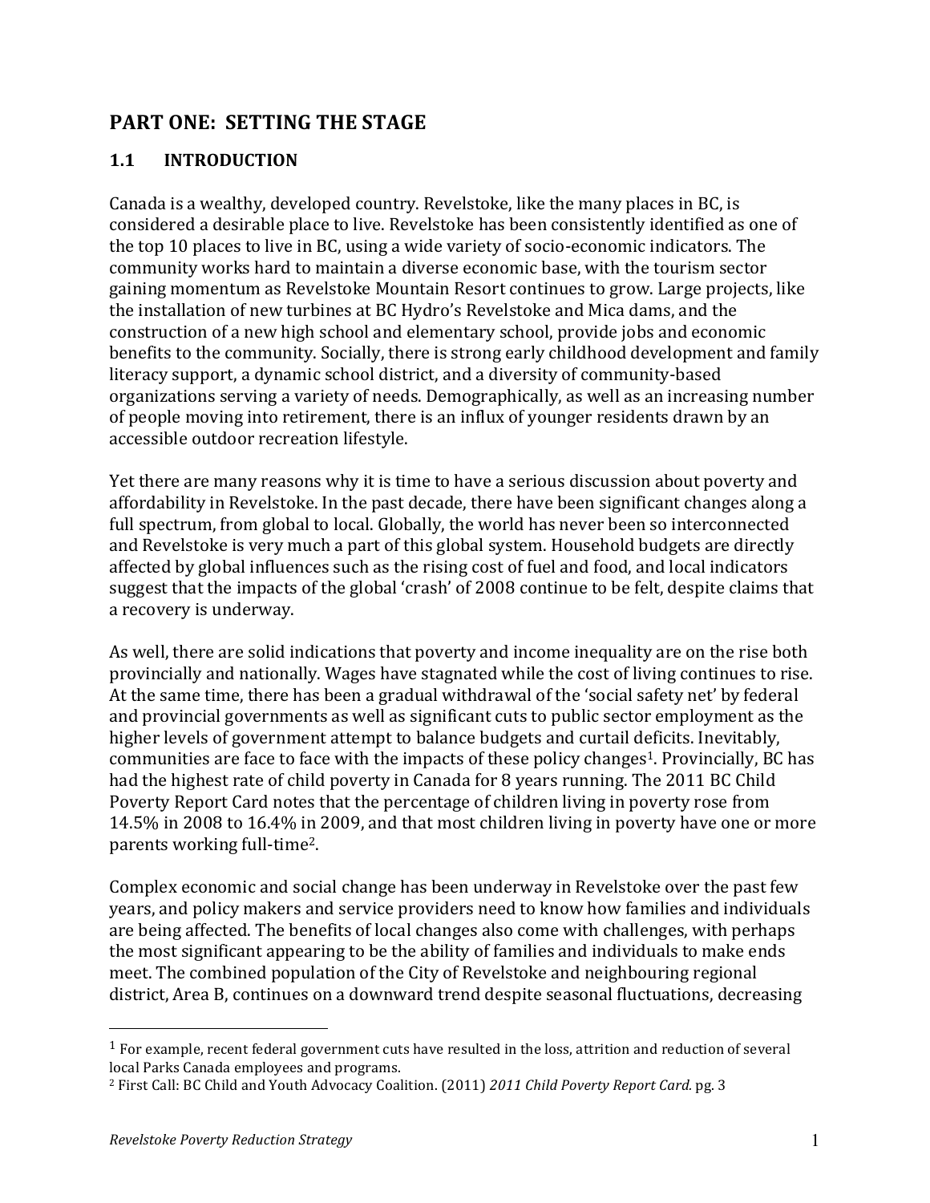# PART ONE: SETTING THE STAGE

## 1.1 INTRODUCTION

Canada is a wealthy, developed country. Revelstoke, like the many places in BC, is considered a desirable place to live. Revelstoke has been consistently identified as one of the top 10 places to live in BC, using a wide variety of socio-economic indicators. The community works hard to maintain a diverse economic base, with the tourism sector gaining momentum as Revelstoke Mountain Resort continues to grow. Large projects, like the installation of new turbines at BC Hydro's Revelstoke and Mica dams, and the construction of a new high school and elementary school, provide jobs and economic benefits to the community. Socially, there is strong early childhood development and family literacy support, a dynamic school district, and a diversity of community-based organizations serving a variety of needs. Demographically, as well as an increasing number of people moving into retirement, there is an influx of younger residents drawn by an accessible outdoor recreation lifestyle.

Yet there are many reasons why it is time to have a serious discussion about poverty and affordability in Revelstoke. In the past decade, there have been significant changes along a full spectrum, from global to local. Globally, the world has never been so interconnected and Revelstoke is very much a part of this global system. Household budgets are directly affected by global influences such as the rising cost of fuel and food, and local indicators suggest that the impacts of the global 'crash' of 2008 continue to be felt, despite claims that a recovery is underway.

As well, there are solid indications that poverty and income inequality are on the rise both provincially and nationally. Wages have stagnated while the cost of living continues to rise. At the same time, there has been a gradual withdrawal of the 'social safety net' by federal and provincial governments as well as significant cuts to public sector employment as the higher levels of government attempt to balance budgets and curtail deficits. Inevitably, communities are face to face with the impacts of these policy changes[1]. Provincially, BC has had the highest rate of child poverty in Canada for 8 years running. The 2011 BC Child Poverty Report Card notes that the percentage of children living in poverty rose from 14.5% in 2008 to 16.4% in 2009, and that most children living in poverty have one or more parents working full-time[2].

Complex economic and social change has been underway in Revelstoke over the past few years, and policy makers and service providers need to know how families and individuals are being affected. The benefits of local changes also come with challenges, with perhaps the most significant appearing to be the ability of families and individuals to make ends meet. The combined population of the City of Revelstoke and neighbouring regional district, Area B, continues on a downward trend despite seasonal fluctuations, decreasing

---

[1] For example, recent federal government cuts have resulted in the loss, attrition and reduction of several local Parks Canada employees and programs.

[2] First Call: BC Child and Youth Advocacy Coalition. (2011) *2011 Child Poverty Report Card.* pg. 3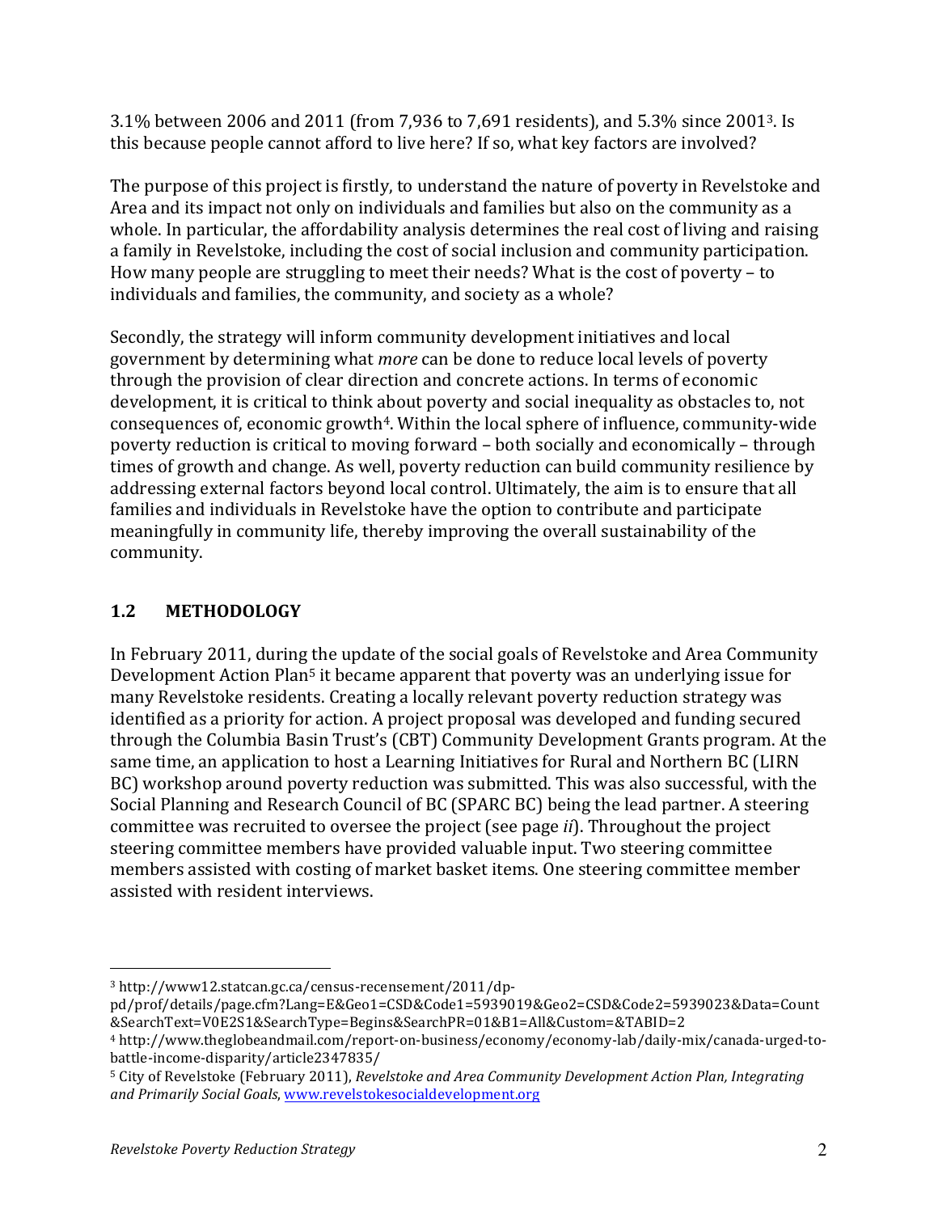3.1% between 2006 and 2011 (from 7,936 to 7,691 residents), and 5.3% since 2001[3]. Is this because people cannot afford to live here? If so, what key factors are involved?

The purpose of this project is firstly, to understand the nature of poverty in Revelstoke and Area and its impact not only on individuals and families but also on the community as a whole. In particular, the affordability analysis determines the real cost of living and raising a family in Revelstoke, including the cost of social inclusion and community participation. How many people are struggling to meet their needs? What is the cost of poverty – to individuals and families, the community, and society as a whole?

Secondly, the strategy will inform community development initiatives and local government by determining what *more* can be done to reduce local levels of poverty through the provision of clear direction and concrete actions. In terms of economic development, it is critical to think about poverty and social inequality as obstacles to, not consequences of, economic growth[4]. Within the local sphere of influence, community-wide poverty reduction is critical to moving forward – both socially and economically – through times of growth and change. As well, poverty reduction can build community resilience by addressing external factors beyond local control. Ultimately, the aim is to ensure that all families and individuals in Revelstoke have the option to contribute and participate meaningfully in community life, thereby improving the overall sustainability of the community.

## 1.2 METHODOLOGY

In February 2011, during the update of the social goals of Revelstoke and Area Community Development Action Plan[5] it became apparent that poverty was an underlying issue for many Revelstoke residents. Creating a locally relevant poverty reduction strategy was identified as a priority for action. A project proposal was developed and funding secured through the Columbia Basin Trust's (CBT) Community Development Grants program. At the same time, an application to host a Learning Initiatives for Rural and Northern BC (LIRN BC) workshop around poverty reduction was submitted. This was also successful, with the Social Planning and Research Council of BC (SPARC BC) being the lead partner. A steering committee was recruited to oversee the project (see page *ii*). Throughout the project steering committee members have provided valuable input. Two steering committee members assisted with costing of market basket items. One steering committee member assisted with resident interviews.

---

[3] http://www12.statcan.gc.ca/census-recensement/2011/dp-pd/prof/details/page.cfm?Lang=E&Geo1=CSD&Code1=5939019&Geo2=CSD&Code2=5939023&Data=Count&SearchText=V0E2S1&SearchType=Begins&SearchPR=01&B1=All&Custom=&TABID=2

[4] http://www.theglobeandmail.com/report-on-business/economy/economy-lab/daily-mix/canada-urged-to-battle-income-disparity/article2347835/

[5] City of Revelstoke (February 2011), *Revelstoke and Area Community Development Action Plan, Integrating and Primarily Social Goals*, www.revelstokesocialdevelopment.org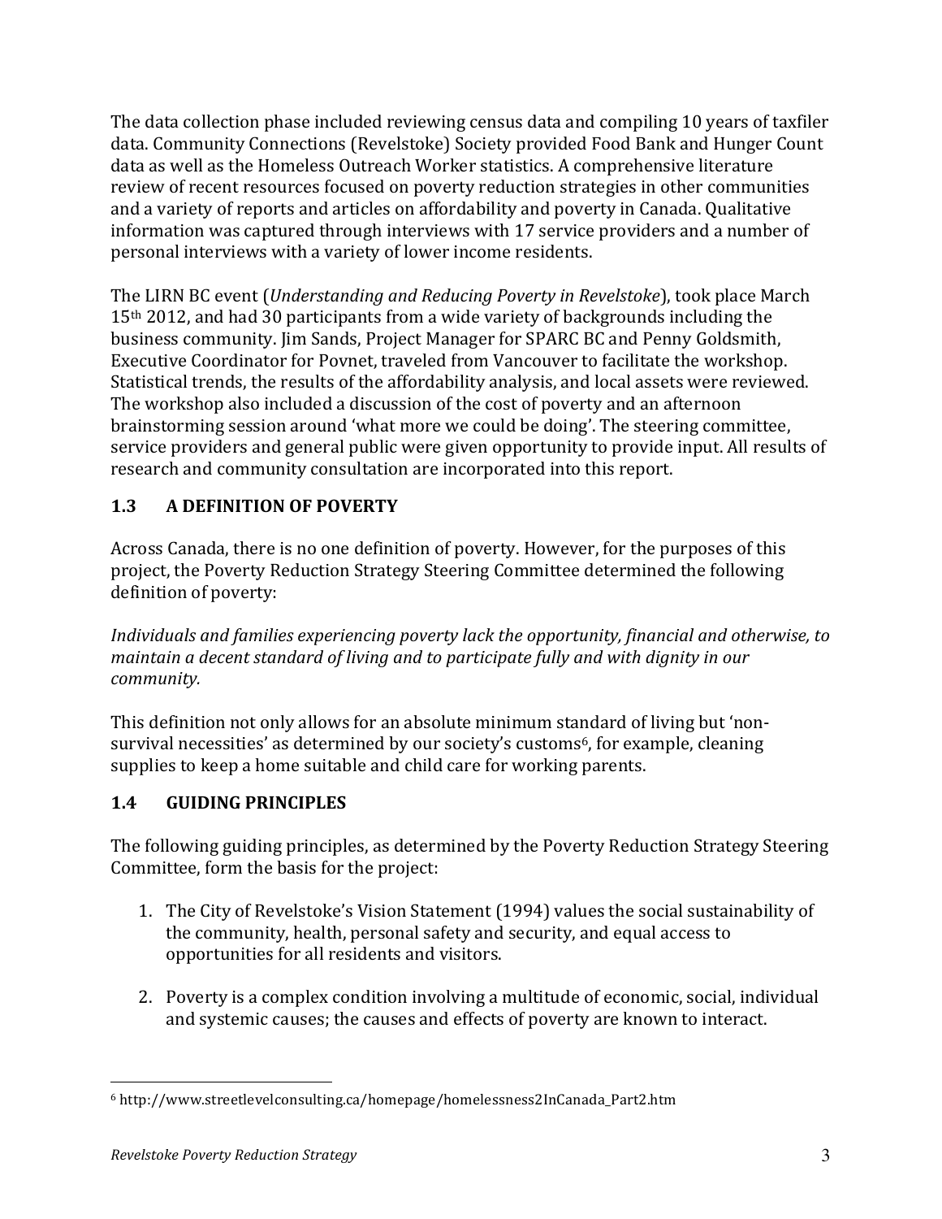The data collection phase included reviewing census data and compiling 10 years of taxfiler data. Community Connections (Revelstoke) Society provided Food Bank and Hunger Count data as well as the Homeless Outreach Worker statistics. A comprehensive literature review of recent resources focused on poverty reduction strategies in other communities and a variety of reports and articles on affordability and poverty in Canada. Qualitative information was captured through interviews with 17 service providers and a number of personal interviews with a variety of lower income residents.

The LIRN BC event (*Understanding and Reducing Poverty in Revelstoke*), took place March 15th 2012, and had 30 participants from a wide variety of backgrounds including the business community. Jim Sands, Project Manager for SPARC BC and Penny Goldsmith, Executive Coordinator for Povnet, traveled from Vancouver to facilitate the workshop. Statistical trends, the results of the affordability analysis, and local assets were reviewed. The workshop also included a discussion of the cost of poverty and an afternoon brainstorming session around 'what more we could be doing'. The steering committee, service providers and general public were given opportunity to provide input. All results of research and community consultation are incorporated into this report.

## 1.3 A DEFINITION OF POVERTY

Across Canada, there is no one definition of poverty. However, for the purposes of this project, the Poverty Reduction Strategy Steering Committee determined the following definition of poverty:

*Individuals and families experiencing poverty lack the opportunity, financial and otherwise, to maintain a decent standard of living and to participate fully and with dignity in our community.*

This definition not only allows for an absolute minimum standard of living but 'non-survival necessities' as determined by our society's customs[6], for example, cleaning supplies to keep a home suitable and child care for working parents.

## 1.4 GUIDING PRINCIPLES

The following guiding principles, as determined by the Poverty Reduction Strategy Steering Committee, form the basis for the project:

1. The City of Revelstoke's Vision Statement (1994) values the social sustainability of the community, health, personal safety and security, and equal access to opportunities for all residents and visitors.

2. Poverty is a complex condition involving a multitude of economic, social, individual and systemic causes; the causes and effects of poverty are known to interact.

[6] http://www.streetlevelconsulting.ca/homepage/homelessness2InCanada_Part2.htm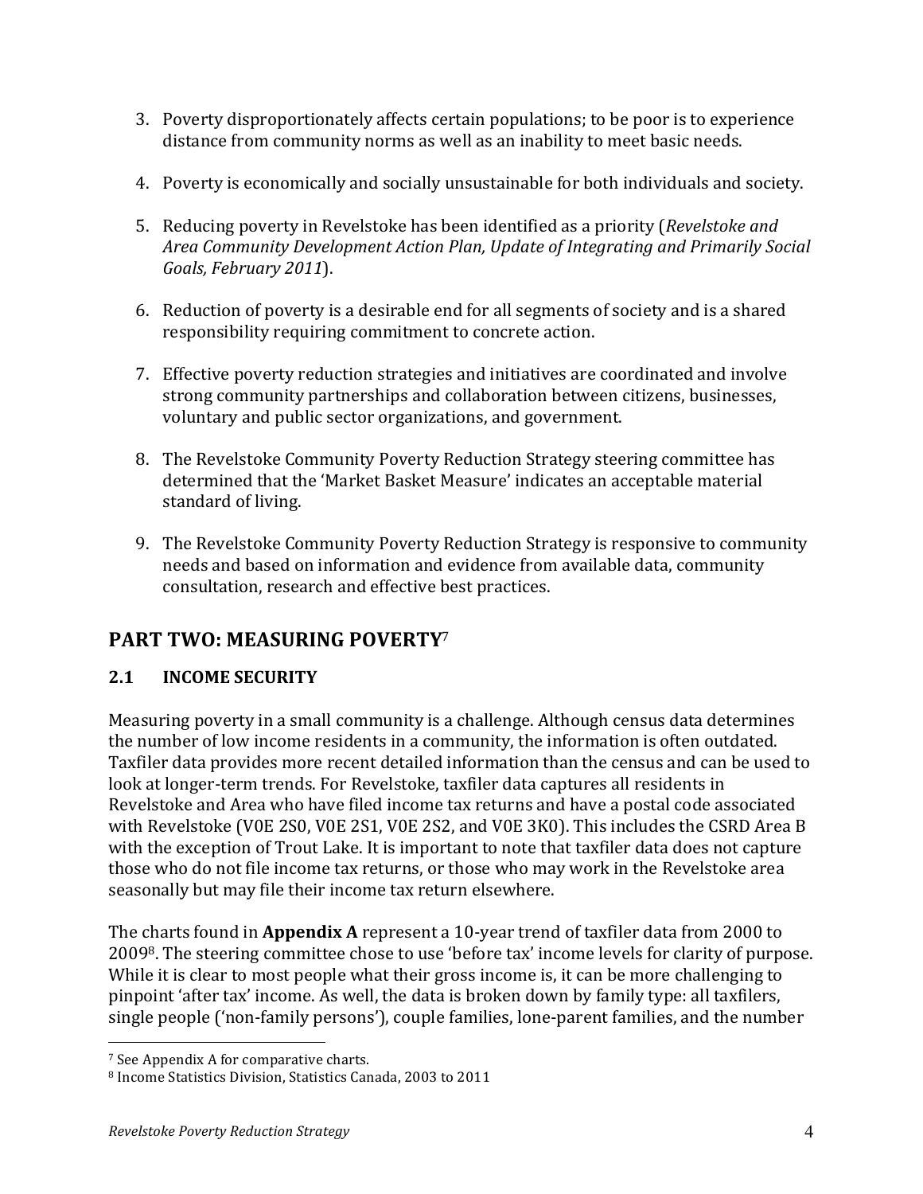3. Poverty disproportionately affects certain populations; to be poor is to experience distance from community norms as well as an inability to meet basic needs.

4. Poverty is economically and socially unsustainable for both individuals and society.

5. Reducing poverty in Revelstoke has been identified as a priority (*Revelstoke and Area Community Development Action Plan, Update of Integrating and Primarily Social Goals, February 2011*).

6. Reduction of poverty is a desirable end for all segments of society and is a shared responsibility requiring commitment to concrete action.

7. Effective poverty reduction strategies and initiatives are coordinated and involve strong community partnerships and collaboration between citizens, businesses, voluntary and public sector organizations, and government.

8. The Revelstoke Community Poverty Reduction Strategy steering committee has determined that the 'Market Basket Measure' indicates an acceptable material standard of living.

9. The Revelstoke Community Poverty Reduction Strategy is responsive to community needs and based on information and evidence from available data, community consultation, research and effective best practices.

## PART TWO: MEASURING POVERTY[7]

### 2.1 INCOME SECURITY

Measuring poverty in a small community is a challenge. Although census data determines the number of low income residents in a community, the information is often outdated. Taxfiler data provides more recent detailed information than the census and can be used to look at longer-term trends. For Revelstoke, taxfiler data captures all residents in Revelstoke and Area who have filed income tax returns and have a postal code associated with Revelstoke (V0E 2S0, V0E 2S1, V0E 2S2, and V0E 3K0). This includes the CSRD Area B with the exception of Trout Lake. It is important to note that taxfiler data does not capture those who do not file income tax returns, or those who may work in the Revelstoke area seasonally but may file their income tax return elsewhere.

The charts found in **Appendix A** represent a 10-year trend of taxfiler data from 2000 to 2009[8]. The steering committee chose to use 'before tax' income levels for clarity of purpose. While it is clear to most people what their gross income is, it can be more challenging to pinpoint 'after tax' income. As well, the data is broken down by family type: all taxfilers, single people ('non-family persons'), couple families, lone-parent families, and the number

[7] See Appendix A for comparative charts.

[8] Income Statistics Division, Statistics Canada, 2003 to 2011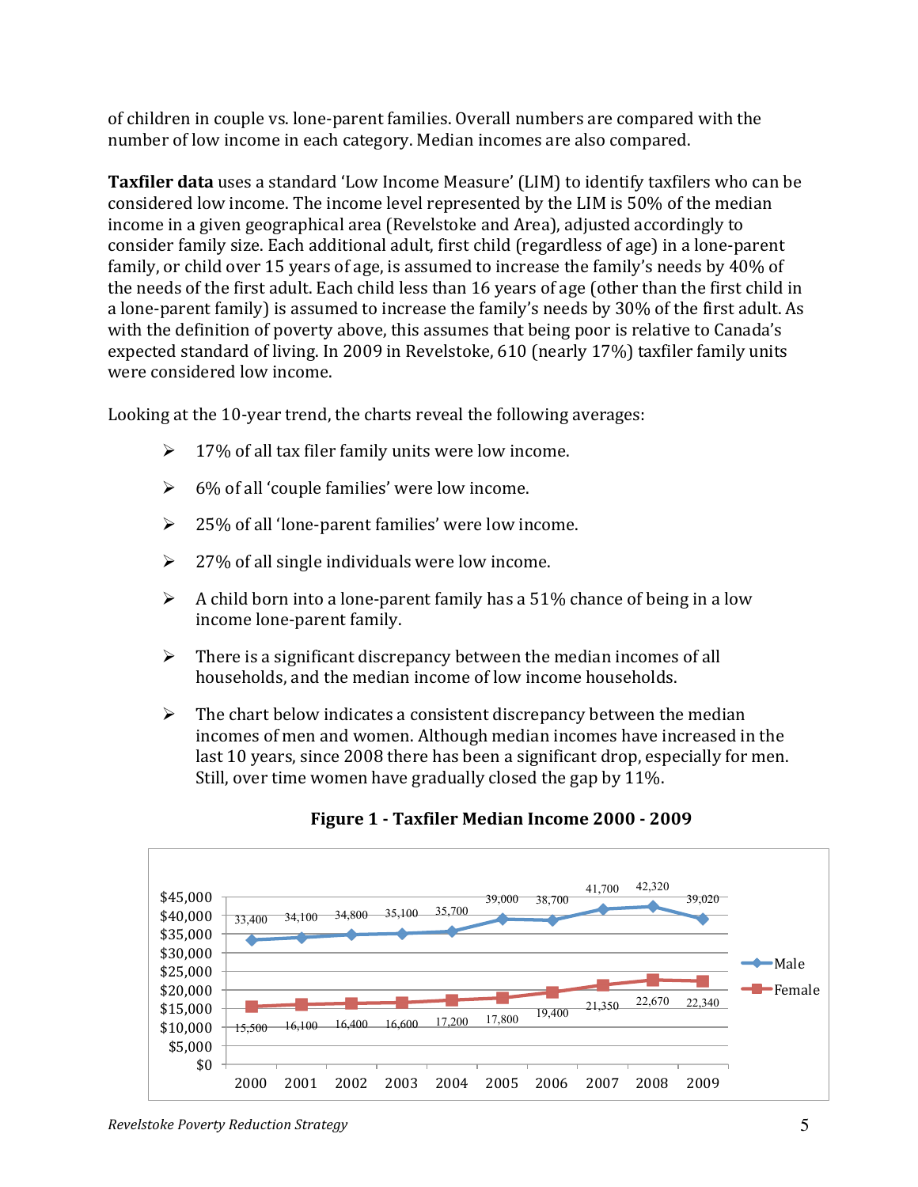of children in couple vs. lone-parent families. Overall numbers are compared with the number of low income in each category. Median incomes are also compared.

**Taxfiler data** uses a standard 'Low Income Measure' (LIM) to identify taxfilers who can be considered low income. The income level represented by the LIM is 50% of the median income in a given geographical area (Revelstoke and Area), adjusted accordingly to consider family size. Each additional adult, first child (regardless of age) in a lone-parent family, or child over 15 years of age, is assumed to increase the family's needs by 40% of the needs of the first adult. Each child less than 16 years of age (other than the first child in a lone-parent family) is assumed to increase the family's needs by 30% of the first adult. As with the definition of poverty above, this assumes that being poor is relative to Canada's expected standard of living. In 2009 in Revelstoke, 610 (nearly 17%) taxfiler family units were considered low income.

Looking at the 10-year trend, the charts reveal the following averages:

- 17% of all tax filer family units were low income.
- 6% of all 'couple families' were low income.
- 25% of all 'lone-parent families' were low income.
- 27% of all single individuals were low income.
- A child born into a lone-parent family has a 51% chance of being in a low income lone-parent family.
- There is a significant discrepancy between the median incomes of all households, and the median income of low income households.
- The chart below indicates a consistent discrepancy between the median incomes of men and women. Although median incomes have increased in the last 10 years, since 2008 there has been a significant drop, especially for men. Still, over time women have gradually closed the gap by 11%.

**Figure 1 - Taxfiler Median Income 2000 - 2009**

$45,000
$40,000
$35,000
$30,000
$25,000
$20,000
$15,000
$10,000
$5,000
$0

2000 2001 2002 2003 2004 2005 2006 2007 2008 2009

Male: 33,400 34,100 34,800 35,100 35,700 39,000 38,700 41,700 42,320 39,020

Female: 15,500 16,100 16,400 16,600 17,200 17,800 19,400 21,350 22,670 22,340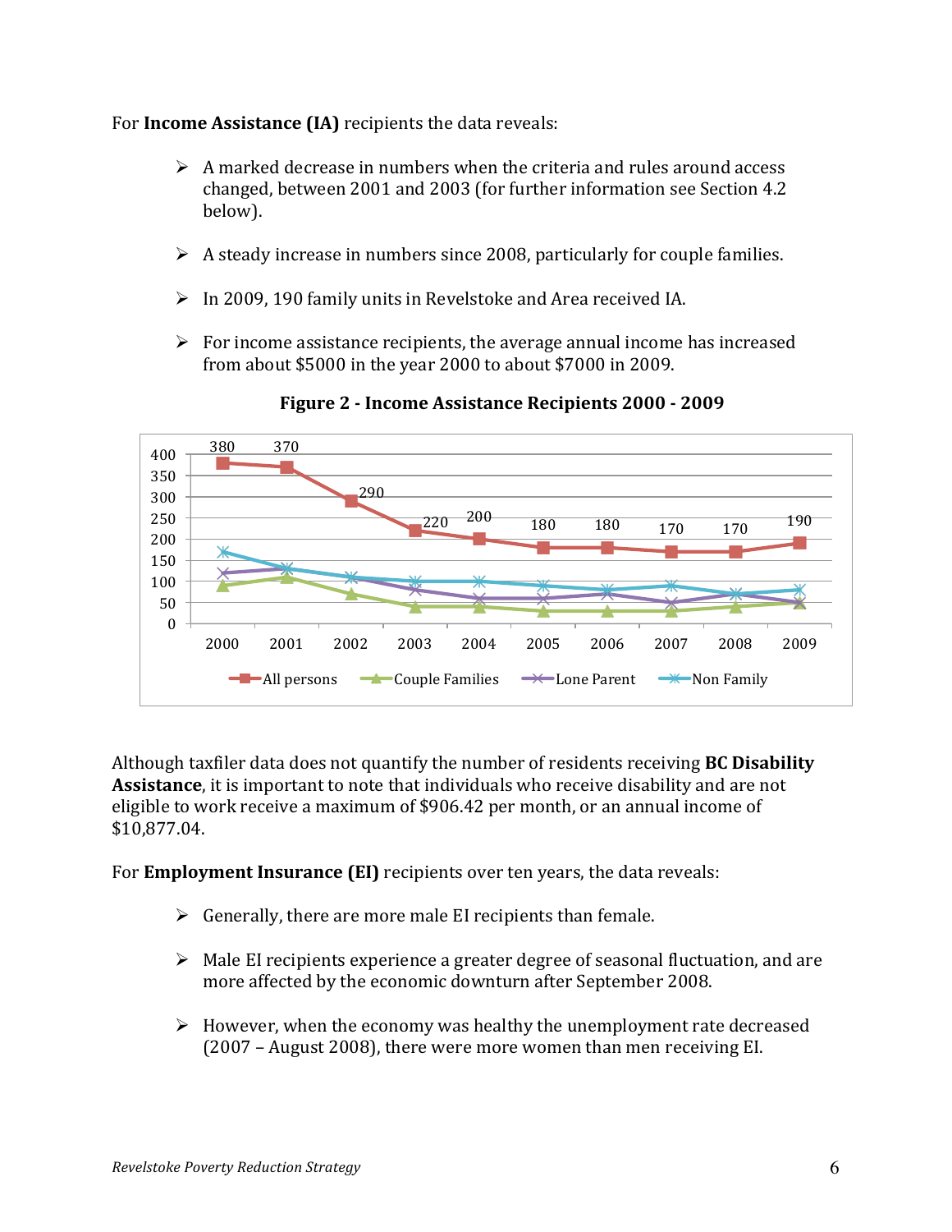For **Income Assistance (IA)** recipients the data reveals:

- A marked decrease in numbers when the criteria and rules around access changed, between 2001 and 2003 (for further information see Section 4.2 below).
- A steady increase in numbers since 2008, particularly for couple families.
- In 2009, 190 family units in Revelstoke and Area received IA.
- For income assistance recipients, the average annual income has increased from about $5000 in the year 2000 to about $7000 in 2009.

**Figure 2 - Income Assistance Recipients 2000 - 2009**

400
350
300
250
200
150
100
50
0

380 370 290 220 200 180 180 170 170 190

2000 2001 2002 2003 2004 2005 2006 2007 2008 2009

All persons Couple Families Lone Parent Non Family

Although taxfiler data does not quantify the number of residents receiving **BC Disability Assistance**, it is important to note that individuals who receive disability and are not eligible to work receive a maximum of $906.42 per month, or an annual income of $10,877.04.

For **Employment Insurance (EI)** recipients over ten years, the data reveals:

- Generally, there are more male EI recipients than female.
- Male EI recipients experience a greater degree of seasonal fluctuation, and are more affected by the economic downturn after September 2008.
- However, when the economy was healthy the unemployment rate decreased (2007 – August 2008), there were more women than men receiving EI.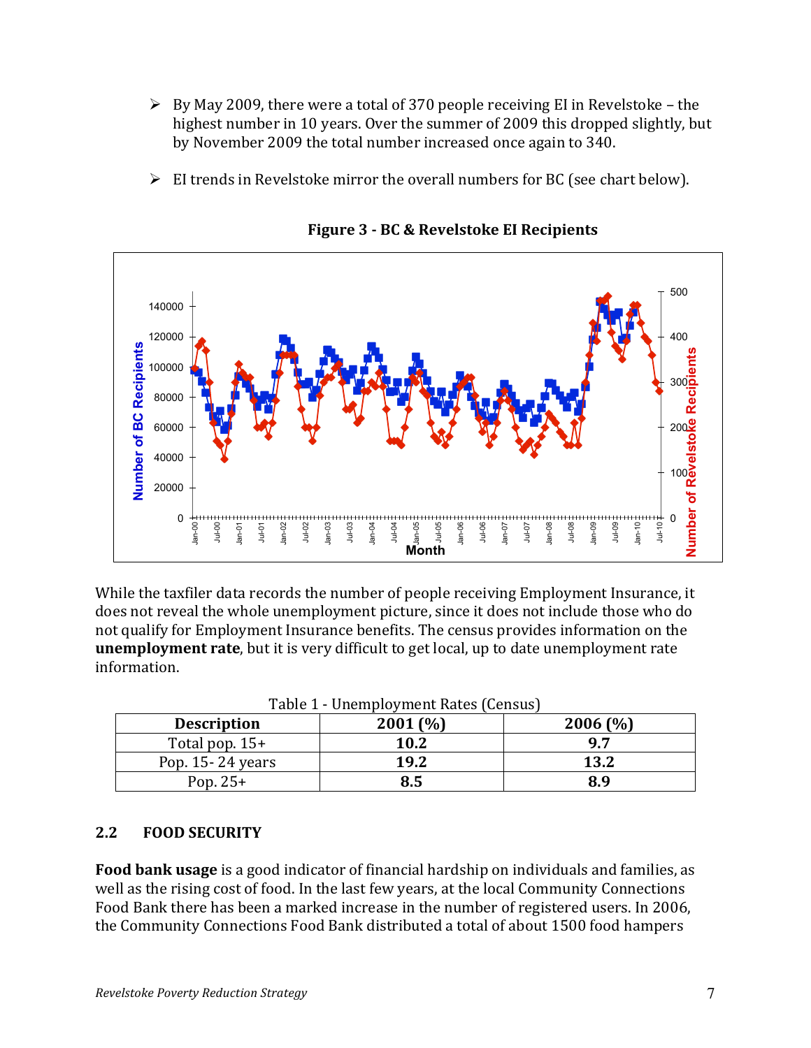- By May 2009, there were a total of 370 people receiving EI in Revelstoke – the highest number in 10 years. Over the summer of 2009 this dropped slightly, but by November 2009 the total number increased once again to 340.
- EI trends in Revelstoke mirror the overall numbers for BC (see chart below).

**Figure 3 - BC & Revelstoke EI Recipients**

Number of BC Recipients

140000
120000
100000
80000
60000
40000
20000
0

Number of Revelstoke Recipients

500
400
300
200
100
0

Jan-00 Jul-00 Jan-01 Jul-01 Jan-02 Jul-02 Jan-03 Jul-03 Jan-04 Jul-04 Jan-05 Jul-05 Jan-06 Jul-06 Jan-07 Jul-07 Jan-08 Jul-08 Jan-09 Jul-09 Jan-10 Jul-10

Month

While the taxfiler data records the number of people receiving Employment Insurance, it does not reveal the whole unemployment picture, since it does not include those who do not qualify for Employment Insurance benefits. The census provides information on the **unemployment rate**, but it is very difficult to get local, up to date unemployment rate information.

Table 1 - Unemployment Rates (Census)

| Description | 2001 (%) | 2006 (%) |
|---|---|---|
| Total pop. 15+ | **10.2** | **9.7** |
| Pop. 15- 24 years | **19.2** | **13.2** |
| Pop. 25+ | **8.5** | **8.9** |

## 2.2 FOOD SECURITY

**Food bank usage** is a good indicator of financial hardship on individuals and families, as well as the rising cost of food. In the last few years, at the local Community Connections Food Bank there has been a marked increase in the number of registered users. In 2006, the Community Connections Food Bank distributed a total of about 1500 food hampers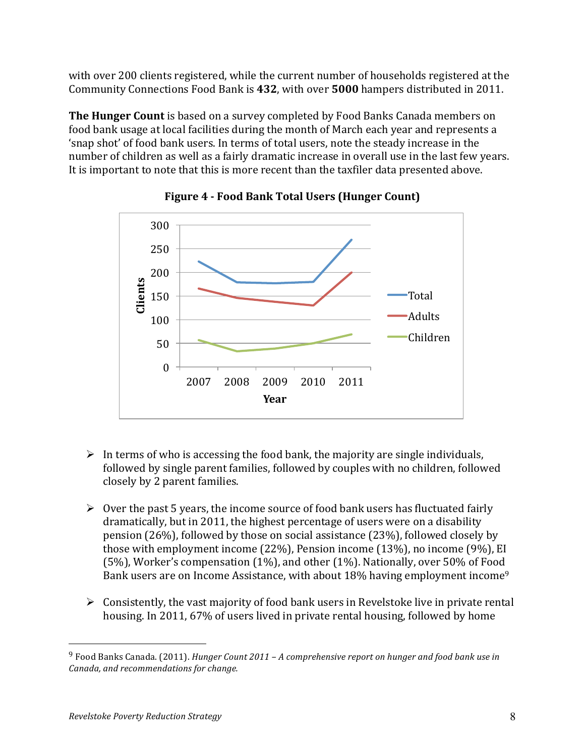with over 200 clients registered, while the current number of households registered at the Community Connections Food Bank is **432**, with over **5000** hampers distributed in 2011.

**The Hunger Count** is based on a survey completed by Food Banks Canada members on food bank usage at local facilities during the month of March each year and represents a 'snap shot' of food bank users. In terms of total users, note the steady increase in the number of children as well as a fairly dramatic increase in overall use in the last few years. It is important to note that this is more recent than the taxfiler data presented above.

**Figure 4 - Food Bank Total Users (Hunger Count)**

- In terms of who is accessing the food bank, the majority are single individuals, followed by single parent families, followed by couples with no children, followed closely by 2 parent families.

- Over the past 5 years, the income source of food bank users has fluctuated fairly dramatically, but in 2011, the highest percentage of users were on a disability pension (26%), followed by those on social assistance (23%), followed closely by those with employment income (22%), Pension income (13%), no income (9%), EI (5%), Worker's compensation (1%), and other (1%). Nationally, over 50% of Food Bank users are on Income Assistance, with about 18% having employment income[9]

- Consistently, the vast majority of food bank users in Revelstoke live in private rental housing. In 2011, 67% of users lived in private rental housing, followed by home

[9] Food Banks Canada. (2011). *Hunger Count 2011 – A comprehensive report on hunger and food bank use in Canada, and recommendations for change.*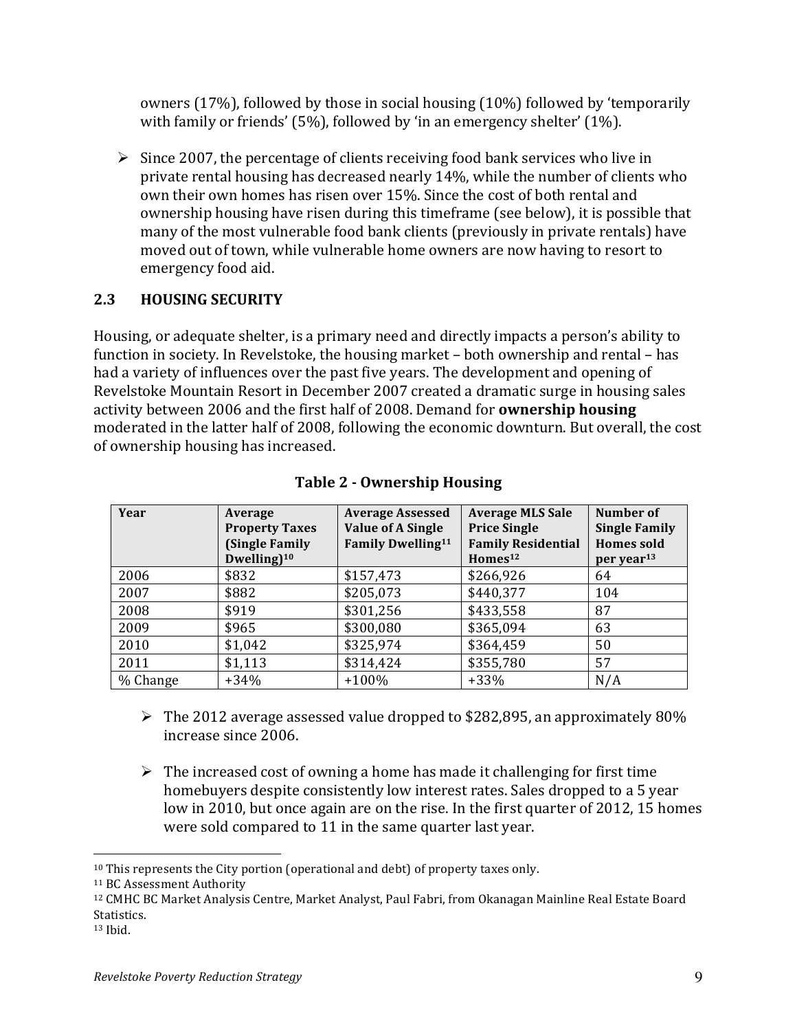owners (17%), followed by those in social housing (10%) followed by 'temporarily with family or friends' (5%), followed by 'in an emergency shelter' (1%).

- Since 2007, the percentage of clients receiving food bank services who live in private rental housing has decreased nearly 14%, while the number of clients who own their own homes has risen over 15%. Since the cost of both rental and ownership housing have risen during this timeframe (see below), it is possible that many of the most vulnerable food bank clients (previously in private rentals) have moved out of town, while vulnerable home owners are now having to resort to emergency food aid.

## 2.3 HOUSING SECURITY

Housing, or adequate shelter, is a primary need and directly impacts a person's ability to function in society. In Revelstoke, the housing market – both ownership and rental – has had a variety of influences over the past five years. The development and opening of Revelstoke Mountain Resort in December 2007 created a dramatic surge in housing sales activity between 2006 and the first half of 2008. Demand for **ownership housing** moderated in the latter half of 2008, following the economic downturn. But overall, the cost of ownership housing has increased.

**Table 2 - Ownership Housing**

| Year | Average Property Taxes (Single Family Dwelling)[10] | Average Assessed Value of A Single Family Dwelling[11] | Average MLS Sale Price Single Family Residential Homes[12] | Number of Single Family Homes sold per year[13] |
|---|---|---|---|---|
| 2006 | $832 | $157,473 | $266,926 | 64 |
| 2007 | $882 | $205,073 | $440,377 | 104 |
| 2008 | $919 | $301,256 | $433,558 | 87 |
| 2009 | $965 | $300,080 | $365,094 | 63 |
| 2010 | $1,042 | $325,974 | $364,459 | 50 |
| 2011 | $1,113 | $314,424 | $355,780 | 57 |
| % Change | +34% | +100% | +33% | N/A |

- The 2012 average assessed value dropped to $282,895, an approximately 80% increase since 2006.

- The increased cost of owning a home has made it challenging for first time homebuyers despite consistently low interest rates. Sales dropped to a 5 year low in 2010, but once again are on the rise. In the first quarter of 2012, 15 homes were sold compared to 11 in the same quarter last year.

---

[10] This represents the City portion (operational and debt) of property taxes only.

[11] BC Assessment Authority

[12] CMHC BC Market Analysis Centre, Market Analyst, Paul Fabri, from Okanagan Mainline Real Estate Board Statistics.

[13] Ibid.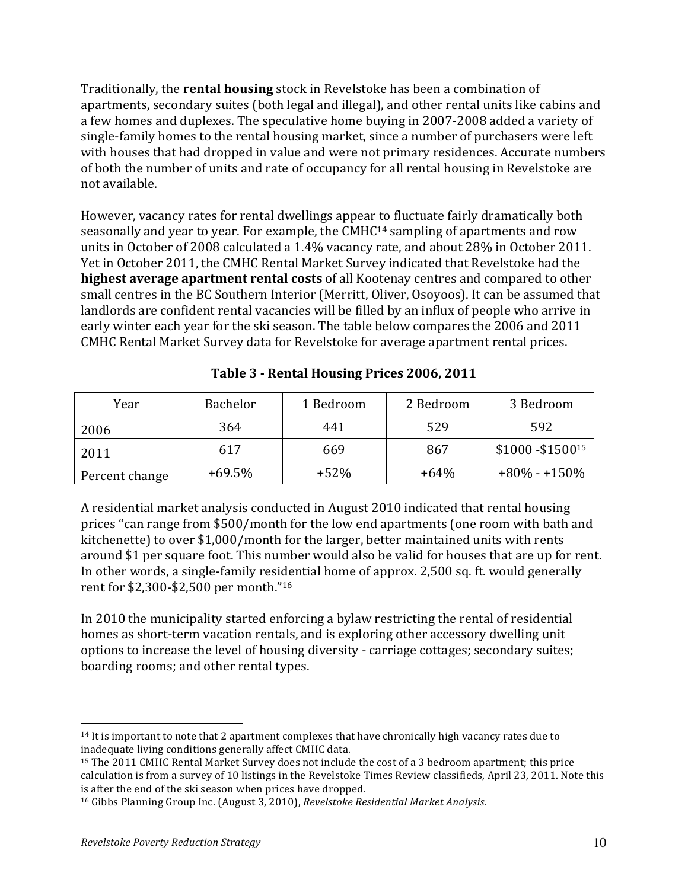Traditionally, the **rental housing** stock in Revelstoke has been a combination of apartments, secondary suites (both legal and illegal), and other rental units like cabins and a few homes and duplexes. The speculative home buying in 2007-2008 added a variety of single-family homes to the rental housing market, since a number of purchasers were left with houses that had dropped in value and were not primary residences. Accurate numbers of both the number of units and rate of occupancy for all rental housing in Revelstoke are not available.

However, vacancy rates for rental dwellings appear to fluctuate fairly dramatically both seasonally and year to year. For example, the CMHC[14] sampling of apartments and row units in October of 2008 calculated a 1.4% vacancy rate, and about 28% in October 2011. Yet in October 2011, the CMHC Rental Market Survey indicated that Revelstoke had the **highest average apartment rental costs** of all Kootenay centres and compared to other small centres in the BC Southern Interior (Merritt, Oliver, Osoyoos). It can be assumed that landlords are confident rental vacancies will be filled by an influx of people who arrive in early winter each year for the ski season. The table below compares the 2006 and 2011 CMHC Rental Market Survey data for Revelstoke for average apartment rental prices.

**Table 3 - Rental Housing Prices 2006, 2011**

| Year | Bachelor | 1 Bedroom | 2 Bedroom | 3 Bedroom |
|---|---|---|---|---|
| 2006 | 364 | 441 | 529 | 592 |
| 2011 | 617 | 669 | 867 | $1000 -$1500[15] |
| Percent change | +69.5% | +52% | +64% | +80% - +150% |

A residential market analysis conducted in August 2010 indicated that rental housing prices "can range from $500/month for the low end apartments (one room with bath and kitchenette) to over $1,000/month for the larger, better maintained units with rents around $1 per square foot. This number would also be valid for houses that are up for rent. In other words, a single-family residential home of approx. 2,500 sq. ft. would generally rent for $2,300-$2,500 per month."[16]

In 2010 the municipality started enforcing a bylaw restricting the rental of residential homes as short-term vacation rentals, and is exploring other accessory dwelling unit options to increase the level of housing diversity - carriage cottages; secondary suites; boarding rooms; and other rental types.

---

[14] It is important to note that 2 apartment complexes that have chronically high vacancy rates due to inadequate living conditions generally affect CMHC data.

[15] The 2011 CMHC Rental Market Survey does not include the cost of a 3 bedroom apartment; this price calculation is from a survey of 10 listings in the Revelstoke Times Review classifieds, April 23, 2011. Note this is after the end of the ski season when prices have dropped.

[16] Gibbs Planning Group Inc. (August 3, 2010), *Revelstoke Residential Market Analysis.*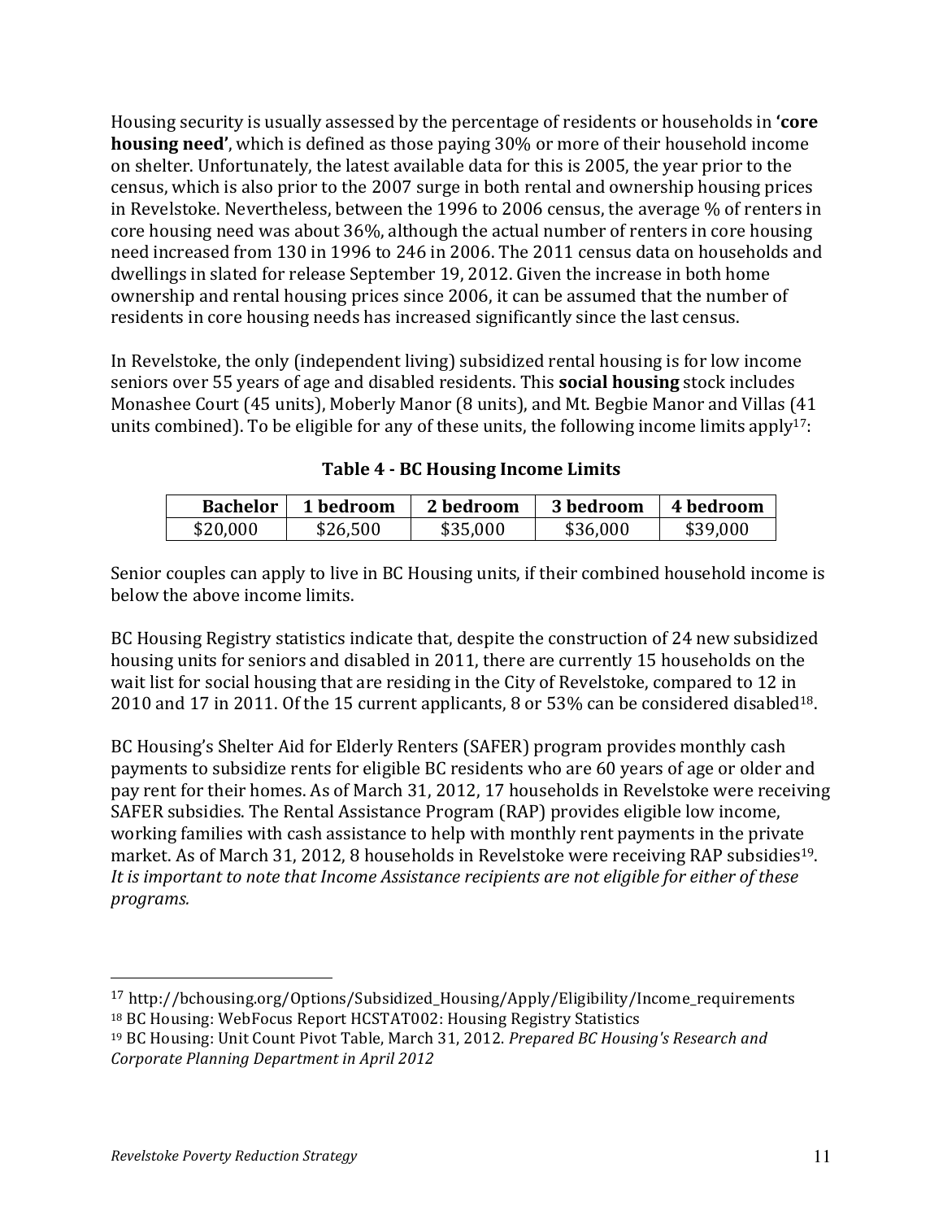Housing security is usually assessed by the percentage of residents or households in **'core housing need'**, which is defined as those paying 30% or more of their household income on shelter. Unfortunately, the latest available data for this is 2005, the year prior to the census, which is also prior to the 2007 surge in both rental and ownership housing prices in Revelstoke. Nevertheless, between the 1996 to 2006 census, the average % of renters in core housing need was about 36%, although the actual number of renters in core housing need increased from 130 in 1996 to 246 in 2006. The 2011 census data on households and dwellings in slated for release September 19, 2012. Given the increase in both home ownership and rental housing prices since 2006, it can be assumed that the number of residents in core housing needs has increased significantly since the last census.

In Revelstoke, the only (independent living) subsidized rental housing is for low income seniors over 55 years of age and disabled residents. This **social housing** stock includes Monashee Court (45 units), Moberly Manor (8 units), and Mt. Begbie Manor and Villas (41 units combined). To be eligible for any of these units, the following income limits apply[17]:

**Table 4 - BC Housing Income Limits**

| Bachelor | 1 bedroom | 2 bedroom | 3 bedroom | 4 bedroom |
|---|---|---|---|---|
| $20,000 | $26,500 | $35,000 | $36,000 | $39,000 |

Senior couples can apply to live in BC Housing units, if their combined household income is below the above income limits.

BC Housing Registry statistics indicate that, despite the construction of 24 new subsidized housing units for seniors and disabled in 2011, there are currently 15 households on the wait list for social housing that are residing in the City of Revelstoke, compared to 12 in 2010 and 17 in 2011. Of the 15 current applicants, 8 or 53% can be considered disabled[18].

BC Housing's Shelter Aid for Elderly Renters (SAFER) program provides monthly cash payments to subsidize rents for eligible BC residents who are 60 years of age or older and pay rent for their homes. As of March 31, 2012, 17 households in Revelstoke were receiving SAFER subsidies. The Rental Assistance Program (RAP) provides eligible low income, working families with cash assistance to help with monthly rent payments in the private market. As of March 31, 2012, 8 households in Revelstoke were receiving RAP subsidies[19]. *It is important to note that Income Assistance recipients are not eligible for either of these programs.*

---

[17] http://bchousing.org/Options/Subsidized_Housing/Apply/Eligibility/Income_requirements

[18] BC Housing: WebFocus Report HCSTAT002: Housing Registry Statistics

[19] BC Housing: Unit Count Pivot Table, March 31, 2012. *Prepared BC Housing's Research and Corporate Planning Department in April 2012*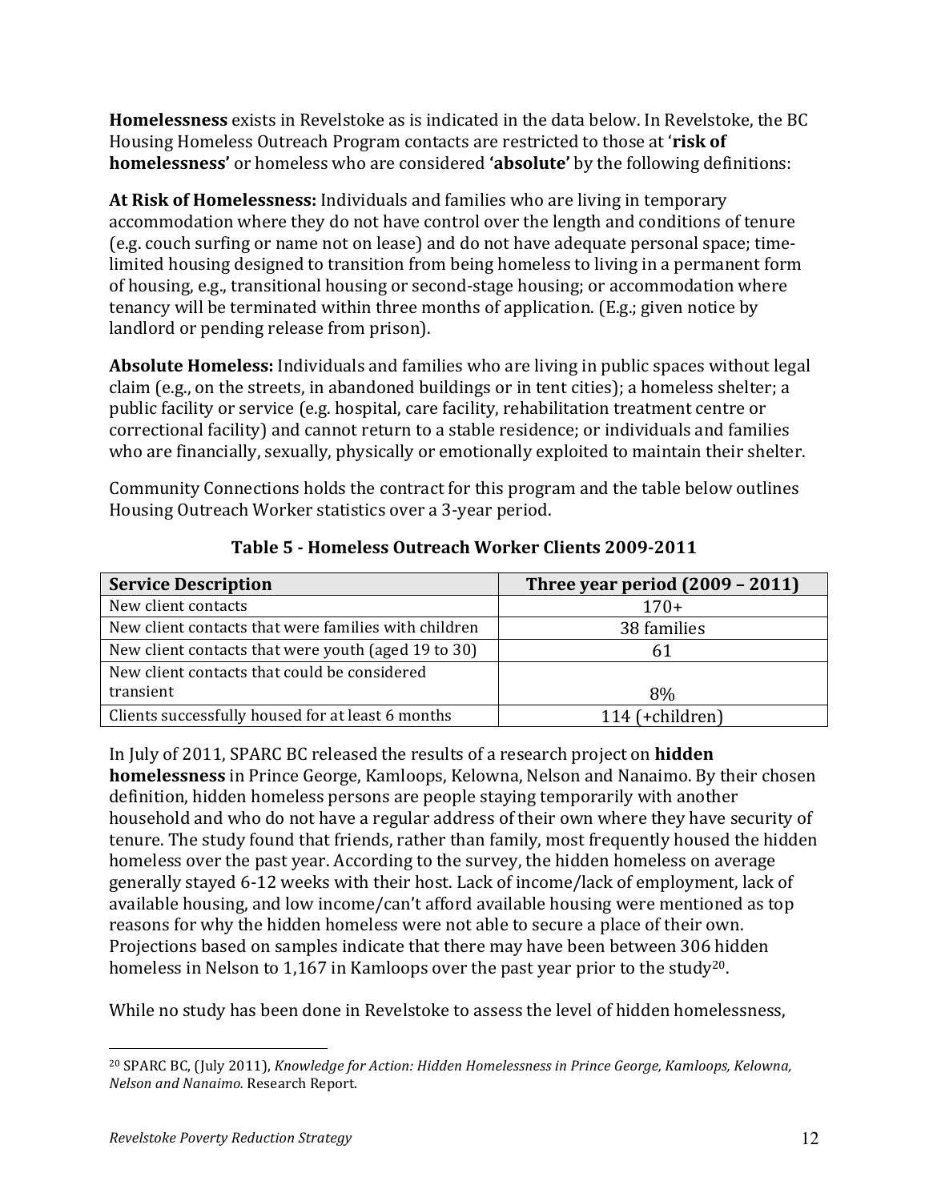**Homelessness** exists in Revelstoke as is indicated in the data below. In Revelstoke, the BC Housing Homeless Outreach Program contacts are restricted to those at '**risk of homelessness'** or homeless who are considered **'absolute'** by the following definitions:

**At Risk of Homelessness:** Individuals and families who are living in temporary accommodation where they do not have control over the length and conditions of tenure (e.g. couch surfing or name not on lease) and do not have adequate personal space; time-limited housing designed to transition from being homeless to living in a permanent form of housing, e.g., transitional housing or second-stage housing; or accommodation where tenancy will be terminated within three months of application. (E.g.; given notice by landlord or pending release from prison).

**Absolute Homeless:** Individuals and families who are living in public spaces without legal claim (e.g., on the streets, in abandoned buildings or in tent cities); a homeless shelter; a public facility or service (e.g. hospital, care facility, rehabilitation treatment centre or correctional facility) and cannot return to a stable residence; or individuals and families who are financially, sexually, physically or emotionally exploited to maintain their shelter.

Community Connections holds the contract for this program and the table below outlines Housing Outreach Worker statistics over a 3-year period.

**Table 5 - Homeless Outreach Worker Clients 2009-2011**

| Service Description | Three year period (2009 – 2011) |
| --- | --- |
| New client contacts | 170+ |
| New client contacts that were families with children | 38 families |
| New client contacts that were youth (aged 19 to 30) | 61 |
| New client contacts that could be considered transient | 8% |
| Clients successfully housed for at least 6 months | 114 (+children) |

In July of 2011, SPARC BC released the results of a research project on **hidden homelessness** in Prince George, Kamloops, Kelowna, Nelson and Nanaimo. By their chosen definition, hidden homeless persons are people staying temporarily with another household and who do not have a regular address of their own where they have security of tenure. The study found that friends, rather than family, most frequently housed the hidden homeless over the past year. According to the survey, the hidden homeless on average generally stayed 6-12 weeks with their host. Lack of income/lack of employment, lack of available housing, and low income/can't afford available housing were mentioned as top reasons for why the hidden homeless were not able to secure a place of their own. Projections based on samples indicate that there may have been between 306 hidden homeless in Nelson to 1,167 in Kamloops over the past year prior to the study[20].

While no study has been done in Revelstoke to assess the level of hidden homelessness,

[20] SPARC BC, (July 2011), *Knowledge for Action: Hidden Homelessness in Prince George, Kamloops, Kelowna, Nelson and Nanaimo.* Research Report.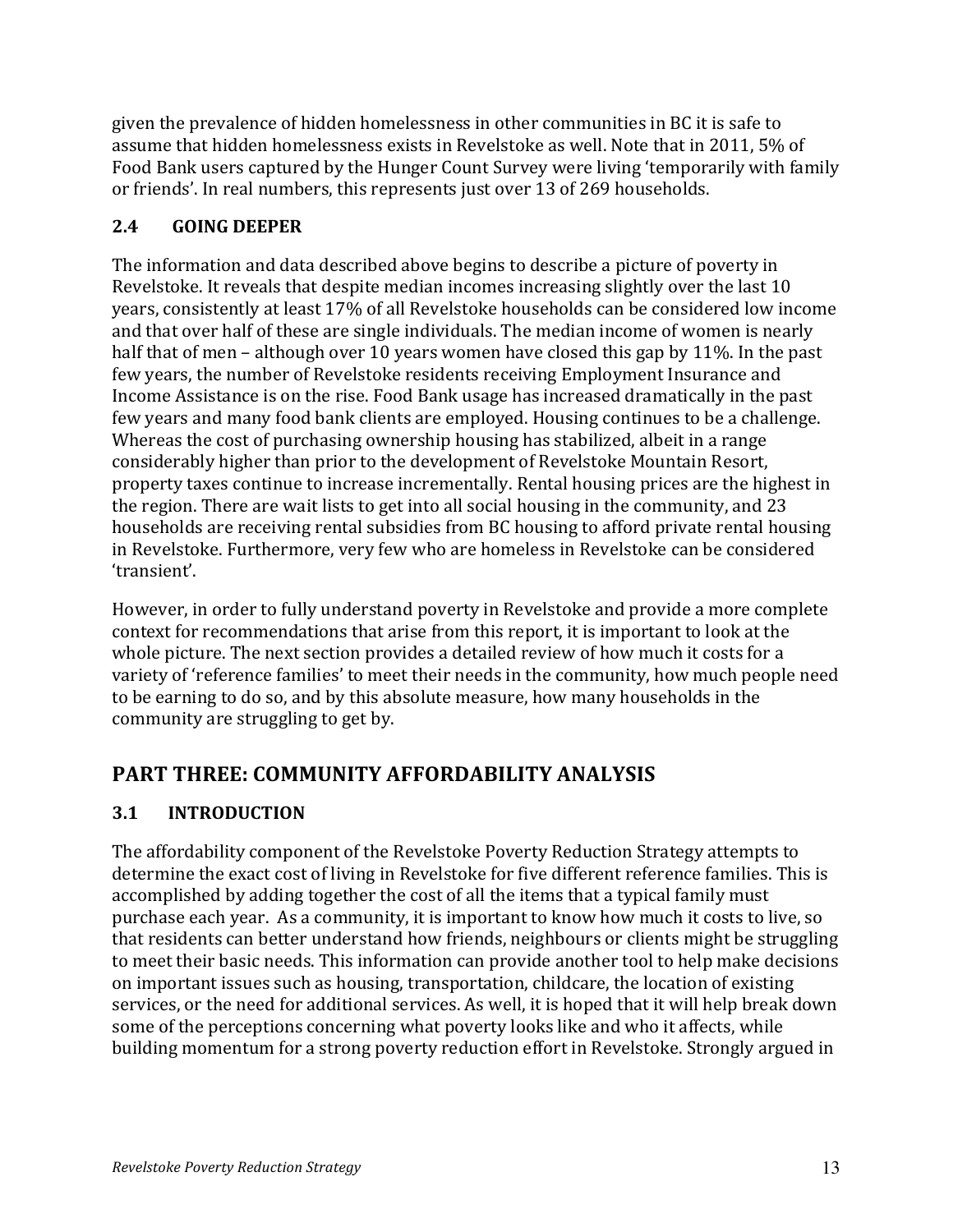given the prevalence of hidden homelessness in other communities in BC it is safe to assume that hidden homelessness exists in Revelstoke as well. Note that in 2011, 5% of Food Bank users captured by the Hunger Count Survey were living 'temporarily with family or friends'. In real numbers, this represents just over 13 of 269 households.

### 2.4 GOING DEEPER

The information and data described above begins to describe a picture of poverty in Revelstoke. It reveals that despite median incomes increasing slightly over the last 10 years, consistently at least 17% of all Revelstoke households can be considered low income and that over half of these are single individuals. The median income of women is nearly half that of men – although over 10 years women have closed this gap by 11%. In the past few years, the number of Revelstoke residents receiving Employment Insurance and Income Assistance is on the rise. Food Bank usage has increased dramatically in the past few years and many food bank clients are employed. Housing continues to be a challenge. Whereas the cost of purchasing ownership housing has stabilized, albeit in a range considerably higher than prior to the development of Revelstoke Mountain Resort, property taxes continue to increase incrementally. Rental housing prices are the highest in the region. There are wait lists to get into all social housing in the community, and 23 households are receiving rental subsidies from BC housing to afford private rental housing in Revelstoke. Furthermore, very few who are homeless in Revelstoke can be considered 'transient'.

However, in order to fully understand poverty in Revelstoke and provide a more complete context for recommendations that arise from this report, it is important to look at the whole picture. The next section provides a detailed review of how much it costs for a variety of 'reference families' to meet their needs in the community, how much people need to be earning to do so, and by this absolute measure, how many households in the community are struggling to get by.

## PART THREE: COMMUNITY AFFORDABILITY ANALYSIS

### 3.1 INTRODUCTION

The affordability component of the Revelstoke Poverty Reduction Strategy attempts to determine the exact cost of living in Revelstoke for five different reference families. This is accomplished by adding together the cost of all the items that a typical family must purchase each year. As a community, it is important to know how much it costs to live, so that residents can better understand how friends, neighbours or clients might be struggling to meet their basic needs. This information can provide another tool to help make decisions on important issues such as housing, transportation, childcare, the location of existing services, or the need for additional services. As well, it is hoped that it will help break down some of the perceptions concerning what poverty looks like and who it affects, while building momentum for a strong poverty reduction effort in Revelstoke. Strongly argued in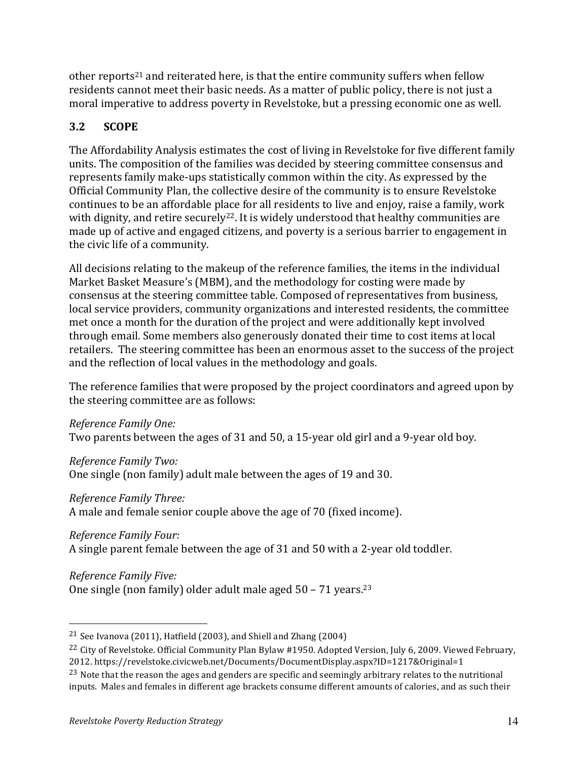other reports[21] and reiterated here, is that the entire community suffers when fellow residents cannot meet their basic needs. As a matter of public policy, there is not just a moral imperative to address poverty in Revelstoke, but a pressing economic one as well.

### 3.2 SCOPE

The Affordability Analysis estimates the cost of living in Revelstoke for five different family units. The composition of the families was decided by steering committee consensus and represents family make-ups statistically common within the city. As expressed by the Official Community Plan, the collective desire of the community is to ensure Revelstoke continues to be an affordable place for all residents to live and enjoy, raise a family, work with dignity, and retire securely[22]. It is widely understood that healthy communities are made up of active and engaged citizens, and poverty is a serious barrier to engagement in the civic life of a community.

All decisions relating to the makeup of the reference families, the items in the individual Market Basket Measure's (MBM), and the methodology for costing were made by consensus at the steering committee table. Composed of representatives from business, local service providers, community organizations and interested residents, the committee met once a month for the duration of the project and were additionally kept involved through email. Some members also generously donated their time to cost items at local retailers. The steering committee has been an enormous asset to the success of the project and the reflection of local values in the methodology and goals.

The reference families that were proposed by the project coordinators and agreed upon by the steering committee are as follows:

*Reference Family One:*
Two parents between the ages of 31 and 50, a 15-year old girl and a 9-year old boy.

*Reference Family Two:*
One single (non family) adult male between the ages of 19 and 30.

*Reference Family Three:*
A male and female senior couple above the age of 70 (fixed income).

*Reference Family Four:*
A single parent female between the age of 31 and 50 with a 2-year old toddler.

*Reference Family Five:*
One single (non family) older adult male aged 50 – 71 years.[23]

---

[21] See Ivanova (2011), Hatfield (2003), and Shiell and Zhang (2004)

[22] City of Revelstoke. Official Community Plan Bylaw #1950. Adopted Version, July 6, 2009. Viewed February, 2012. https://revelstoke.civicweb.net/Documents/DocumentDisplay.aspx?ID=1217&Original=1

[23] Note that the reason the ages and genders are specific and seemingly arbitrary relates to the nutritional inputs. Males and females in different age brackets consume different amounts of calories, and as such their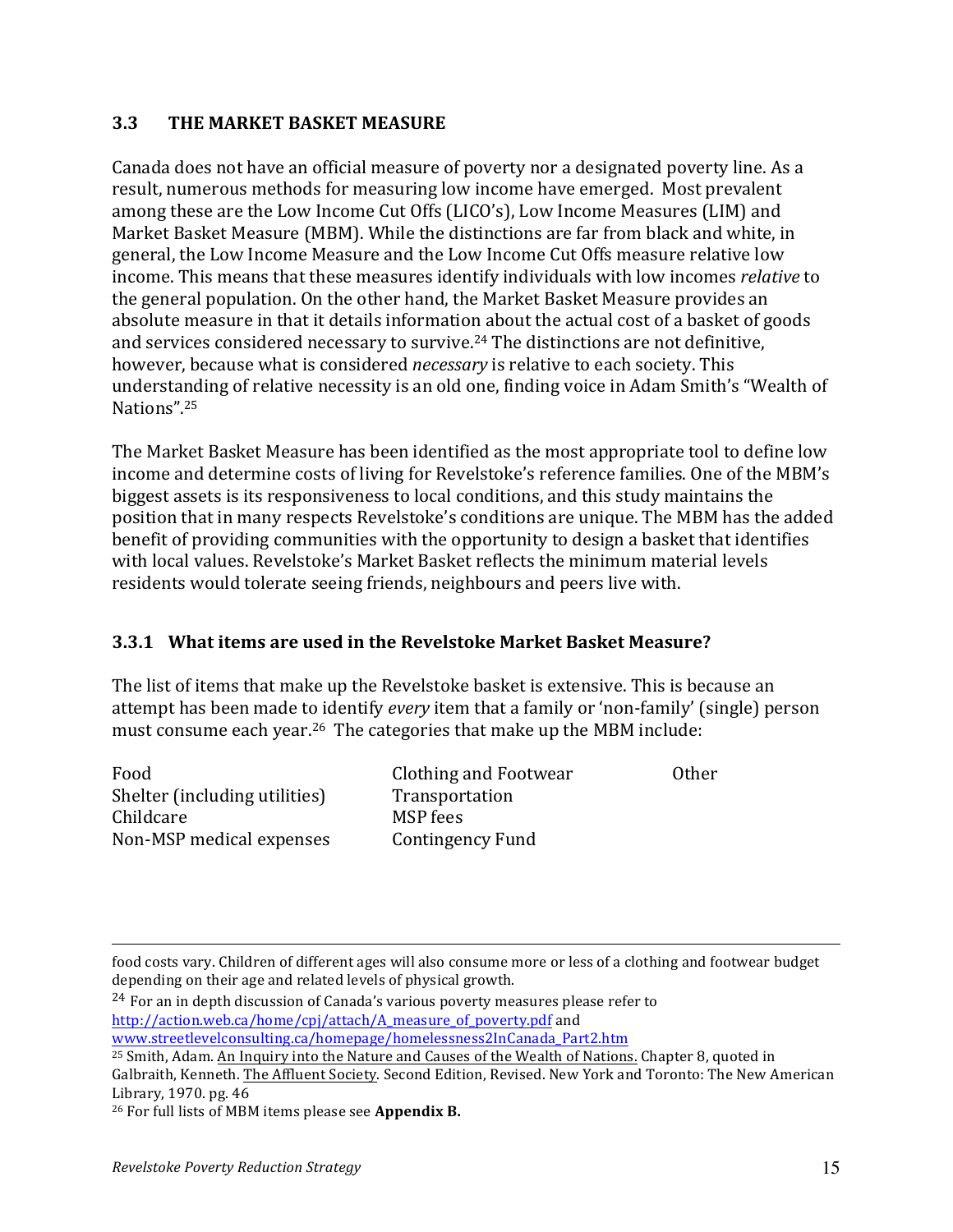## 3.3 THE MARKET BASKET MEASURE

Canada does not have an official measure of poverty nor a designated poverty line. As a result, numerous methods for measuring low income have emerged. Most prevalent among these are the Low Income Cut Offs (LICO's), Low Income Measures (LIM) and Market Basket Measure (MBM). While the distinctions are far from black and white, in general, the Low Income Measure and the Low Income Cut Offs measure relative low income. This means that these measures identify individuals with low incomes *relative* to the general population. On the other hand, the Market Basket Measure provides an absolute measure in that it details information about the actual cost of a basket of goods and services considered necessary to survive.[24] The distinctions are not definitive, however, because what is considered *necessary* is relative to each society. This understanding of relative necessity is an old one, finding voice in Adam Smith's "Wealth of Nations".[25]

The Market Basket Measure has been identified as the most appropriate tool to define low income and determine costs of living for Revelstoke's reference families. One of the MBM's biggest assets is its responsiveness to local conditions, and this study maintains the position that in many respects Revelstoke's conditions are unique. The MBM has the added benefit of providing communities with the opportunity to design a basket that identifies with local values. Revelstoke's Market Basket reflects the minimum material levels residents would tolerate seeing friends, neighbours and peers live with.

### 3.3.1 What items are used in the Revelstoke Market Basket Measure?

The list of items that make up the Revelstoke basket is extensive. This is because an attempt has been made to identify *every* item that a family or 'non-family' (single) person must consume each year.[26] The categories that make up the MBM include:

- Food
- Shelter (including utilities)
- Childcare
- Non-MSP medical expenses
- Clothing and Footwear
- Transportation
- MSP fees
- Contingency Fund
- Other

---

food costs vary. Children of different ages will also consume more or less of a clothing and footwear budget depending on their age and related levels of physical growth.

[24] For an in depth discussion of Canada's various poverty measures please refer to http://action.web.ca/home/cpj/attach/A_measure_of_poverty.pdf and www.streetlevelconsulting.ca/homepage/homelessness2InCanada_Part2.htm

[25] Smith, Adam. An Inquiry into the Nature and Causes of the Wealth of Nations. Chapter 8, quoted in Galbraith, Kenneth. The Affluent Society. Second Edition, Revised. New York and Toronto: The New American Library, 1970. pg. 46

[26] For full lists of MBM items please see **Appendix B.**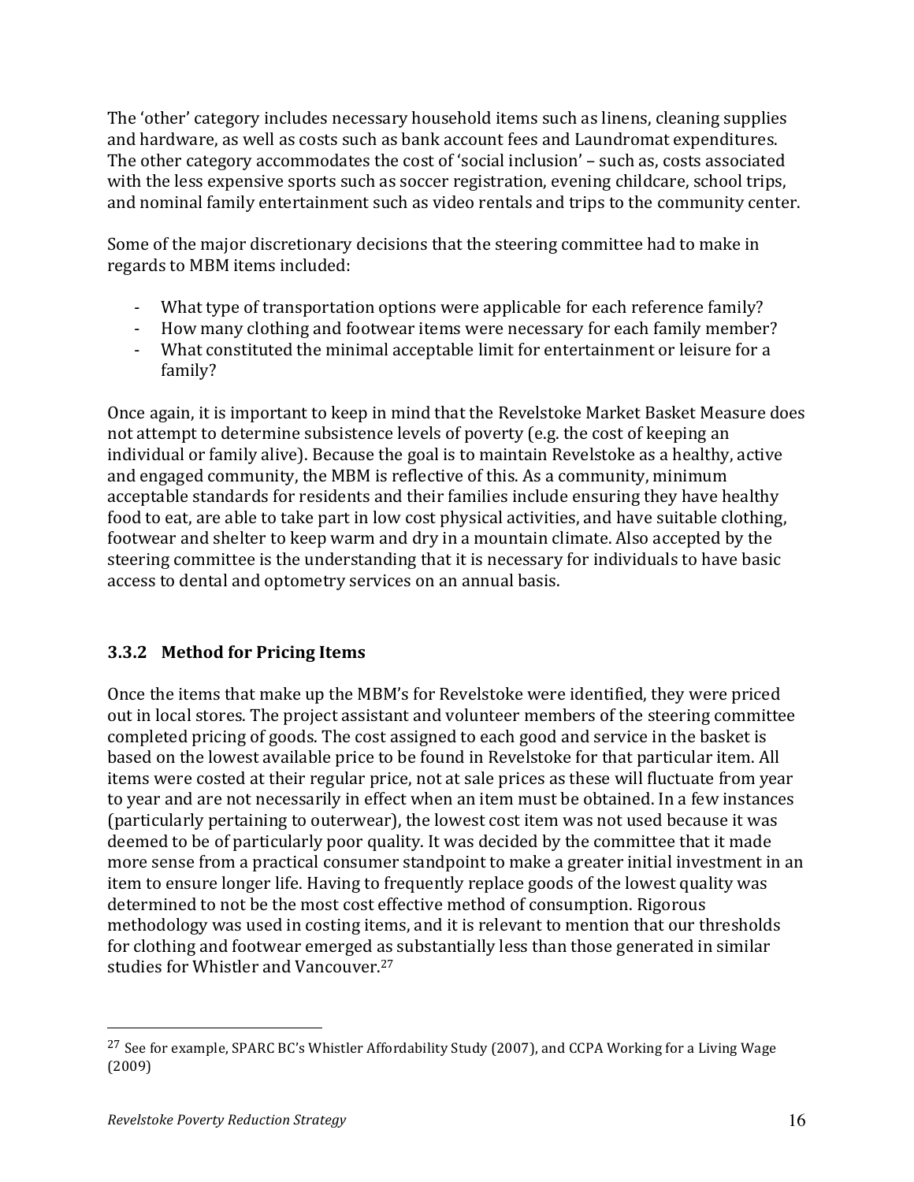The 'other' category includes necessary household items such as linens, cleaning supplies and hardware, as well as costs such as bank account fees and Laundromat expenditures. The other category accommodates the cost of 'social inclusion' – such as, costs associated with the less expensive sports such as soccer registration, evening childcare, school trips, and nominal family entertainment such as video rentals and trips to the community center.

Some of the major discretionary decisions that the steering committee had to make in regards to MBM items included:

- What type of transportation options were applicable for each reference family?
- How many clothing and footwear items were necessary for each family member?
- What constituted the minimal acceptable limit for entertainment or leisure for a family?

Once again, it is important to keep in mind that the Revelstoke Market Basket Measure does not attempt to determine subsistence levels of poverty (e.g. the cost of keeping an individual or family alive). Because the goal is to maintain Revelstoke as a healthy, active and engaged community, the MBM is reflective of this. As a community, minimum acceptable standards for residents and their families include ensuring they have healthy food to eat, are able to take part in low cost physical activities, and have suitable clothing, footwear and shelter to keep warm and dry in a mountain climate. Also accepted by the steering committee is the understanding that it is necessary for individuals to have basic access to dental and optometry services on an annual basis.

### 3.3.2 Method for Pricing Items

Once the items that make up the MBM's for Revelstoke were identified, they were priced out in local stores. The project assistant and volunteer members of the steering committee completed pricing of goods. The cost assigned to each good and service in the basket is based on the lowest available price to be found in Revelstoke for that particular item. All items were costed at their regular price, not at sale prices as these will fluctuate from year to year and are not necessarily in effect when an item must be obtained. In a few instances (particularly pertaining to outerwear), the lowest cost item was not used because it was deemed to be of particularly poor quality. It was decided by the committee that it made more sense from a practical consumer standpoint to make a greater initial investment in an item to ensure longer life. Having to frequently replace goods of the lowest quality was determined to not be the most cost effective method of consumption. Rigorous methodology was used in costing items, and it is relevant to mention that our thresholds for clothing and footwear emerged as substantially less than those generated in similar studies for Whistler and Vancouver.[27]

[27] See for example, SPARC BC's Whistler Affordability Study (2007), and CCPA Working for a Living Wage (2009)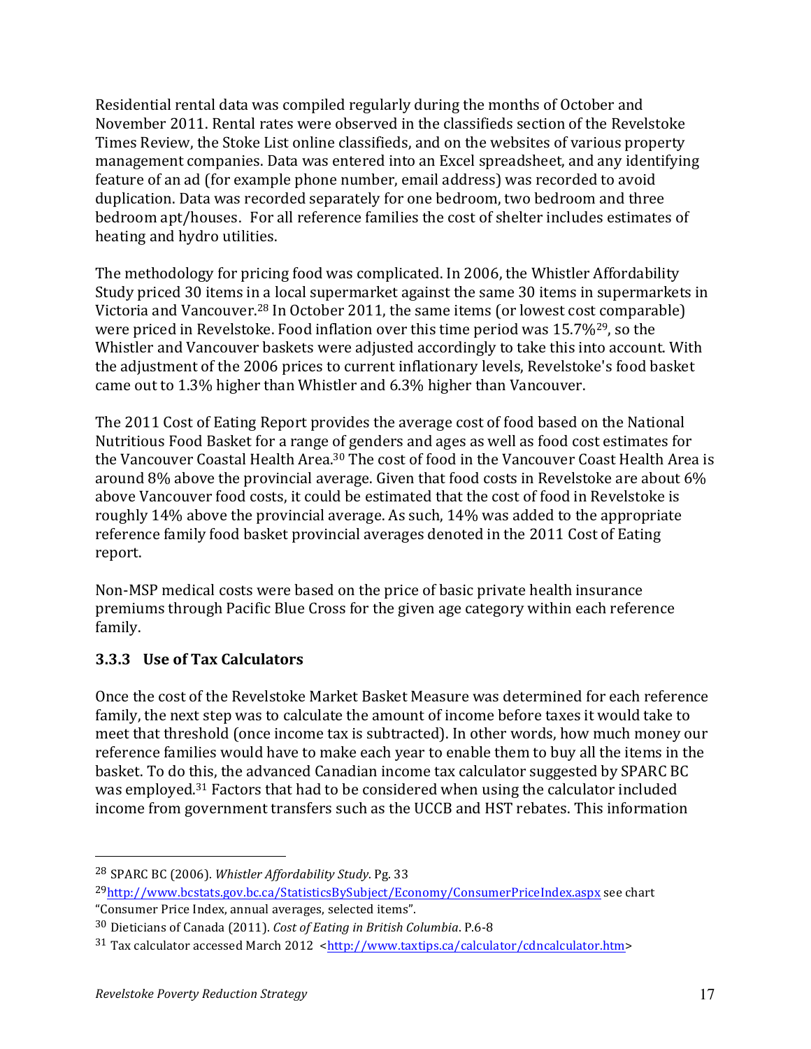Residential rental data was compiled regularly during the months of October and November 2011. Rental rates were observed in the classifieds section of the Revelstoke Times Review, the Stoke List online classifieds, and on the websites of various property management companies. Data was entered into an Excel spreadsheet, and any identifying feature of an ad (for example phone number, email address) was recorded to avoid duplication. Data was recorded separately for one bedroom, two bedroom and three bedroom apt/houses. For all reference families the cost of shelter includes estimates of heating and hydro utilities.

The methodology for pricing food was complicated. In 2006, the Whistler Affordability Study priced 30 items in a local supermarket against the same 30 items in supermarkets in Victoria and Vancouver.[28] In October 2011, the same items (or lowest cost comparable) were priced in Revelstoke. Food inflation over this time period was 15.7%[29], so the Whistler and Vancouver baskets were adjusted accordingly to take this into account. With the adjustment of the 2006 prices to current inflationary levels, Revelstoke's food basket came out to 1.3% higher than Whistler and 6.3% higher than Vancouver.

The 2011 Cost of Eating Report provides the average cost of food based on the National Nutritious Food Basket for a range of genders and ages as well as food cost estimates for the Vancouver Coastal Health Area.[30] The cost of food in the Vancouver Coast Health Area is around 8% above the provincial average. Given that food costs in Revelstoke are about 6% above Vancouver food costs, it could be estimated that the cost of food in Revelstoke is roughly 14% above the provincial average. As such, 14% was added to the appropriate reference family food basket provincial averages denoted in the 2011 Cost of Eating report.

Non-MSP medical costs were based on the price of basic private health insurance premiums through Pacific Blue Cross for the given age category within each reference family.

### 3.3.3 Use of Tax Calculators

Once the cost of the Revelstoke Market Basket Measure was determined for each reference family, the next step was to calculate the amount of income before taxes it would take to meet that threshold (once income tax is subtracted). In other words, how much money our reference families would have to make each year to enable them to buy all the items in the basket. To do this, the advanced Canadian income tax calculator suggested by SPARC BC was employed.[31] Factors that had to be considered when using the calculator included income from government transfers such as the UCCB and HST rebates. This information

---

[28] SPARC BC (2006). *Whistler Affordability Study*. Pg. 33

[29] http://www.bcstats.gov.bc.ca/StatisticsBySubject/Economy/ConsumerPriceIndex.aspx see chart "Consumer Price Index, annual averages, selected items".

[30] Dieticians of Canada (2011). *Cost of Eating in British Columbia*. P.6-8

[31] Tax calculator accessed March 2012 <http://www.taxtips.ca/calculator/cdncalculator.htm>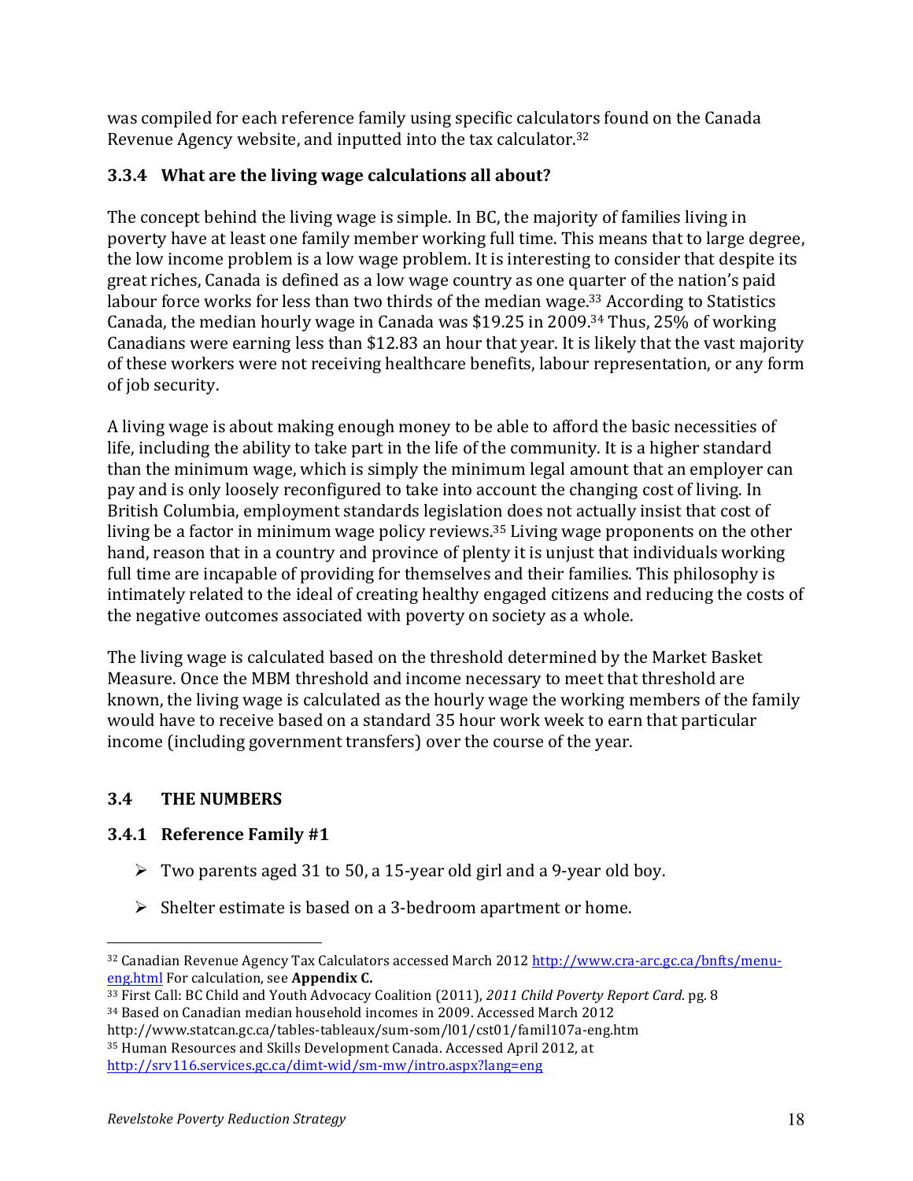was compiled for each reference family using specific calculators found on the Canada Revenue Agency website, and inputted into the tax calculator.[32]

### 3.3.4 What are the living wage calculations all about?

The concept behind the living wage is simple. In BC, the majority of families living in poverty have at least one family member working full time. This means that to large degree, the low income problem is a low wage problem. It is interesting to consider that despite its great riches, Canada is defined as a low wage country as one quarter of the nation's paid labour force works for less than two thirds of the median wage.[33] According to Statistics Canada, the median hourly wage in Canada was $19.25 in 2009.[34] Thus, 25% of working Canadians were earning less than $12.83 an hour that year. It is likely that the vast majority of these workers were not receiving healthcare benefits, labour representation, or any form of job security.

A living wage is about making enough money to be able to afford the basic necessities of life, including the ability to take part in the life of the community. It is a higher standard than the minimum wage, which is simply the minimum legal amount that an employer can pay and is only loosely reconfigured to take into account the changing cost of living. In British Columbia, employment standards legislation does not actually insist that cost of living be a factor in minimum wage policy reviews.[35] Living wage proponents on the other hand, reason that in a country and province of plenty it is unjust that individuals working full time are incapable of providing for themselves and their families. This philosophy is intimately related to the ideal of creating healthy engaged citizens and reducing the costs of the negative outcomes associated with poverty on society as a whole.

The living wage is calculated based on the threshold determined by the Market Basket Measure. Once the MBM threshold and income necessary to meet that threshold are known, the living wage is calculated as the hourly wage the working members of the family would have to receive based on a standard 35 hour work week to earn that particular income (including government transfers) over the course of the year.

## 3.4 THE NUMBERS

### 3.4.1 Reference Family #1

- Two parents aged 31 to 50, a 15-year old girl and a 9-year old boy.
- Shelter estimate is based on a 3-bedroom apartment or home.

---

[32] Canadian Revenue Agency Tax Calculators accessed March 2012 http://www.cra-arc.gc.ca/bnfts/menu-eng.html For calculation, see **Appendix C.**

[33] First Call: BC Child and Youth Advocacy Coalition (2011), *2011 Child Poverty Report Card*. pg. 8

[34] Based on Canadian median household incomes in 2009. Accessed March 2012 http://www.statcan.gc.ca/tables-tableaux/sum-som/l01/cst01/famil107a-eng.htm

[35] Human Resources and Skills Development Canada. Accessed April 2012, at http://srv116.services.gc.ca/dimt-wid/sm-mw/intro.aspx?lang=eng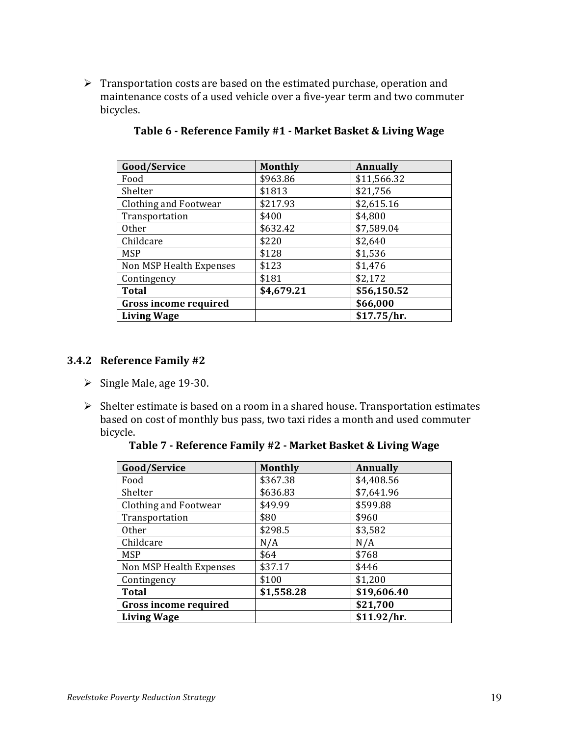- Transportation costs are based on the estimated purchase, operation and maintenance costs of a used vehicle over a five-year term and two commuter bicycles.

**Table 6 - Reference Family #1 - Market Basket & Living Wage**

| Good/Service | Monthly | Annually |
|---|---|---|
| Food | $963.86 | $11,566.32 |
| Shelter | $1813 | $21,756 |
| Clothing and Footwear | $217.93 | $2,615.16 |
| Transportation | $400 | $4,800 |
| Other | $632.42 | $7,589.04 |
| Childcare | $220 | $2,640 |
| MSP | $128 | $1,536 |
| Non MSP Health Expenses | $123 | $1,476 |
| Contingency | $181 | $2,172 |
| **Total** | **$4,679.21** | **$56,150.52** |
| **Gross income required** | | **$66,000** |
| **Living Wage** | | **$17.75/hr.** |

### 3.4.2 Reference Family #2

- Single Male, age 19-30.
- Shelter estimate is based on a room in a shared house. Transportation estimates based on cost of monthly bus pass, two taxi rides a month and used commuter bicycle.

**Table 7 - Reference Family #2 - Market Basket & Living Wage**

| Good/Service | Monthly | Annually |
|---|---|---|
| Food | $367.38 | $4,408.56 |
| Shelter | $636.83 | $7,641.96 |
| Clothing and Footwear | $49.99 | $599.88 |
| Transportation | $80 | $960 |
| Other | $298.5 | $3,582 |
| Childcare | N/A | N/A |
| MSP | $64 | $768 |
| Non MSP Health Expenses | $37.17 | $446 |
| Contingency | $100 | $1,200 |
| **Total** | **$1,558.28** | **$19,606.40** |
| **Gross income required** | | **$21,700** |
| **Living Wage** | | **$11.92/hr.** |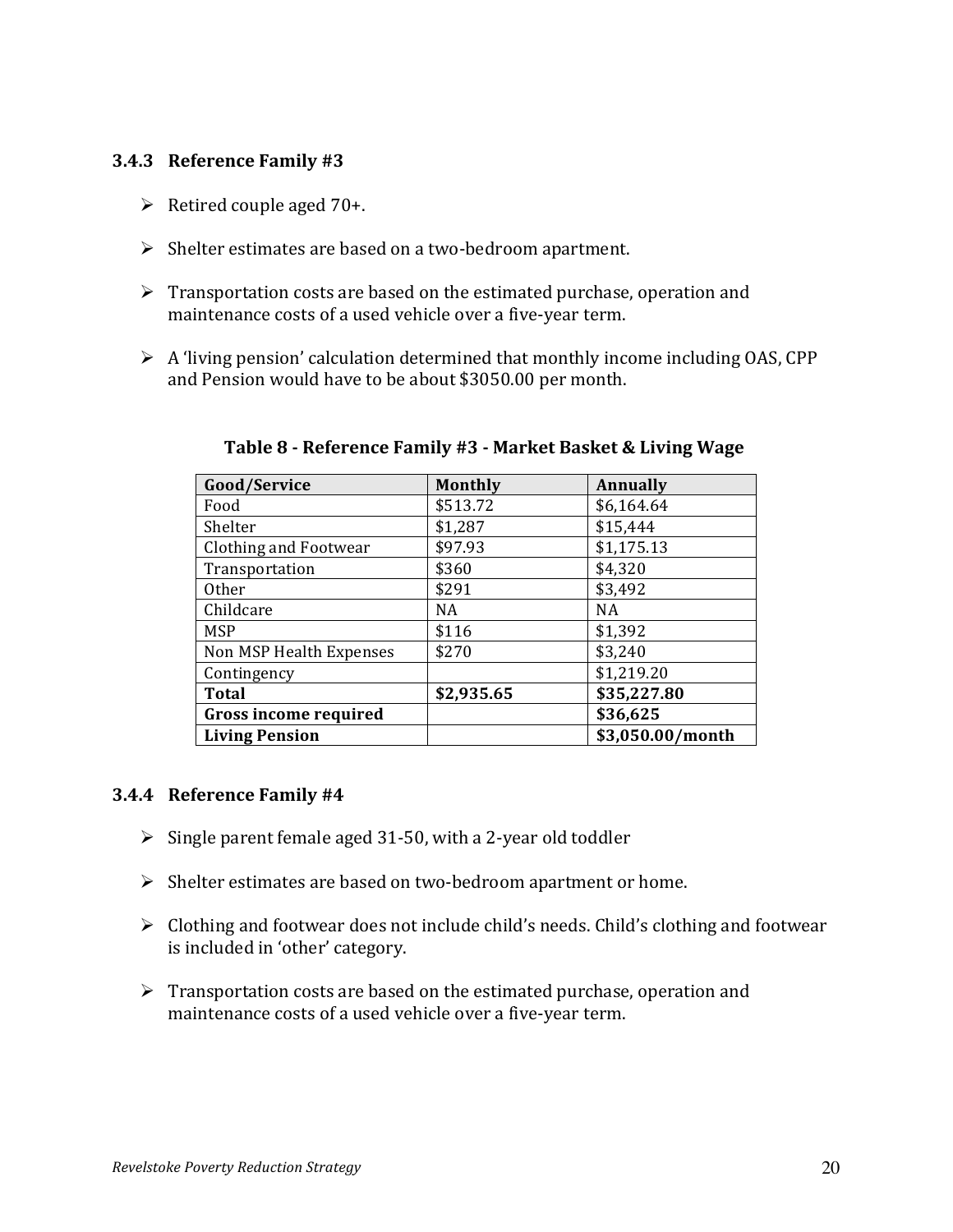### 3.4.3 Reference Family #3

- Retired couple aged 70+.
- Shelter estimates are based on a two-bedroom apartment.
- Transportation costs are based on the estimated purchase, operation and maintenance costs of a used vehicle over a five-year term.
- A 'living pension' calculation determined that monthly income including OAS, CPP and Pension would have to be about $3050.00 per month.

**Table 8 - Reference Family #3 - Market Basket & Living Wage**

| Good/Service | Monthly | Annually |
|---|---|---|
| Food | $513.72 | $6,164.64 |
| Shelter | $1,287 | $15,444 |
| Clothing and Footwear | $97.93 | $1,175.13 |
| Transportation | $360 | $4,320 |
| Other | $291 | $3,492 |
| Childcare | NA | NA |
| MSP | $116 | $1,392 |
| Non MSP Health Expenses | $270 | $3,240 |
| Contingency | | $1,219.20 |
| **Total** | **$2,935.65** | **$35,227.80** |
| **Gross income required** | | **$36,625** |
| **Living Pension** | | **$3,050.00/month** |

### 3.4.4 Reference Family #4

- Single parent female aged 31-50, with a 2-year old toddler
- Shelter estimates are based on two-bedroom apartment or home.
- Clothing and footwear does not include child's needs. Child's clothing and footwear is included in 'other' category.
- Transportation costs are based on the estimated purchase, operation and maintenance costs of a used vehicle over a five-year term.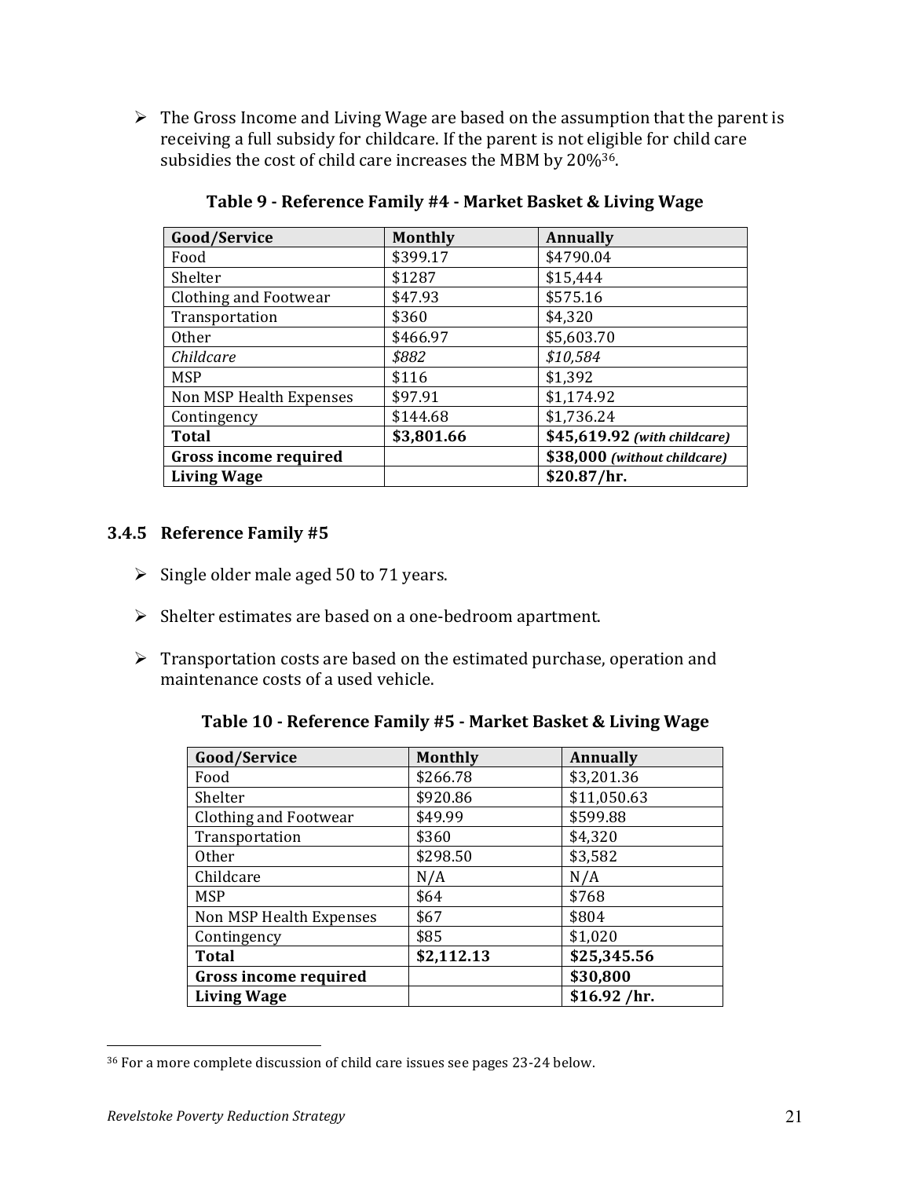- The Gross Income and Living Wage are based on the assumption that the parent is receiving a full subsidy for childcare. If the parent is not eligible for child care subsidies the cost of child care increases the MBM by 20%[36].

**Table 9 - Reference Family #4 - Market Basket & Living Wage**

| Good/Service | Monthly | Annually |
|---|---|---|
| Food | $399.17 | $4790.04 |
| Shelter | $1287 | $15,444 |
| Clothing and Footwear | $47.93 | $575.16 |
| Transportation | $360 | $4,320 |
| Other | $466.97 | $5,603.70 |
| *Childcare* | *$882* | *$10,584* |
| MSP | $116 | $1,392 |
| Non MSP Health Expenses | $97.91 | $1,174.92 |
| Contingency | $144.68 | $1,736.24 |
| **Total** | **$3,801.66** | **$45,619.92** ***(with childcare)*** |
| **Gross income required** | | **$38,000** ***(without childcare)*** |
| **Living Wage** | | **$20.87/hr.** |

### 3.4.5 Reference Family #5

- Single older male aged 50 to 71 years.
- Shelter estimates are based on a one-bedroom apartment.
- Transportation costs are based on the estimated purchase, operation and maintenance costs of a used vehicle.

**Table 10 - Reference Family #5 - Market Basket & Living Wage**

| Good/Service | Monthly | Annually |
|---|---|---|
| Food | $266.78 | $3,201.36 |
| Shelter | $920.86 | $11,050.63 |
| Clothing and Footwear | $49.99 | $599.88 |
| Transportation | $360 | $4,320 |
| Other | $298.50 | $3,582 |
| Childcare | N/A | N/A |
| MSP | $64 | $768 |
| Non MSP Health Expenses | $67 | $804 |
| Contingency | $85 | $1,020 |
| **Total** | **$2,112.13** | **$25,345.56** |
| **Gross income required** | | **$30,800** |
| **Living Wage** | | **$16.92 /hr.** |

[36] For a more complete discussion of child care issues see pages 23-24 below.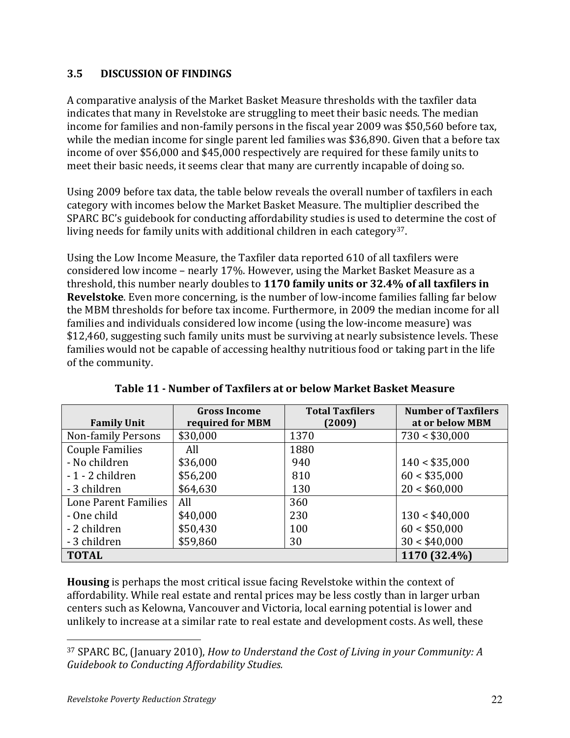### 3.5 DISCUSSION OF FINDINGS

A comparative analysis of the Market Basket Measure thresholds with the taxfiler data indicates that many in Revelstoke are struggling to meet their basic needs. The median income for families and non-family persons in the fiscal year 2009 was $50,560 before tax, while the median income for single parent led families was $36,890. Given that a before tax income of over $56,000 and $45,000 respectively are required for these family units to meet their basic needs, it seems clear that many are currently incapable of doing so.

Using 2009 before tax data, the table below reveals the overall number of taxfilers in each category with incomes below the Market Basket Measure. The multiplier described the SPARC BC's guidebook for conducting affordability studies is used to determine the cost of living needs for family units with additional children in each category[37].

Using the Low Income Measure, the Taxfiler data reported 610 of all taxfilers were considered low income – nearly 17%. However, using the Market Basket Measure as a threshold, this number nearly doubles to **1170 family units or 32.4% of all taxfilers in Revelstoke**. Even more concerning, is the number of low-income families falling far below the MBM thresholds for before tax income. Furthermore, in 2009 the median income for all families and individuals considered low income (using the low-income measure) was $12,460, suggesting such family units must be surviving at nearly subsistence levels. These families would not be capable of accessing healthy nutritious food or taking part in the life of the community.

**Table 11 - Number of Taxfilers at or below Market Basket Measure**

| Family Unit | Gross Income required for MBM | Total Taxfilers (2009) | Number of Taxfilers at or below MBM |
|---|---|---|---|
| Non-family Persons | $30,000 | 1370 | 730 < $30,000 |
| Couple Families | All | 1880 | |
| - No children | $36,000 | 940 | 140 < $35,000 |
| - 1 - 2 children | $56,200 | 810 | 60 < $35,000 |
| - 3 children | $64,630 | 130 | 20 < $60,000 |
| Lone Parent Families | All | 360 | |
| - One child | $40,000 | 230 | 130 < $40,000 |
| - 2 children | $50,430 | 100 | 60 < $50,000 |
| - 3 children | $59,860 | 30 | 30 < $40,000 |
| **TOTAL** | | | **1170 (32.4%)** |

**Housing** is perhaps the most critical issue facing Revelstoke within the context of affordability. While real estate and rental prices may be less costly than in larger urban centers such as Kelowna, Vancouver and Victoria, local earning potential is lower and unlikely to increase at a similar rate to real estate and development costs. As well, these

[37] SPARC BC, (January 2010), *How to Understand the Cost of Living in your Community: A Guidebook to Conducting Affordability Studies.*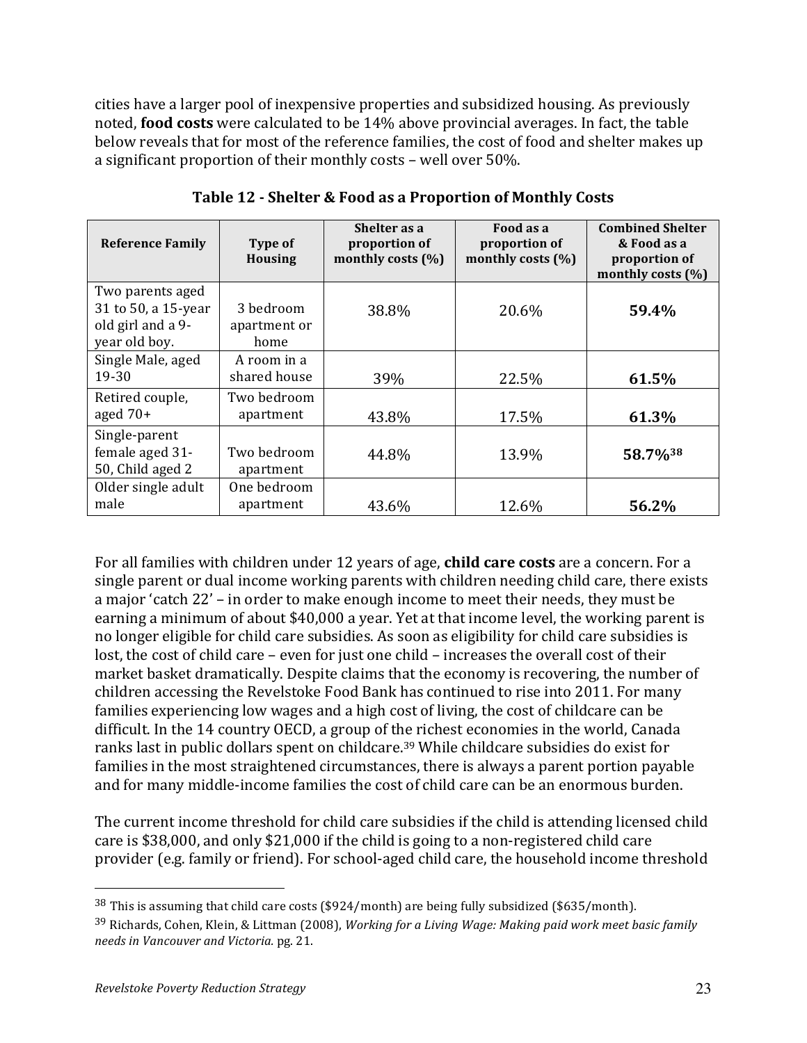cities have a larger pool of inexpensive properties and subsidized housing. As previously noted, **food costs** were calculated to be 14% above provincial averages. In fact, the table below reveals that for most of the reference families, the cost of food and shelter makes up a significant proportion of their monthly costs – well over 50%.

**Table 12 - Shelter & Food as a Proportion of Monthly Costs**

| Reference Family | Type of Housing | Shelter as a proportion of monthly costs (%) | Food as a proportion of monthly costs (%) | Combined Shelter & Food as a proportion of monthly costs (%) |
|---|---|---|---|---|
| Two parents aged 31 to 50, a 15-year old girl and a 9-year old boy. | 3 bedroom apartment or home | 38.8% | 20.6% | **59.4%** |
| Single Male, aged 19-30 | A room in a shared house | 39% | 22.5% | **61.5%** |
| Retired couple, aged 70+ | Two bedroom apartment | 43.8% | 17.5% | **61.3%** |
| Single-parent female aged 31-50, Child aged 2 | Two bedroom apartment | 44.8% | 13.9% | **58.7%**[38] |
| Older single adult male | One bedroom apartment | 43.6% | 12.6% | **56.2%** |

For all families with children under 12 years of age, **child care costs** are a concern. For a single parent or dual income working parents with children needing child care, there exists a major 'catch 22' – in order to make enough income to meet their needs, they must be earning a minimum of about $40,000 a year. Yet at that income level, the working parent is no longer eligible for child care subsidies. As soon as eligibility for child care subsidies is lost, the cost of child care – even for just one child – increases the overall cost of their market basket dramatically. Despite claims that the economy is recovering, the number of children accessing the Revelstoke Food Bank has continued to rise into 2011. For many families experiencing low wages and a high cost of living, the cost of childcare can be difficult. In the 14 country OECD, a group of the richest economies in the world, Canada ranks last in public dollars spent on childcare.[39] While childcare subsidies do exist for families in the most straightened circumstances, there is always a parent portion payable and for many middle-income families the cost of child care can be an enormous burden.

The current income threshold for child care subsidies if the child is attending licensed child care is $38,000, and only $21,000 if the child is going to a non-registered child care provider (e.g. family or friend). For school-aged child care, the household income threshold

---

[38] This is assuming that child care costs ($924/month) are being fully subsidized ($635/month).

[39] Richards, Cohen, Klein, & Littman (2008), *Working for a Living Wage: Making paid work meet basic family needs in Vancouver and Victoria.* pg. 21.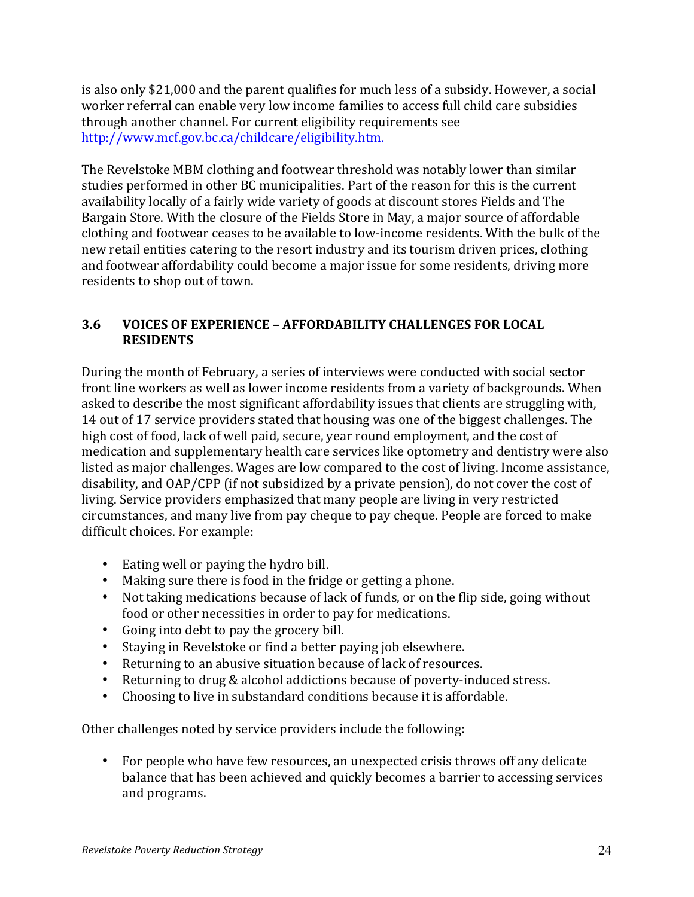is also only $21,000 and the parent qualifies for much less of a subsidy. However, a social worker referral can enable very low income families to access full child care subsidies through another channel. For current eligibility requirements see http://www.mcf.gov.bc.ca/childcare/eligibility.htm.

The Revelstoke MBM clothing and footwear threshold was notably lower than similar studies performed in other BC municipalities. Part of the reason for this is the current availability locally of a fairly wide variety of goods at discount stores Fields and The Bargain Store. With the closure of the Fields Store in May, a major source of affordable clothing and footwear ceases to be available to low-income residents. With the bulk of the new retail entities catering to the resort industry and its tourism driven prices, clothing and footwear affordability could become a major issue for some residents, driving more residents to shop out of town.

### 3.6 VOICES OF EXPERIENCE – AFFORDABILITY CHALLENGES FOR LOCAL RESIDENTS

During the month of February, a series of interviews were conducted with social sector front line workers as well as lower income residents from a variety of backgrounds. When asked to describe the most significant affordability issues that clients are struggling with, 14 out of 17 service providers stated that housing was one of the biggest challenges. The high cost of food, lack of well paid, secure, year round employment, and the cost of medication and supplementary health care services like optometry and dentistry were also listed as major challenges. Wages are low compared to the cost of living. Income assistance, disability, and OAP/CPP (if not subsidized by a private pension), do not cover the cost of living. Service providers emphasized that many people are living in very restricted circumstances, and many live from pay cheque to pay cheque. People are forced to make difficult choices. For example:

- Eating well or paying the hydro bill.
- Making sure there is food in the fridge or getting a phone.
- Not taking medications because of lack of funds, or on the flip side, going without food or other necessities in order to pay for medications.
- Going into debt to pay the grocery bill.
- Staying in Revelstoke or find a better paying job elsewhere.
- Returning to an abusive situation because of lack of resources.
- Returning to drug & alcohol addictions because of poverty-induced stress.
- Choosing to live in substandard conditions because it is affordable.

Other challenges noted by service providers include the following:

- For people who have few resources, an unexpected crisis throws off any delicate balance that has been achieved and quickly becomes a barrier to accessing services and programs.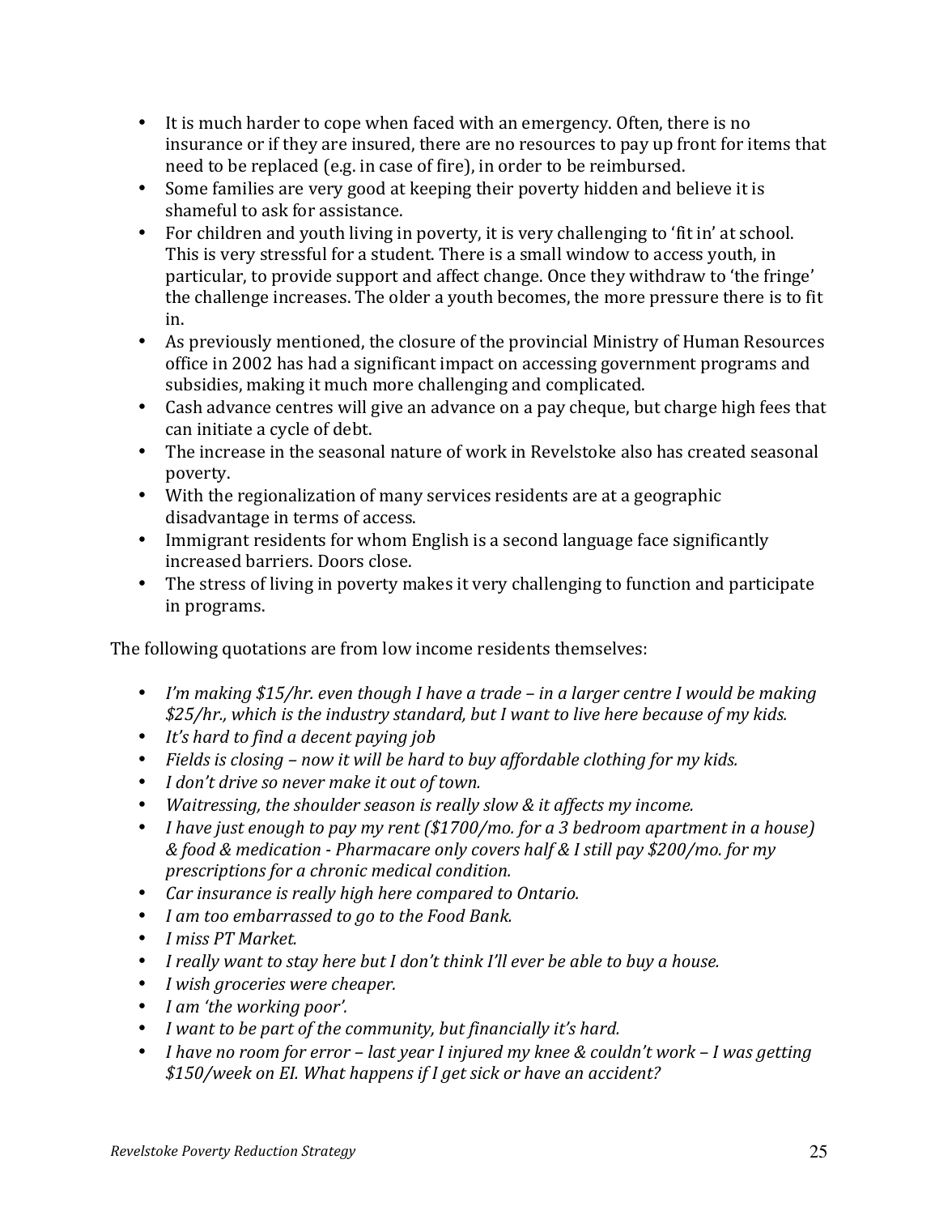- It is much harder to cope when faced with an emergency. Often, there is no insurance or if they are insured, there are no resources to pay up front for items that need to be replaced (e.g. in case of fire), in order to be reimbursed.
- Some families are very good at keeping their poverty hidden and believe it is shameful to ask for assistance.
- For children and youth living in poverty, it is very challenging to 'fit in' at school. This is very stressful for a student. There is a small window to access youth, in particular, to provide support and affect change. Once they withdraw to 'the fringe' the challenge increases. The older a youth becomes, the more pressure there is to fit in.
- As previously mentioned, the closure of the provincial Ministry of Human Resources office in 2002 has had a significant impact on accessing government programs and subsidies, making it much more challenging and complicated.
- Cash advance centres will give an advance on a pay cheque, but charge high fees that can initiate a cycle of debt.
- The increase in the seasonal nature of work in Revelstoke also has created seasonal poverty.
- With the regionalization of many services residents are at a geographic disadvantage in terms of access.
- Immigrant residents for whom English is a second language face significantly increased barriers. Doors close.
- The stress of living in poverty makes it very challenging to function and participate in programs.

The following quotations are from low income residents themselves:

- *I'm making $15/hr. even though I have a trade – in a larger centre I would be making $25/hr., which is the industry standard, but I want to live here because of my kids.*
- *It's hard to find a decent paying job*
- *Fields is closing – now it will be hard to buy affordable clothing for my kids.*
- *I don't drive so never make it out of town.*
- *Waitressing, the shoulder season is really slow & it affects my income.*
- *I have just enough to pay my rent ($1700/mo. for a 3 bedroom apartment in a house) & food & medication - Pharmacare only covers half & I still pay $200/mo. for my prescriptions for a chronic medical condition.*
- *Car insurance is really high here compared to Ontario.*
- *I am too embarrassed to go to the Food Bank.*
- *I miss PT Market.*
- *I really want to stay here but I don't think I'll ever be able to buy a house.*
- *I wish groceries were cheaper.*
- *I am 'the working poor'.*
- *I want to be part of the community, but financially it's hard.*
- *I have no room for error – last year I injured my knee & couldn't work – I was getting $150/week on EI. What happens if I get sick or have an accident?*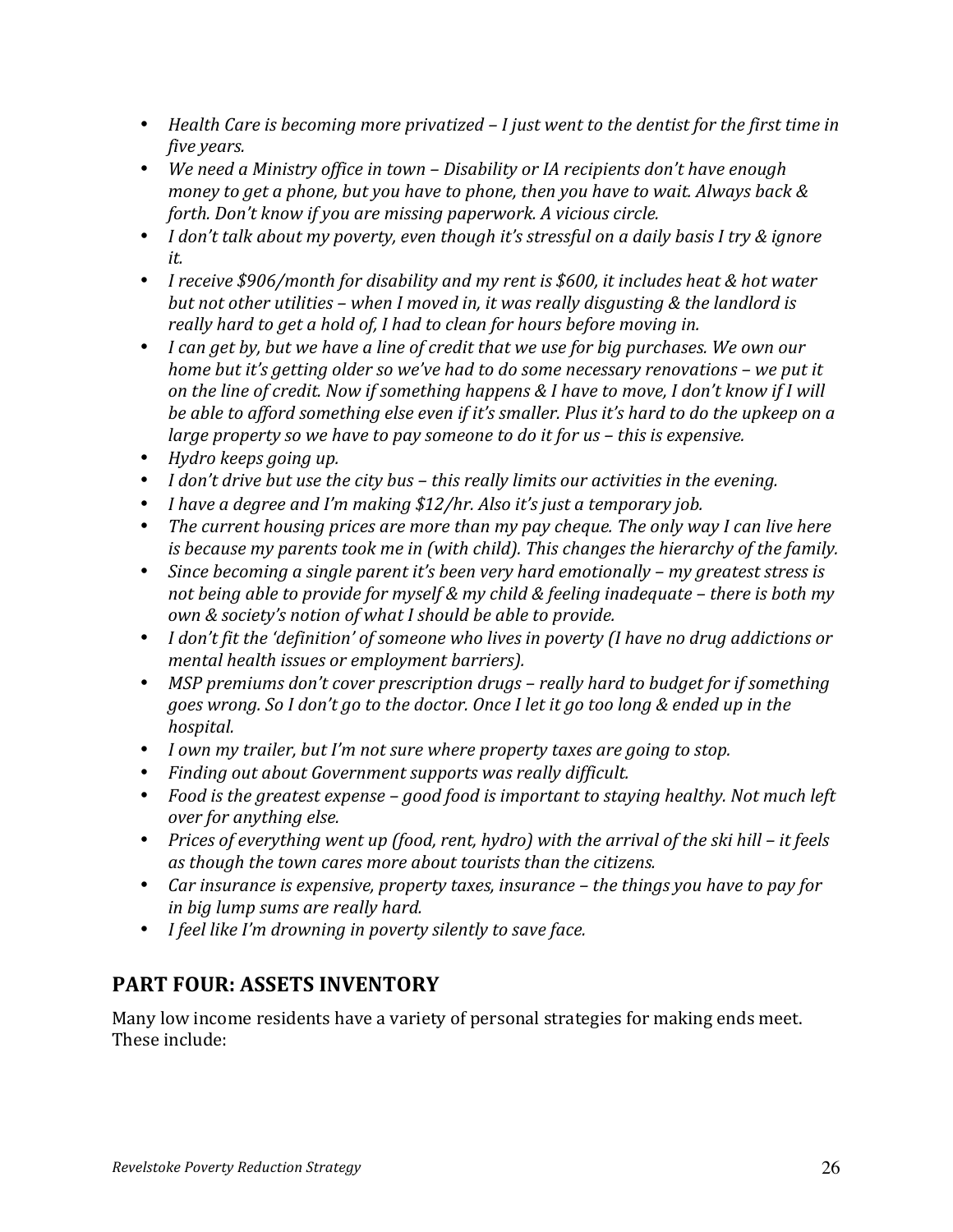- *Health Care is becoming more privatized – I just went to the dentist for the first time in five years.*
- *We need a Ministry office in town – Disability or IA recipients don't have enough money to get a phone, but you have to phone, then you have to wait. Always back & forth. Don't know if you are missing paperwork. A vicious circle.*
- *I don't talk about my poverty, even though it's stressful on a daily basis I try & ignore it.*
- *I receive $906/month for disability and my rent is $600, it includes heat & hot water but not other utilities – when I moved in, it was really disgusting & the landlord is really hard to get a hold of, I had to clean for hours before moving in.*
- *I can get by, but we have a line of credit that we use for big purchases. We own our home but it's getting older so we've had to do some necessary renovations – we put it on the line of credit. Now if something happens & I have to move, I don't know if I will be able to afford something else even if it's smaller. Plus it's hard to do the upkeep on a large property so we have to pay someone to do it for us – this is expensive.*
- *Hydro keeps going up.*
- *I don't drive but use the city bus – this really limits our activities in the evening.*
- *I have a degree and I'm making $12/hr. Also it's just a temporary job.*
- *The current housing prices are more than my pay cheque. The only way I can live here is because my parents took me in (with child). This changes the hierarchy of the family.*
- *Since becoming a single parent it's been very hard emotionally – my greatest stress is not being able to provide for myself & my child & feeling inadequate – there is both my own & society's notion of what I should be able to provide.*
- *I don't fit the 'definition' of someone who lives in poverty (I have no drug addictions or mental health issues or employment barriers).*
- *MSP premiums don't cover prescription drugs – really hard to budget for if something goes wrong. So I don't go to the doctor. Once I let it go too long & ended up in the hospital.*
- *I own my trailer, but I'm not sure where property taxes are going to stop.*
- *Finding out about Government supports was really difficult.*
- *Food is the greatest expense – good food is important to staying healthy. Not much left over for anything else.*
- *Prices of everything went up (food, rent, hydro) with the arrival of the ski hill – it feels as though the town cares more about tourists than the citizens.*
- *Car insurance is expensive, property taxes, insurance – the things you have to pay for in big lump sums are really hard.*
- *I feel like I'm drowning in poverty silently to save face.*

## PART FOUR: ASSETS INVENTORY

Many low income residents have a variety of personal strategies for making ends meet. These include: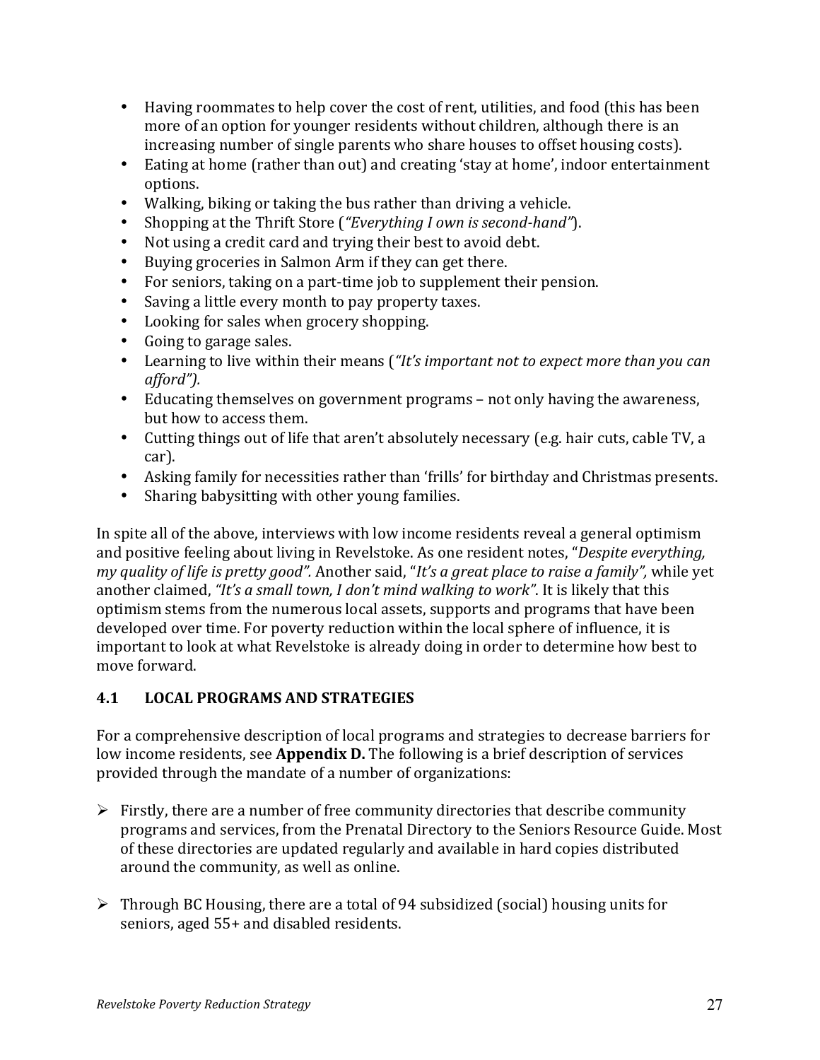- Having roommates to help cover the cost of rent, utilities, and food (this has been more of an option for younger residents without children, although there is an increasing number of single parents who share houses to offset housing costs).
- Eating at home (rather than out) and creating 'stay at home', indoor entertainment options.
- Walking, biking or taking the bus rather than driving a vehicle.
- Shopping at the Thrift Store (*"Everything I own is second-hand"*).
- Not using a credit card and trying their best to avoid debt.
- Buying groceries in Salmon Arm if they can get there.
- For seniors, taking on a part-time job to supplement their pension.
- Saving a little every month to pay property taxes.
- Looking for sales when grocery shopping.
- Going to garage sales.
- Learning to live within their means (*"It's important not to expect more than you can afford").*
- Educating themselves on government programs – not only having the awareness, but how to access them.
- Cutting things out of life that aren't absolutely necessary (e.g. hair cuts, cable TV, a car).
- Asking family for necessities rather than 'frills' for birthday and Christmas presents.
- Sharing babysitting with other young families.

In spite all of the above, interviews with low income residents reveal a general optimism and positive feeling about living in Revelstoke. As one resident notes, "*Despite everything, my quality of life is pretty good".* Another said, "*It's a great place to raise a family",* while yet another claimed, *"It's a small town, I don't mind walking to work"*. It is likely that this optimism stems from the numerous local assets, supports and programs that have been developed over time. For poverty reduction within the local sphere of influence, it is important to look at what Revelstoke is already doing in order to determine how best to move forward.

### 4.1 LOCAL PROGRAMS AND STRATEGIES

For a comprehensive description of local programs and strategies to decrease barriers for low income residents, see **Appendix D.** The following is a brief description of services provided through the mandate of a number of organizations:

- Firstly, there are a number of free community directories that describe community programs and services, from the Prenatal Directory to the Seniors Resource Guide. Most of these directories are updated regularly and available in hard copies distributed around the community, as well as online.

- Through BC Housing, there are a total of 94 subsidized (social) housing units for seniors, aged 55+ and disabled residents.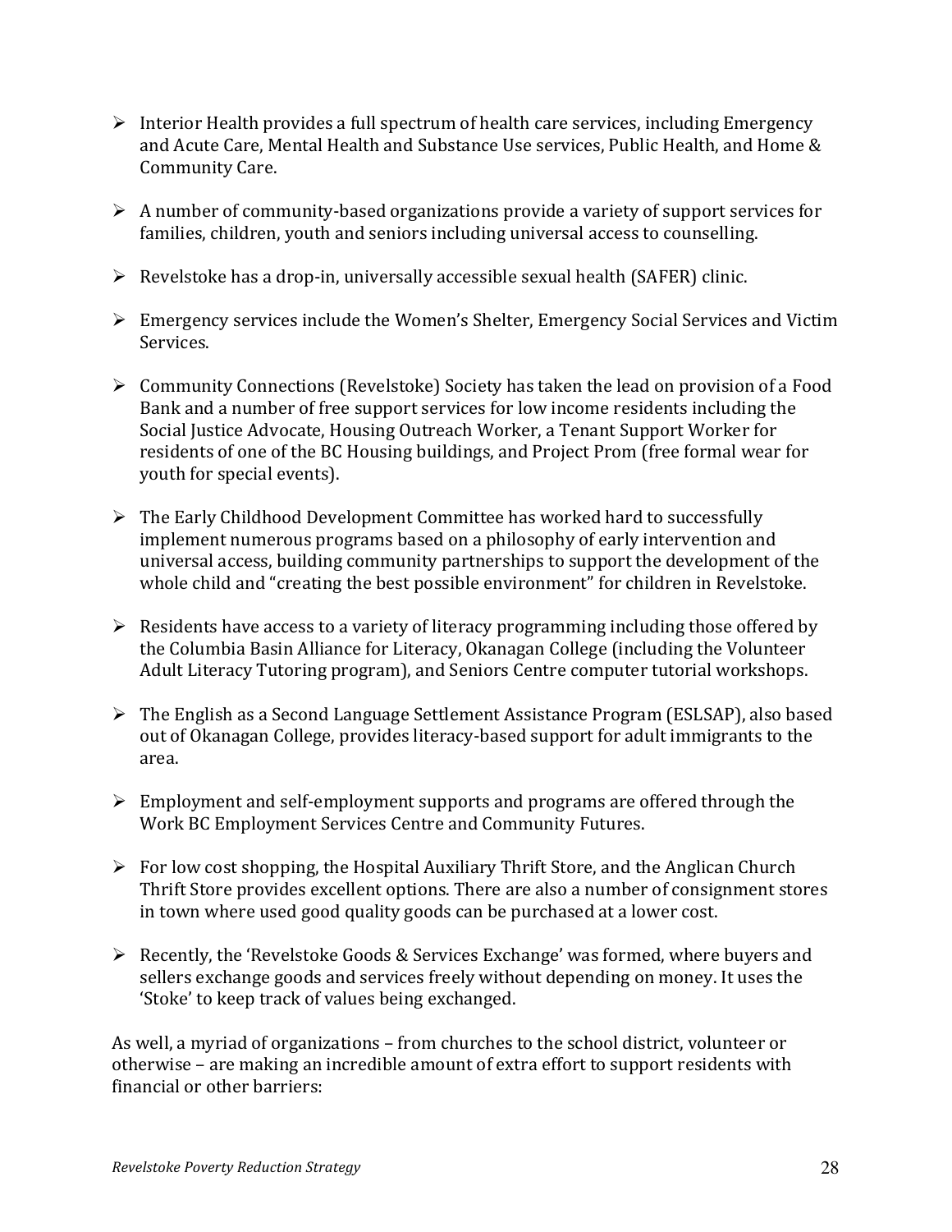- Interior Health provides a full spectrum of health care services, including Emergency and Acute Care, Mental Health and Substance Use services, Public Health, and Home & Community Care.

- A number of community-based organizations provide a variety of support services for families, children, youth and seniors including universal access to counselling.

- Revelstoke has a drop-in, universally accessible sexual health (SAFER) clinic.

- Emergency services include the Women's Shelter, Emergency Social Services and Victim Services.

- Community Connections (Revelstoke) Society has taken the lead on provision of a Food Bank and a number of free support services for low income residents including the Social Justice Advocate, Housing Outreach Worker, a Tenant Support Worker for residents of one of the BC Housing buildings, and Project Prom (free formal wear for youth for special events).

- The Early Childhood Development Committee has worked hard to successfully implement numerous programs based on a philosophy of early intervention and universal access, building community partnerships to support the development of the whole child and "creating the best possible environment" for children in Revelstoke.

- Residents have access to a variety of literacy programming including those offered by the Columbia Basin Alliance for Literacy, Okanagan College (including the Volunteer Adult Literacy Tutoring program), and Seniors Centre computer tutorial workshops.

- The English as a Second Language Settlement Assistance Program (ESLSAP), also based out of Okanagan College, provides literacy-based support for adult immigrants to the area.

- Employment and self-employment supports and programs are offered through the Work BC Employment Services Centre and Community Futures.

- For low cost shopping, the Hospital Auxiliary Thrift Store, and the Anglican Church Thrift Store provides excellent options. There are also a number of consignment stores in town where used good quality goods can be purchased at a lower cost.

- Recently, the 'Revelstoke Goods & Services Exchange' was formed, where buyers and sellers exchange goods and services freely without depending on money. It uses the 'Stoke' to keep track of values being exchanged.

As well, a myriad of organizations – from churches to the school district, volunteer or otherwise – are making an incredible amount of extra effort to support residents with financial or other barriers: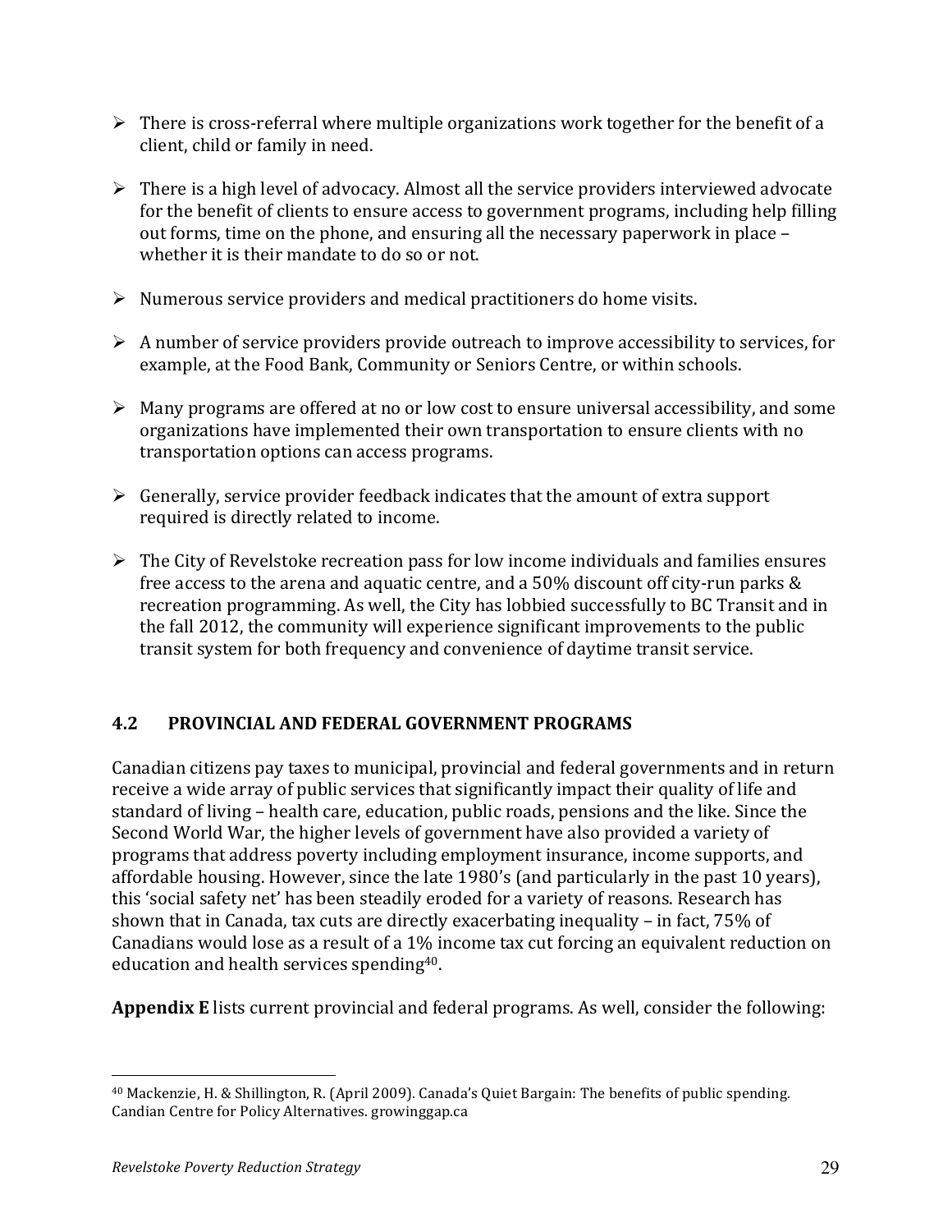- There is cross-referral where multiple organizations work together for the benefit of a client, child or family in need.

- There is a high level of advocacy. Almost all the service providers interviewed advocate for the benefit of clients to ensure access to government programs, including help filling out forms, time on the phone, and ensuring all the necessary paperwork in place – whether it is their mandate to do so or not.

- Numerous service providers and medical practitioners do home visits.

- A number of service providers provide outreach to improve accessibility to services, for example, at the Food Bank, Community or Seniors Centre, or within schools.

- Many programs are offered at no or low cost to ensure universal accessibility, and some organizations have implemented their own transportation to ensure clients with no transportation options can access programs.

- Generally, service provider feedback indicates that the amount of extra support required is directly related to income.

- The City of Revelstoke recreation pass for low income individuals and families ensures free access to the arena and aquatic centre, and a 50% discount off city-run parks & recreation programming. As well, the City has lobbied successfully to BC Transit and in the fall 2012, the community will experience significant improvements to the public transit system for both frequency and convenience of daytime transit service.

## 4.2 PROVINCIAL AND FEDERAL GOVERNMENT PROGRAMS

Canadian citizens pay taxes to municipal, provincial and federal governments and in return receive a wide array of public services that significantly impact their quality of life and standard of living – health care, education, public roads, pensions and the like. Since the Second World War, the higher levels of government have also provided a variety of programs that address poverty including employment insurance, income supports, and affordable housing. However, since the late 1980's (and particularly in the past 10 years), this 'social safety net' has been steadily eroded for a variety of reasons. Research has shown that in Canada, tax cuts are directly exacerbating inequality – in fact, 75% of Canadians would lose as a result of a 1% income tax cut forcing an equivalent reduction on education and health services spending[40].

**Appendix E** lists current provincial and federal programs. As well, consider the following:

[40] Mackenzie, H. & Shillington, R. (April 2009). Canada's Quiet Bargain: The benefits of public spending. Candian Centre for Policy Alternatives. growinggap.ca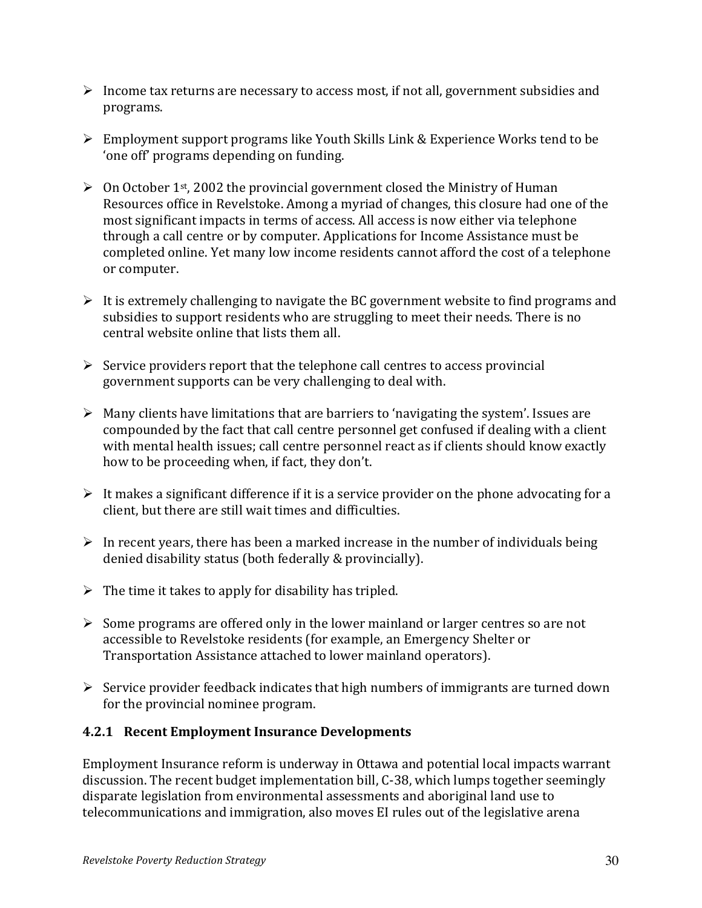- Income tax returns are necessary to access most, if not all, government subsidies and programs.

- Employment support programs like Youth Skills Link & Experience Works tend to be 'one off' programs depending on funding.

- On October 1st, 2002 the provincial government closed the Ministry of Human Resources office in Revelstoke. Among a myriad of changes, this closure had one of the most significant impacts in terms of access. All access is now either via telephone through a call centre or by computer. Applications for Income Assistance must be completed online. Yet many low income residents cannot afford the cost of a telephone or computer.

- It is extremely challenging to navigate the BC government website to find programs and subsidies to support residents who are struggling to meet their needs. There is no central website online that lists them all.

- Service providers report that the telephone call centres to access provincial government supports can be very challenging to deal with.

- Many clients have limitations that are barriers to 'navigating the system'. Issues are compounded by the fact that call centre personnel get confused if dealing with a client with mental health issues; call centre personnel react as if clients should know exactly how to be proceeding when, if fact, they don't.

- It makes a significant difference if it is a service provider on the phone advocating for a client, but there are still wait times and difficulties.

- In recent years, there has been a marked increase in the number of individuals being denied disability status (both federally & provincially).

- The time it takes to apply for disability has tripled.

- Some programs are offered only in the lower mainland or larger centres so are not accessible to Revelstoke residents (for example, an Emergency Shelter or Transportation Assistance attached to lower mainland operators).

- Service provider feedback indicates that high numbers of immigrants are turned down for the provincial nominee program.

### 4.2.1 Recent Employment Insurance Developments

Employment Insurance reform is underway in Ottawa and potential local impacts warrant discussion. The recent budget implementation bill, C-38, which lumps together seemingly disparate legislation from environmental assessments and aboriginal land use to telecommunications and immigration, also moves EI rules out of the legislative arena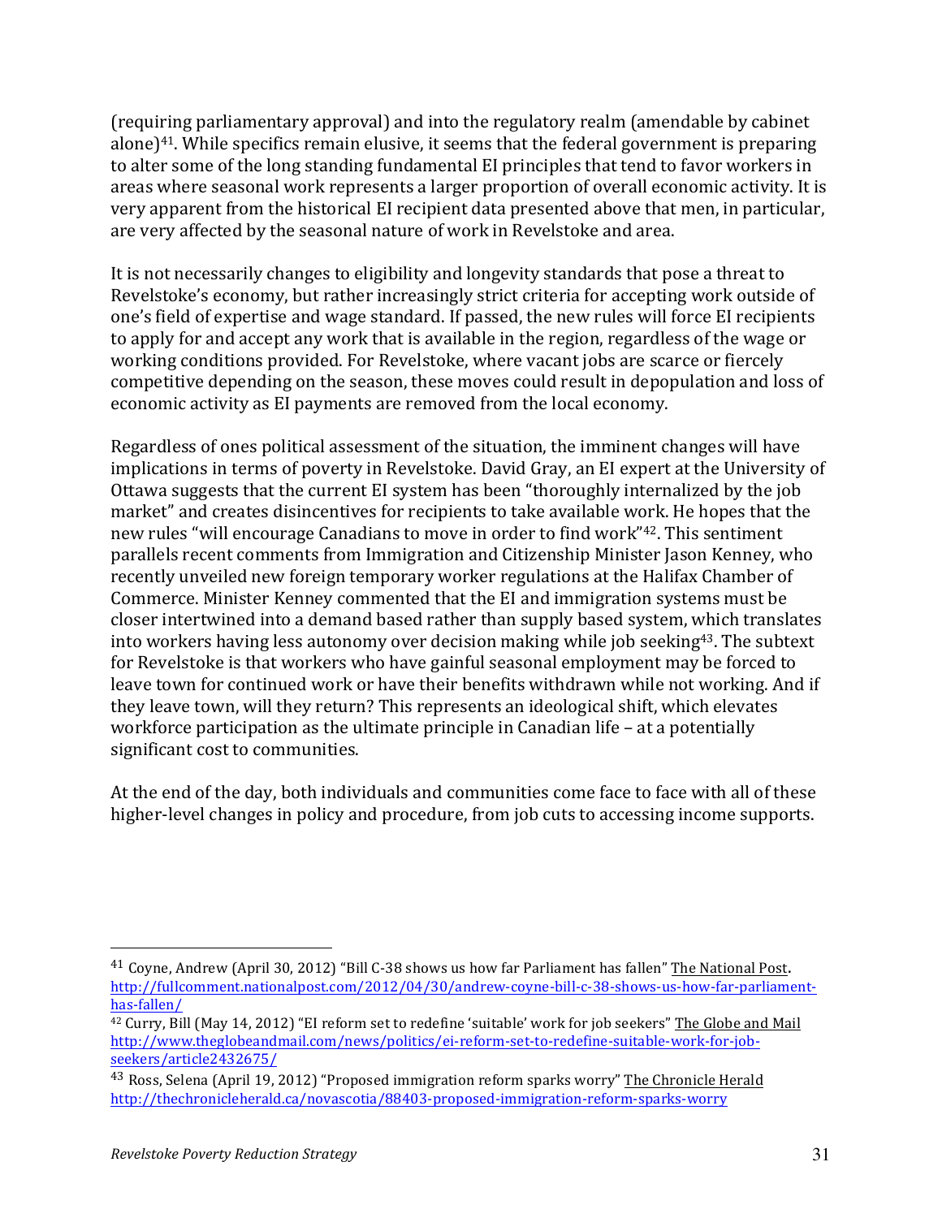(requiring parliamentary approval) and into the regulatory realm (amendable by cabinet alone)[41]. While specifics remain elusive, it seems that the federal government is preparing to alter some of the long standing fundamental EI principles that tend to favor workers in areas where seasonal work represents a larger proportion of overall economic activity. It is very apparent from the historical EI recipient data presented above that men, in particular, are very affected by the seasonal nature of work in Revelstoke and area.

It is not necessarily changes to eligibility and longevity standards that pose a threat to Revelstoke's economy, but rather increasingly strict criteria for accepting work outside of one's field of expertise and wage standard. If passed, the new rules will force EI recipients to apply for and accept any work that is available in the region, regardless of the wage or working conditions provided. For Revelstoke, where vacant jobs are scarce or fiercely competitive depending on the season, these moves could result in depopulation and loss of economic activity as EI payments are removed from the local economy.

Regardless of ones political assessment of the situation, the imminent changes will have implications in terms of poverty in Revelstoke. David Gray, an EI expert at the University of Ottawa suggests that the current EI system has been "thoroughly internalized by the job market" and creates disincentives for recipients to take available work. He hopes that the new rules "will encourage Canadians to move in order to find work"[42]. This sentiment parallels recent comments from Immigration and Citizenship Minister Jason Kenney, who recently unveiled new foreign temporary worker regulations at the Halifax Chamber of Commerce. Minister Kenney commented that the EI and immigration systems must be closer intertwined into a demand based rather than supply based system, which translates into workers having less autonomy over decision making while job seeking[43]. The subtext for Revelstoke is that workers who have gainful seasonal employment may be forced to leave town for continued work or have their benefits withdrawn while not working. And if they leave town, will they return? This represents an ideological shift, which elevates workforce participation as the ultimate principle in Canadian life – at a potentially significant cost to communities.

At the end of the day, both individuals and communities come face to face with all of these higher-level changes in policy and procedure, from job cuts to accessing income supports.

---

[41] Coyne, Andrew (April 30, 2012) "Bill C-38 shows us how far Parliament has fallen" The National Post. http://fullcomment.nationalpost.com/2012/04/30/andrew-coyne-bill-c-38-shows-us-how-far-parliament-has-fallen/

[42] Curry, Bill (May 14, 2012) "EI reform set to redefine 'suitable' work for job seekers" The Globe and Mail http://www.theglobeandmail.com/news/politics/ei-reform-set-to-redefine-suitable-work-for-job-seekers/article2432675/

[43] Ross, Selena (April 19, 2012) "Proposed immigration reform sparks worry" The Chronicle Herald http://thechronicleherald.ca/novascotia/88403-proposed-immigration-reform-sparks-worry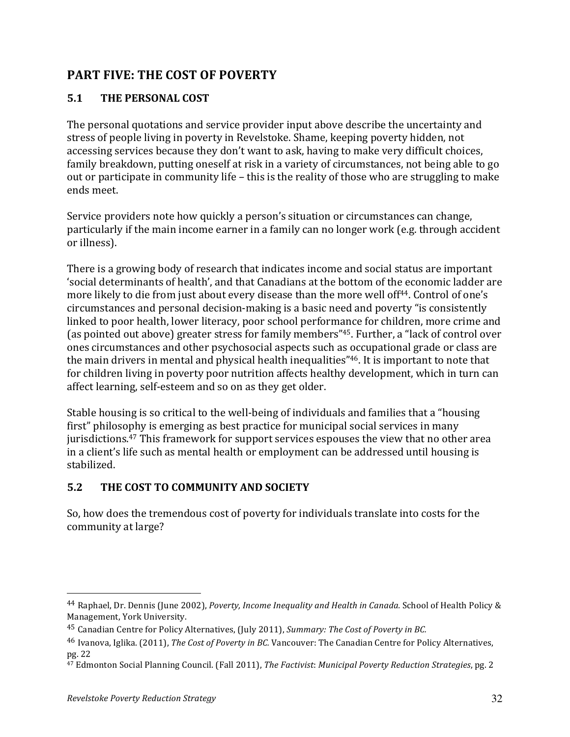# PART FIVE: THE COST OF POVERTY

## 5.1 THE PERSONAL COST

The personal quotations and service provider input above describe the uncertainty and stress of people living in poverty in Revelstoke. Shame, keeping poverty hidden, not accessing services because they don't want to ask, having to make very difficult choices, family breakdown, putting oneself at risk in a variety of circumstances, not being able to go out or participate in community life – this is the reality of those who are struggling to make ends meet.

Service providers note how quickly a person's situation or circumstances can change, particularly if the main income earner in a family can no longer work (e.g. through accident or illness).

There is a growing body of research that indicates income and social status are important 'social determinants of health', and that Canadians at the bottom of the economic ladder are more likely to die from just about every disease than the more well off[44]. Control of one's circumstances and personal decision-making is a basic need and poverty "is consistently linked to poor health, lower literacy, poor school performance for children, more crime and (as pointed out above) greater stress for family members"[45]. Further, a "lack of control over ones circumstances and other psychosocial aspects such as occupational grade or class are the main drivers in mental and physical health inequalities"[46]. It is important to note that for children living in poverty poor nutrition affects healthy development, which in turn can affect learning, self-esteem and so on as they get older.

Stable housing is so critical to the well-being of individuals and families that a "housing first" philosophy is emerging as best practice for municipal social services in many jurisdictions.[47] This framework for support services espouses the view that no other area in a client's life such as mental health or employment can be addressed until housing is stabilized.

## 5.2 THE COST TO COMMUNITY AND SOCIETY

So, how does the tremendous cost of poverty for individuals translate into costs for the community at large?

---

[44] Raphael, Dr. Dennis (June 2002), *Poverty, Income Inequality and Health in Canada.* School of Health Policy & Management, York University.

[45] Canadian Centre for Policy Alternatives, (July 2011), *Summary: The Cost of Poverty in BC.*

[46] Ivanova, Iglika. (2011), *The Cost of Poverty in BC.* Vancouver: The Canadian Centre for Policy Alternatives, pg. 22

[47] Edmonton Social Planning Council. (Fall 2011), *The Factivist*: *Municipal Poverty Reduction Strategies*, pg. 2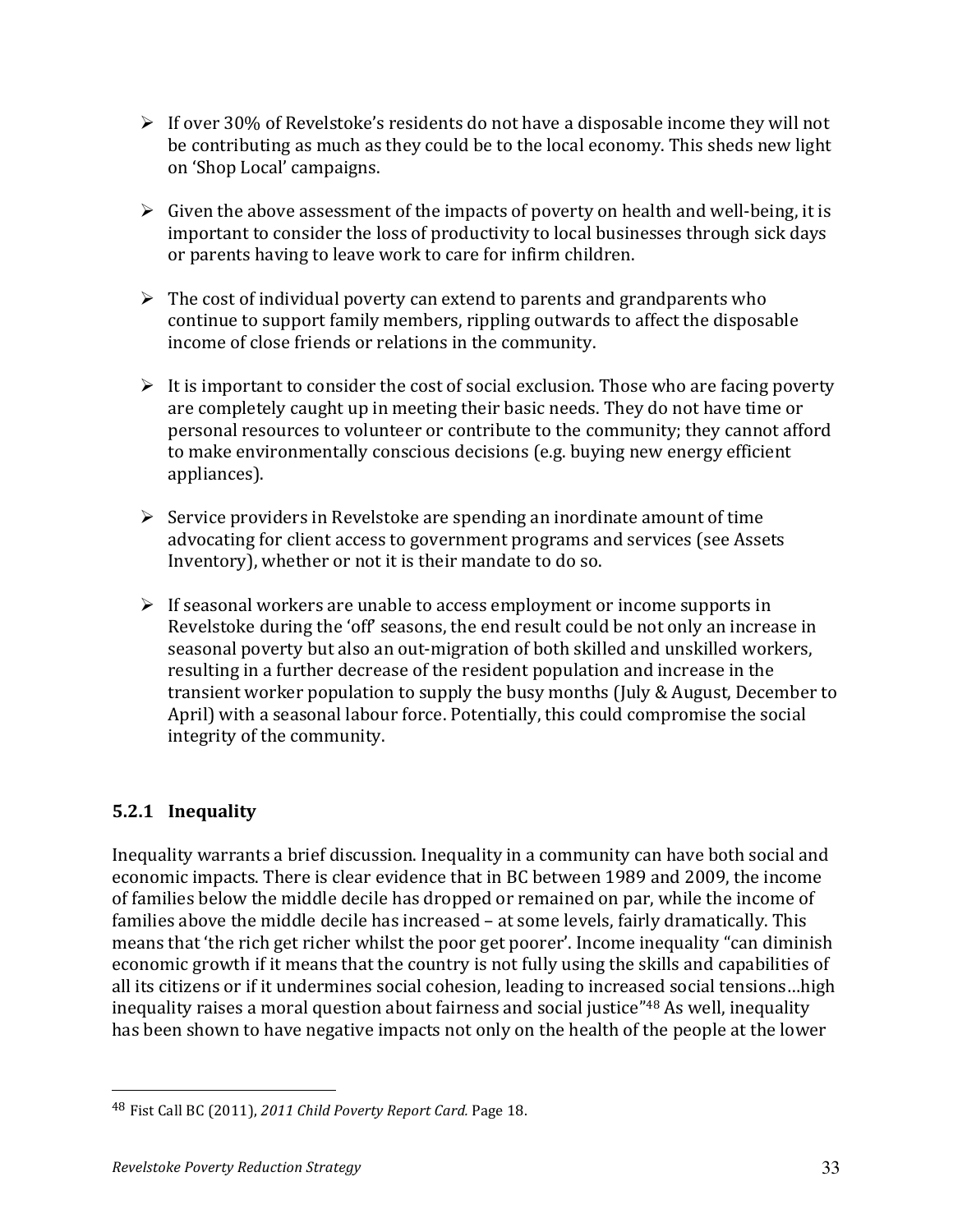- If over 30% of Revelstoke's residents do not have a disposable income they will not be contributing as much as they could be to the local economy. This sheds new light on 'Shop Local' campaigns.

- Given the above assessment of the impacts of poverty on health and well-being, it is important to consider the loss of productivity to local businesses through sick days or parents having to leave work to care for infirm children.

- The cost of individual poverty can extend to parents and grandparents who continue to support family members, rippling outwards to affect the disposable income of close friends or relations in the community.

- It is important to consider the cost of social exclusion. Those who are facing poverty are completely caught up in meeting their basic needs. They do not have time or personal resources to volunteer or contribute to the community; they cannot afford to make environmentally conscious decisions (e.g. buying new energy efficient appliances).

- Service providers in Revelstoke are spending an inordinate amount of time advocating for client access to government programs and services (see Assets Inventory), whether or not it is their mandate to do so.

- If seasonal workers are unable to access employment or income supports in Revelstoke during the 'off' seasons, the end result could be not only an increase in seasonal poverty but also an out-migration of both skilled and unskilled workers, resulting in a further decrease of the resident population and increase in the transient worker population to supply the busy months (July & August, December to April) with a seasonal labour force. Potentially, this could compromise the social integrity of the community.

### 5.2.1 Inequality

Inequality warrants a brief discussion. Inequality in a community can have both social and economic impacts. There is clear evidence that in BC between 1989 and 2009, the income of families below the middle decile has dropped or remained on par, while the income of families above the middle decile has increased – at some levels, fairly dramatically. This means that 'the rich get richer whilst the poor get poorer'. Income inequality "can diminish economic growth if it means that the country is not fully using the skills and capabilities of all its citizens or if it undermines social cohesion, leading to increased social tensions…high inequality raises a moral question about fairness and social justice"[48] As well, inequality has been shown to have negative impacts not only on the health of the people at the lower

[48] Fist Call BC (2011), *2011 Child Poverty Report Card.* Page 18.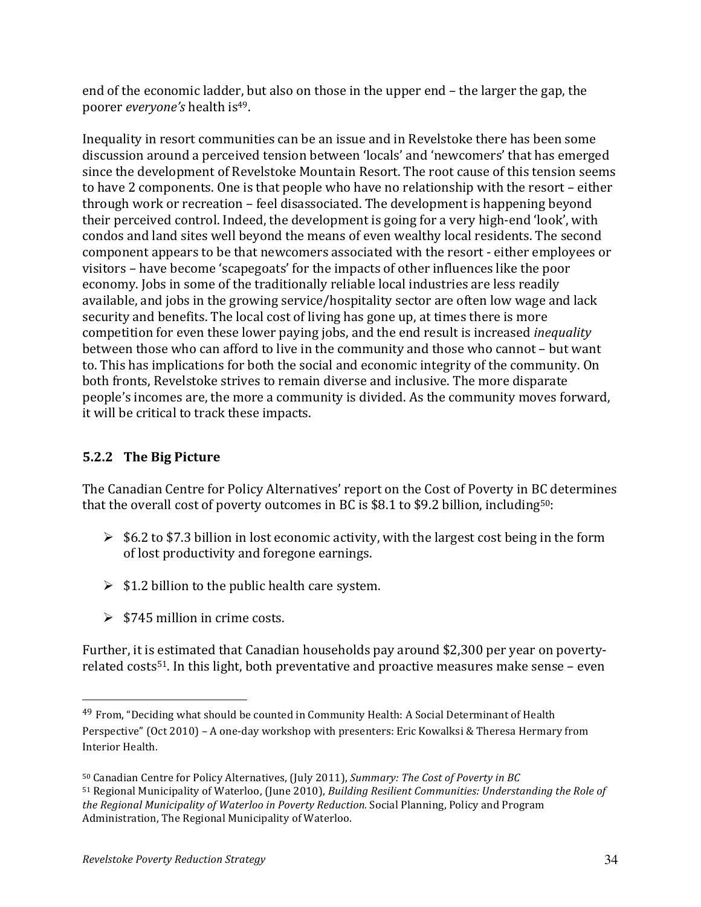end of the economic ladder, but also on those in the upper end – the larger the gap, the poorer *everyone's* health is[49].

Inequality in resort communities can be an issue and in Revelstoke there has been some discussion around a perceived tension between 'locals' and 'newcomers' that has emerged since the development of Revelstoke Mountain Resort. The root cause of this tension seems to have 2 components. One is that people who have no relationship with the resort – either through work or recreation – feel disassociated. The development is happening beyond their perceived control. Indeed, the development is going for a very high-end 'look', with condos and land sites well beyond the means of even wealthy local residents. The second component appears to be that newcomers associated with the resort - either employees or visitors – have become 'scapegoats' for the impacts of other influences like the poor economy. Jobs in some of the traditionally reliable local industries are less readily available, and jobs in the growing service/hospitality sector are often low wage and lack security and benefits. The local cost of living has gone up, at times there is more competition for even these lower paying jobs, and the end result is increased *inequality* between those who can afford to live in the community and those who cannot – but want to. This has implications for both the social and economic integrity of the community. On both fronts, Revelstoke strives to remain diverse and inclusive. The more disparate people's incomes are, the more a community is divided. As the community moves forward, it will be critical to track these impacts.

### 5.2.2 The Big Picture

The Canadian Centre for Policy Alternatives' report on the Cost of Poverty in BC determines that the overall cost of poverty outcomes in BC is $8.1 to $9.2 billion, including[50]:

- $6.2 to $7.3 billion in lost economic activity, with the largest cost being in the form of lost productivity and foregone earnings.
- $1.2 billion to the public health care system.
- $745 million in crime costs.

Further, it is estimated that Canadian households pay around $2,300 per year on poverty-related costs[51]. In this light, both preventative and proactive measures make sense – even

---

[49] From, "Deciding what should be counted in Community Health: A Social Determinant of Health Perspective" (Oct 2010) – A one-day workshop with presenters: Eric Kowalksi & Theresa Hermary from Interior Health.

[50] Canadian Centre for Policy Alternatives, (July 2011), *Summary: The Cost of Poverty in BC*

[51] Regional Municipality of Waterloo, (June 2010), *Building Resilient Communities: Understanding the Role of the Regional Municipality of Waterloo in Poverty Reduction.* Social Planning, Policy and Program Administration, The Regional Municipality of Waterloo.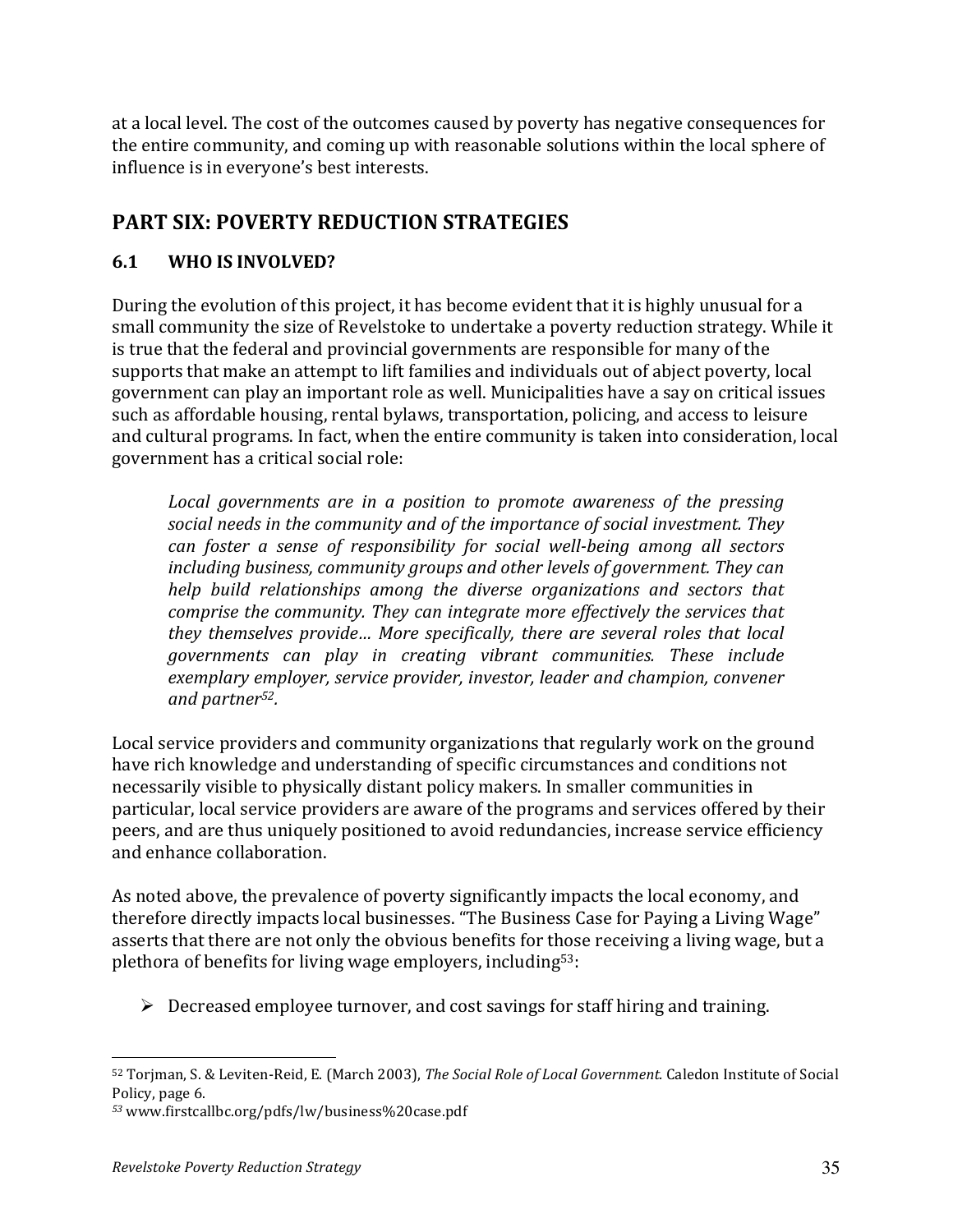at a local level. The cost of the outcomes caused by poverty has negative consequences for the entire community, and coming up with reasonable solutions within the local sphere of influence is in everyone's best interests.

## PART SIX: POVERTY REDUCTION STRATEGIES

### 6.1 WHO IS INVOLVED?

During the evolution of this project, it has become evident that it is highly unusual for a small community the size of Revelstoke to undertake a poverty reduction strategy. While it is true that the federal and provincial governments are responsible for many of the supports that make an attempt to lift families and individuals out of abject poverty, local government can play an important role as well. Municipalities have a say on critical issues such as affordable housing, rental bylaws, transportation, policing, and access to leisure and cultural programs. In fact, when the entire community is taken into consideration, local government has a critical social role:

> *Local governments are in a position to promote awareness of the pressing social needs in the community and of the importance of social investment. They can foster a sense of responsibility for social well-being among all sectors including business, community groups and other levels of government. They can help build relationships among the diverse organizations and sectors that comprise the community. They can integrate more effectively the services that they themselves provide… More specifically, there are several roles that local governments can play in creating vibrant communities. These include exemplary employer, service provider, investor, leader and champion, convener and partner*[52].

Local service providers and community organizations that regularly work on the ground have rich knowledge and understanding of specific circumstances and conditions not necessarily visible to physically distant policy makers. In smaller communities in particular, local service providers are aware of the programs and services offered by their peers, and are thus uniquely positioned to avoid redundancies, increase service efficiency and enhance collaboration.

As noted above, the prevalence of poverty significantly impacts the local economy, and therefore directly impacts local businesses. "The Business Case for Paying a Living Wage" asserts that there are not only the obvious benefits for those receiving a living wage, but a plethora of benefits for living wage employers, including[53]:

- Decreased employee turnover, and cost savings for staff hiring and training.

---

[52] Torjman, S. & Leviten-Reid, E. (March 2003), *The Social Role of Local Government.* Caledon Institute of Social Policy, page 6.

[53] www.firstcallbc.org/pdfs/lw/business%20case.pdf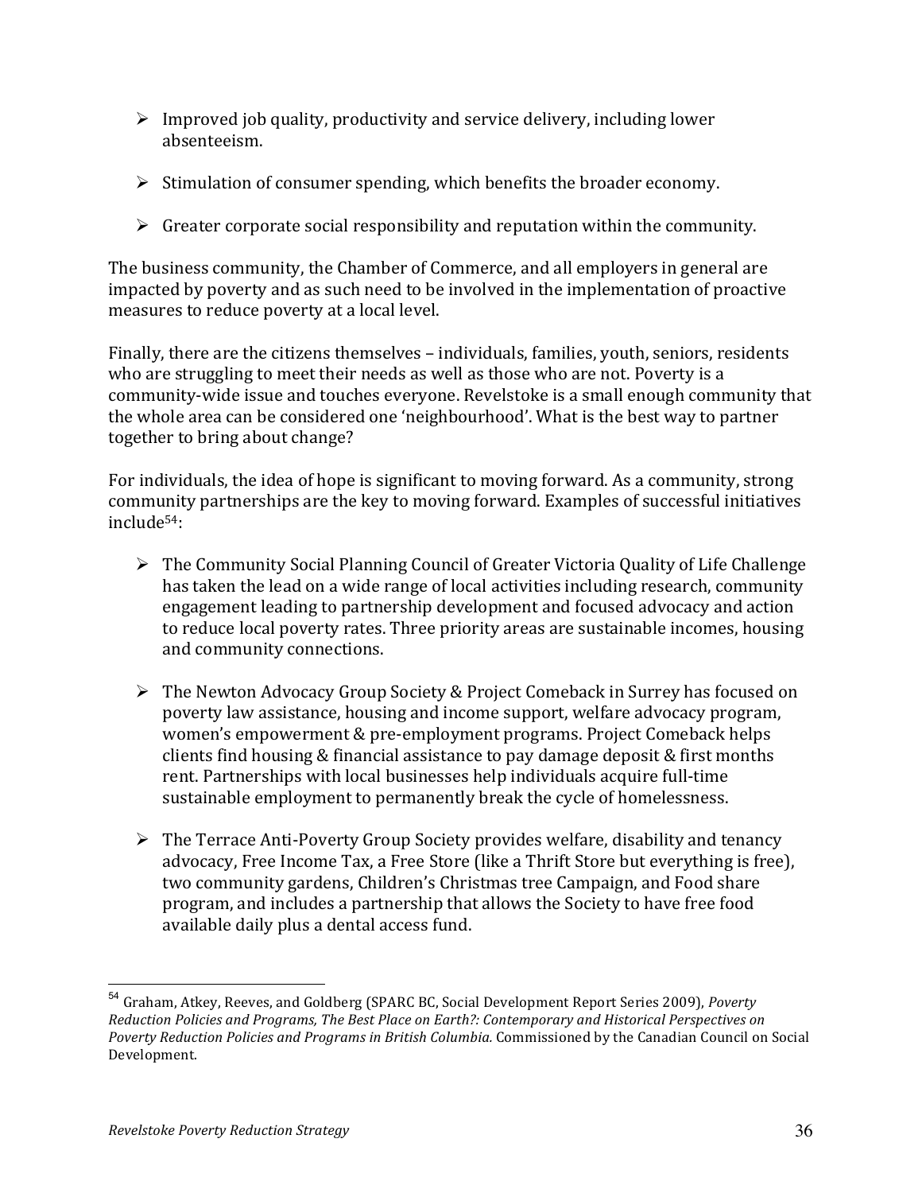- Improved job quality, productivity and service delivery, including lower absenteeism.

- Stimulation of consumer spending, which benefits the broader economy.

- Greater corporate social responsibility and reputation within the community.

The business community, the Chamber of Commerce, and all employers in general are impacted by poverty and as such need to be involved in the implementation of proactive measures to reduce poverty at a local level.

Finally, there are the citizens themselves – individuals, families, youth, seniors, residents who are struggling to meet their needs as well as those who are not. Poverty is a community-wide issue and touches everyone. Revelstoke is a small enough community that the whole area can be considered one 'neighbourhood'. What is the best way to partner together to bring about change?

For individuals, the idea of hope is significant to moving forward. As a community, strong community partnerships are the key to moving forward. Examples of successful initiatives include[54]:

- The Community Social Planning Council of Greater Victoria Quality of Life Challenge has taken the lead on a wide range of local activities including research, community engagement leading to partnership development and focused advocacy and action to reduce local poverty rates. Three priority areas are sustainable incomes, housing and community connections.

- The Newton Advocacy Group Society & Project Comeback in Surrey has focused on poverty law assistance, housing and income support, welfare advocacy program, women's empowerment & pre-employment programs. Project Comeback helps clients find housing & financial assistance to pay damage deposit & first months rent. Partnerships with local businesses help individuals acquire full-time sustainable employment to permanently break the cycle of homelessness.

- The Terrace Anti-Poverty Group Society provides welfare, disability and tenancy advocacy, Free Income Tax, a Free Store (like a Thrift Store but everything is free), two community gardens, Children's Christmas tree Campaign, and Food share program, and includes a partnership that allows the Society to have free food available daily plus a dental access fund.

---

[54] Graham, Atkey, Reeves, and Goldberg (SPARC BC, Social Development Report Series 2009), *Poverty Reduction Policies and Programs, The Best Place on Earth?: Contemporary and Historical Perspectives on Poverty Reduction Policies and Programs in British Columbia.* Commissioned by the Canadian Council on Social Development.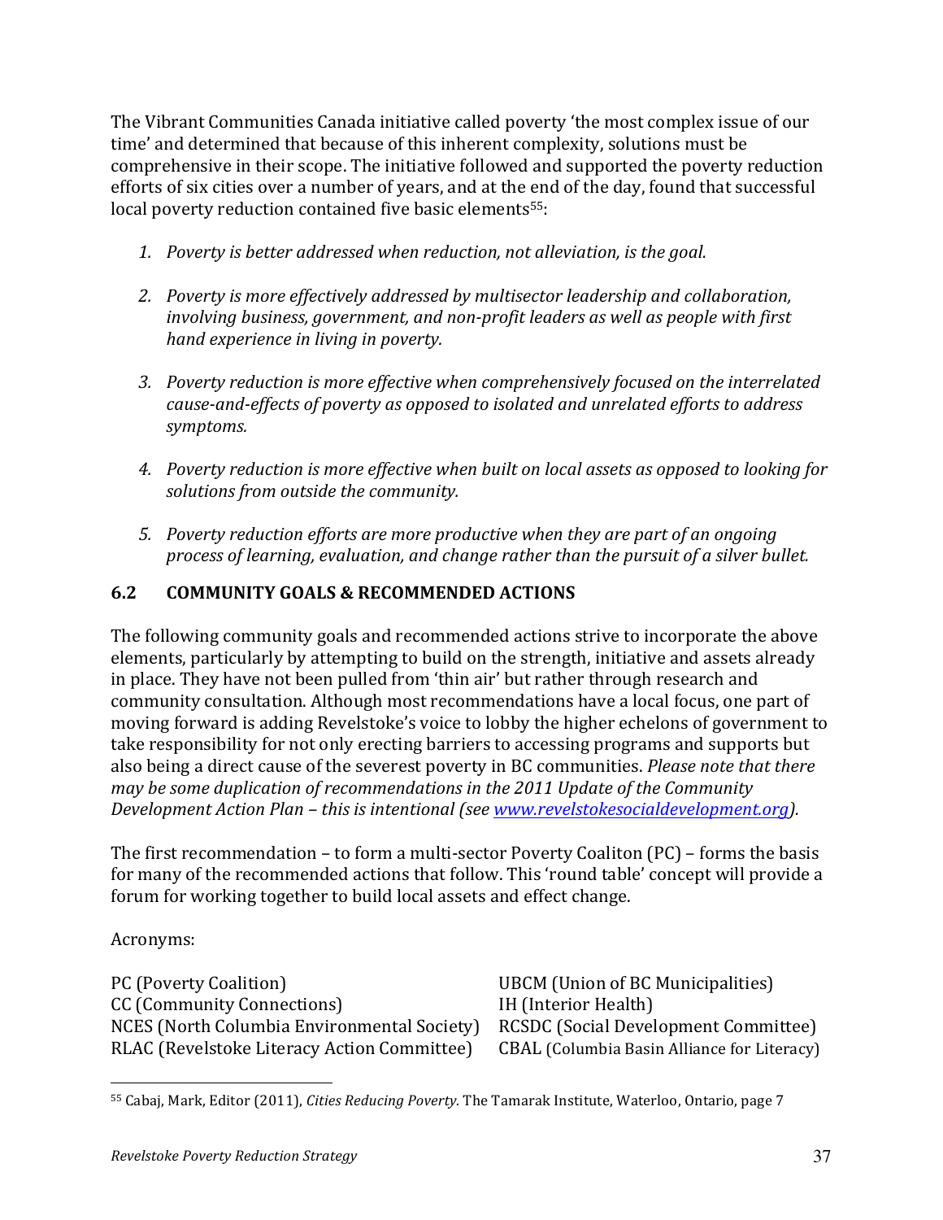The Vibrant Communities Canada initiative called poverty 'the most complex issue of our time' and determined that because of this inherent complexity, solutions must be comprehensive in their scope. The initiative followed and supported the poverty reduction efforts of six cities over a number of years, and at the end of the day, found that successful local poverty reduction contained five basic elements[55]:

1. *Poverty is better addressed when reduction, not alleviation, is the goal.*

2. *Poverty is more effectively addressed by multisector leadership and collaboration, involving business, government, and non-profit leaders as well as people with first hand experience in living in poverty.*

3. *Poverty reduction is more effective when comprehensively focused on the interrelated cause-and-effects of poverty as opposed to isolated and unrelated efforts to address symptoms.*

4. *Poverty reduction is more effective when built on local assets as opposed to looking for solutions from outside the community.*

5. *Poverty reduction efforts are more productive when they are part of an ongoing process of learning, evaluation, and change rather than the pursuit of a silver bullet.*

## 6.2 COMMUNITY GOALS & RECOMMENDED ACTIONS

The following community goals and recommended actions strive to incorporate the above elements, particularly by attempting to build on the strength, initiative and assets already in place. They have not been pulled from 'thin air' but rather through research and community consultation. Although most recommendations have a local focus, one part of moving forward is adding Revelstoke's voice to lobby the higher echelons of government to take responsibility for not only erecting barriers to accessing programs and supports but also being a direct cause of the severest poverty in BC communities. *Please note that there may be some duplication of recommendations in the 2011 Update of the Community Development Action Plan – this is intentional (see www.revelstokesocialdevelopment.org).*

The first recommendation – to form a multi-sector Poverty Coaliton (PC) – forms the basis for many of the recommended actions that follow. This 'round table' concept will provide a forum for working together to build local assets and effect change.

Acronyms:

PC (Poverty Coalition)
CC (Community Connections)
NCES (North Columbia Environmental Society)
RLAC (Revelstoke Literacy Action Committee)
UBCM (Union of BC Municipalities)
IH (Interior Health)
RCSDC (Social Development Committee)
CBAL (Columbia Basin Alliance for Literacy)

[55] Cabaj, Mark, Editor (2011), *Cities Reducing Poverty.* The Tamarak Institute, Waterloo, Ontario, page 7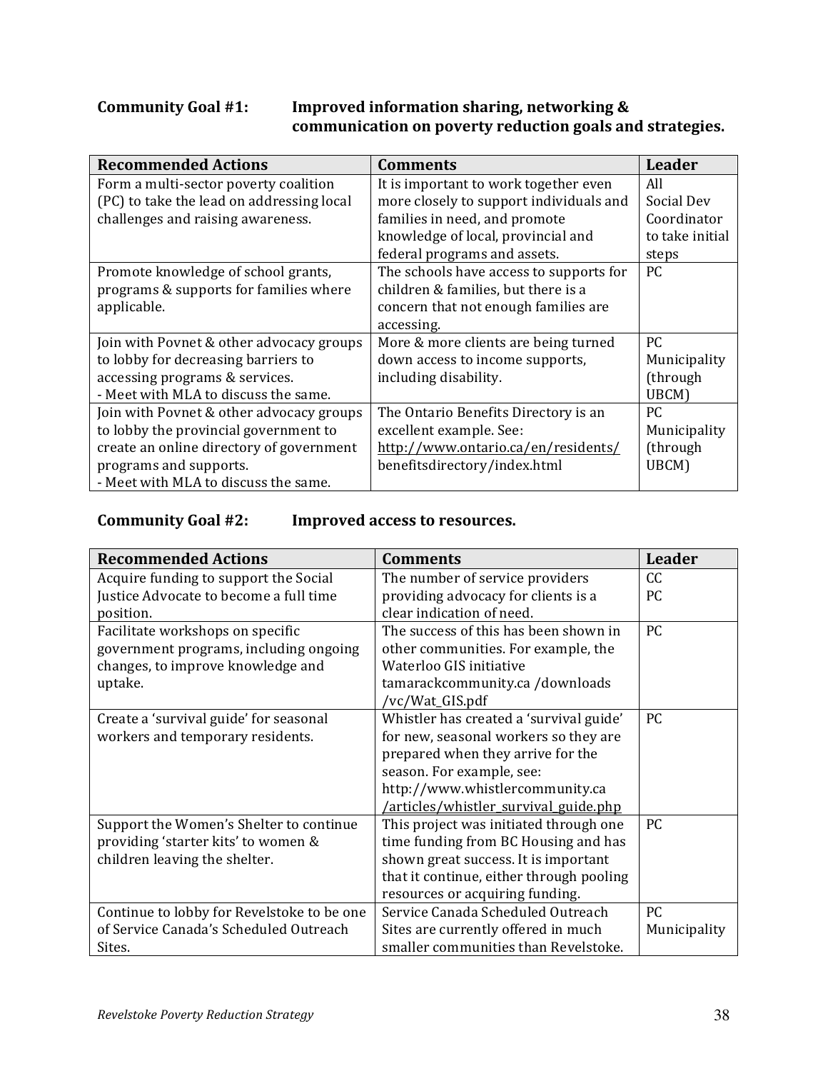**Community Goal #1: Improved information sharing, networking & communication on poverty reduction goals and strategies.**

| Recommended Actions | Comments | Leader |
|---|---|---|
| Form a multi-sector poverty coalition (PC) to take the lead on addressing local challenges and raising awareness. | It is important to work together even more closely to support individuals and families in need, and promote knowledge of local, provincial and federal programs and assets. | All<br>Social Dev Coordinator to take initial steps |
| Promote knowledge of school grants, programs & supports for families where applicable. | The schools have access to supports for children & families, but there is a concern that not enough families are accessing. | PC |
| Join with Povnet & other advocacy groups to lobby for decreasing barriers to accessing programs & services.<br>- Meet with MLA to discuss the same. | More & more clients are being turned down access to income supports, including disability. | PC<br>Municipality (through UBCM) |
| Join with Povnet & other advocacy groups to lobby the provincial government to create an online directory of government programs and supports.<br>- Meet with MLA to discuss the same. | The Ontario Benefits Directory is an excellent example. See: http://www.ontario.ca/en/residents/benefitsdirectory/index.html | PC<br>Municipality (through UBCM) |

**Community Goal #2: Improved access to resources.**

| Recommended Actions | Comments | Leader |
|---|---|---|
| Acquire funding to support the Social Justice Advocate to become a full time position. | The number of service providers providing advocacy for clients is a clear indication of need. | CC<br>PC |
| Facilitate workshops on specific government programs, including ongoing changes, to improve knowledge and uptake. | The success of this has been shown in other communities. For example, the Waterloo GIS initiative tamarackcommunity.ca /downloads /vc/Wat_GIS.pdf | PC |
| Create a 'survival guide' for seasonal workers and temporary residents. | Whistler has created a 'survival guide' for new, seasonal workers so they are prepared when they arrive for the season. For example, see: http://www.whistlercommunity.ca /articles/whistler_survival_guide.php | PC |
| Support the Women's Shelter to continue providing 'starter kits' to women & children leaving the shelter. | This project was initiated through one time funding from BC Housing and has shown great success. It is important that it continue, either through pooling resources or acquiring funding. | PC |
| Continue to lobby for Revelstoke to be one of Service Canada's Scheduled Outreach Sites. | Service Canada Scheduled Outreach Sites are currently offered in much smaller communities than Revelstoke. | PC<br>Municipality |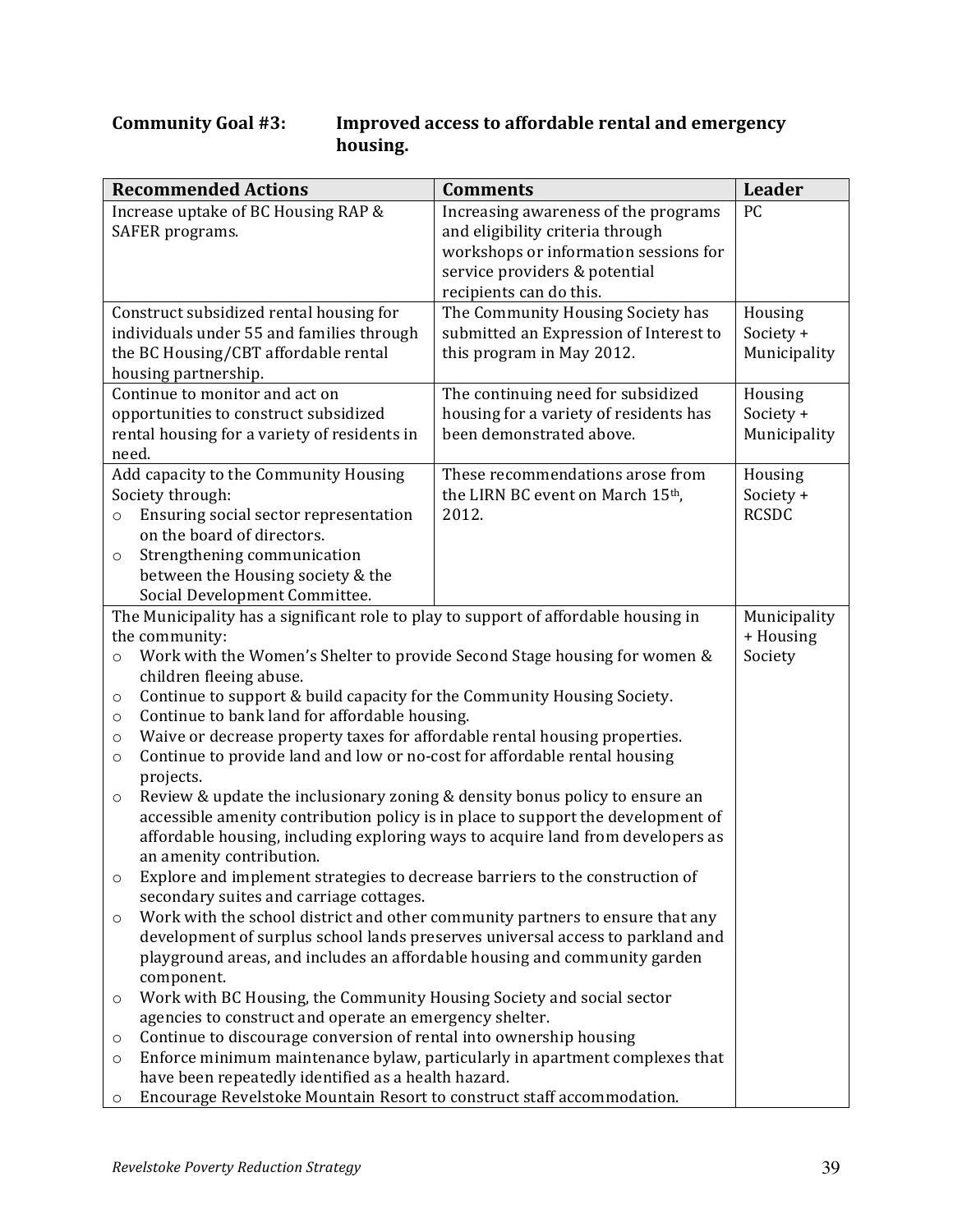**Community Goal #3:** **Improved access to affordable rental and emergency housing.**

| Recommended Actions | Comments | Leader |
|---|---|---|
| Increase uptake of BC Housing RAP & SAFER programs. | Increasing awareness of the programs and eligibility criteria through workshops or information sessions for service providers & potential recipients can do this. | PC |
| Construct subsidized rental housing for individuals under 55 and families through the BC Housing/CBT affordable rental housing partnership. | The Community Housing Society has submitted an Expression of Interest to this program in May 2012. | Housing Society + Municipality |
| Continue to monitor and act on opportunities to construct subsidized rental housing for a variety of residents in need. | The continuing need for subsidized housing for a variety of residents has been demonstrated above. | Housing Society + Municipality |
| Add capacity to the Community Housing Society through:<br>○ Ensuring social sector representation on the board of directors.<br>○ Strengthening communication between the Housing society & the Social Development Committee. | These recommendations arose from the LIRN BC event on March 15th, 2012. | Housing Society + RCSDC |
| The Municipality has a significant role to play to support of affordable housing in the community:<br>○ Work with the Women's Shelter to provide Second Stage housing for women & children fleeing abuse.<br>○ Continue to support & build capacity for the Community Housing Society.<br>○ Continue to bank land for affordable housing.<br>○ Waive or decrease property taxes for affordable rental housing properties.<br>○ Continue to provide land and low or no-cost for affordable rental housing projects.<br>○ Review & update the inclusionary zoning & density bonus policy to ensure an accessible amenity contribution policy is in place to support the development of affordable housing, including exploring ways to acquire land from developers as an amenity contribution.<br>○ Explore and implement strategies to decrease barriers to the construction of secondary suites and carriage cottages.<br>○ Work with the school district and other community partners to ensure that any development of surplus school lands preserves universal access to parkland and playground areas, and includes an affordable housing and community garden component.<br>○ Work with BC Housing, the Community Housing Society and social sector agencies to construct and operate an emergency shelter.<br>○ Continue to discourage conversion of rental into ownership housing<br>○ Enforce minimum maintenance bylaw, particularly in apartment complexes that have been repeatedly identified as a health hazard.<br>○ Encourage Revelstoke Mountain Resort to construct staff accommodation. | | Municipality + Housing Society |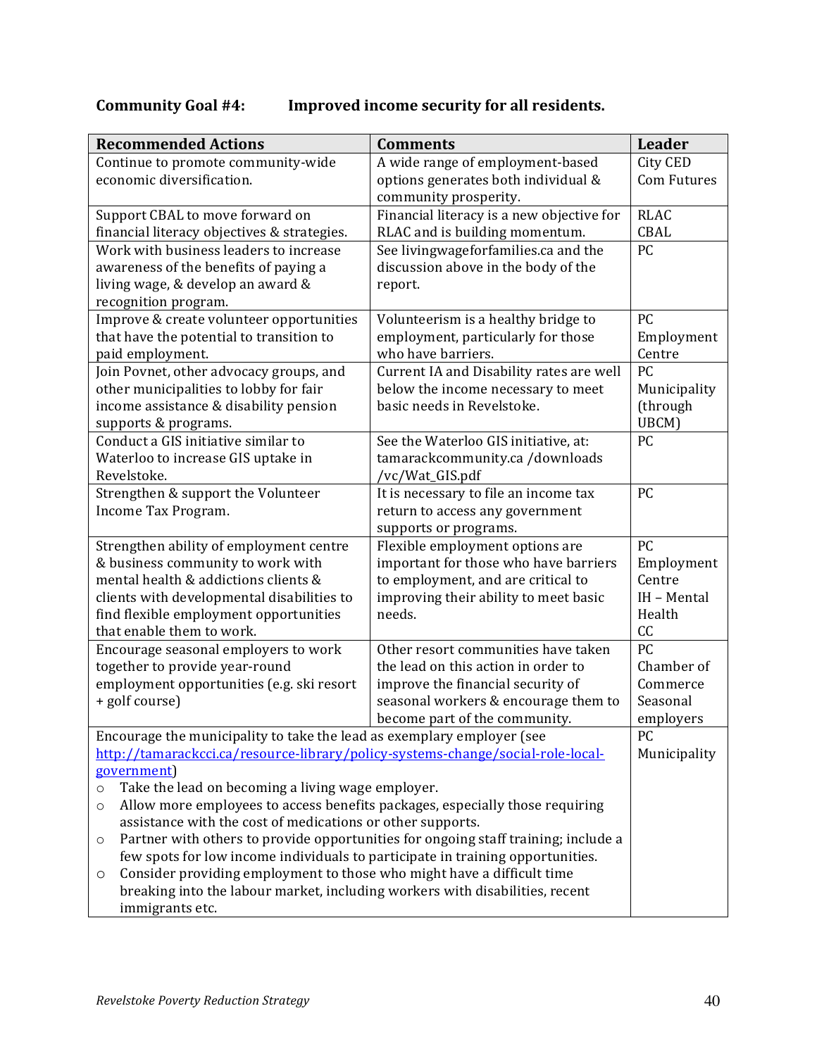**Community Goal #4: Improved income security for all residents.**

| Recommended Actions | Comments | Leader |
|---|---|---|
| Continue to promote community-wide economic diversification. | A wide range of employment-based options generates both individual & community prosperity. | City CED<br>Com Futures |
| Support CBAL to move forward on financial literacy objectives & strategies. | Financial literacy is a new objective for RLAC and is building momentum. | RLAC<br>CBAL |
| Work with business leaders to increase awareness of the benefits of paying a living wage, & develop an award & recognition program. | See livingwageforfamilies.ca and the discussion above in the body of the report. | PC |
| Improve & create volunteer opportunities that have the potential to transition to paid employment. | Volunteerism is a healthy bridge to employment, particularly for those who have barriers. | PC<br>Employment Centre |
| Join Povnet, other advocacy groups, and other municipalities to lobby for fair income assistance & disability pension supports & programs. | Current IA and Disability rates are well below the income necessary to meet basic needs in Revelstoke. | PC<br>Municipality (through UBCM) |
| Conduct a GIS initiative similar to Waterloo to increase GIS uptake in Revelstoke. | See the Waterloo GIS initiative, at: tamarackcommunity.ca /downloads /vc/Wat_GIS.pdf | PC |
| Strengthen & support the Volunteer Income Tax Program. | It is necessary to file an income tax return to access any government supports or programs. | PC |
| Strengthen ability of employment centre & business community to work with mental health & addictions clients & clients with developmental disabilities to find flexible employment opportunities that enable them to work. | Flexible employment options are important for those who have barriers to employment, and are critical to improving their ability to meet basic needs. | PC<br>Employment Centre<br>IH – Mental Health<br>CC |
| Encourage seasonal employers to work together to provide year-round employment opportunities (e.g. ski resort + golf course) | Other resort communities have taken the lead on this action in order to improve the financial security of seasonal workers & encourage them to become part of the community. | PC<br>Chamber of Commerce<br>Seasonal employers |
| Encourage the municipality to take the lead as exemplary employer (see http://tamarackcci.ca/resource-library/policy-systems-change/social-role-local-government)<br>○ Take the lead on becoming a living wage employer.<br>○ Allow more employees to access benefits packages, especially those requiring assistance with the cost of medications or other supports.<br>○ Partner with others to provide opportunities for ongoing staff training; include a few spots for low income individuals to participate in training opportunities.<br>○ Consider providing employment to those who might have a difficult time breaking into the labour market, including workers with disabilities, recent immigrants etc. | | PC<br>Municipality |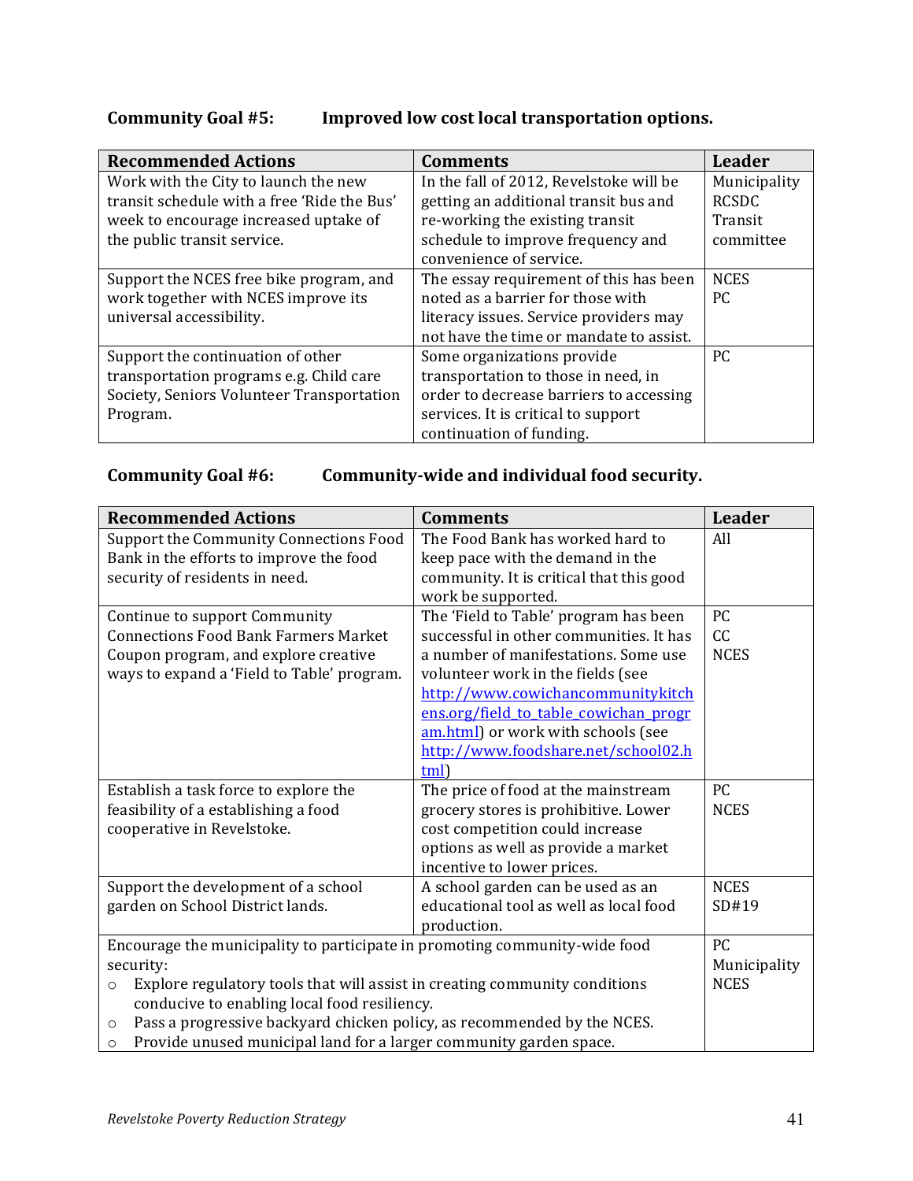### Community Goal #5: Improved low cost local transportation options.

| Recommended Actions | Comments | Leader |
|---|---|---|
| Work with the City to launch the new transit schedule with a free 'Ride the Bus' week to encourage increased uptake of the public transit service. | In the fall of 2012, Revelstoke will be getting an additional transit bus and re-working the existing transit schedule to improve frequency and convenience of service. | Municipality RCSDC Transit committee |
| Support the NCES free bike program, and work together with NCES improve its universal accessibility. | The essay requirement of this has been noted as a barrier for those with literacy issues. Service providers may not have the time or mandate to assist. | NCES PC |
| Support the continuation of other transportation programs e.g. Child care Society, Seniors Volunteer Transportation Program. | Some organizations provide transportation to those in need, in order to decrease barriers to accessing services. It is critical to support continuation of funding. | PC |

### Community Goal #6: Community-wide and individual food security.

| Recommended Actions | Comments | Leader |
|---|---|---|
| Support the Community Connections Food Bank in the efforts to improve the food security of residents in need. | The Food Bank has worked hard to keep pace with the demand in the community. It is critical that this good work be supported. | All |
| Continue to support Community Connections Food Bank Farmers Market Coupon program, and explore creative ways to expand a 'Field to Table' program. | The 'Field to Table' program has been successful in other communities. It has a number of manifestations. Some use volunteer work in the fields (see http://www.cowichancommunitykitchens.org/field_to_table_cowichan_program.html) or work with schools (see http://www.foodshare.net/school02.html) | PC CC NCES |
| Establish a task force to explore the feasibility of a establishing a food cooperative in Revelstoke. | The price of food at the mainstream grocery stores is prohibitive. Lower cost competition could increase options as well as provide a market incentive to lower prices. | PC NCES |
| Support the development of a school garden on School District lands. | A school garden can be used as an educational tool as well as local food production. | NCES SD#19 |
| Encourage the municipality to participate in promoting community-wide food security:<br>○ Explore regulatory tools that will assist in creating community conditions conducive to enabling local food resiliency.<br>○ Pass a progressive backyard chicken policy, as recommended by the NCES.<br>○ Provide unused municipal land for a larger community garden space. | | PC Municipality NCES |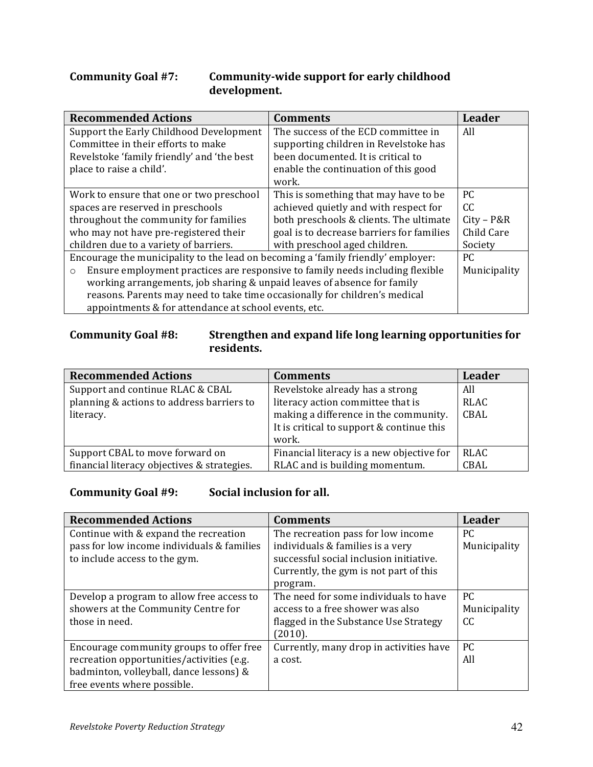### Community Goal #7: Community-wide support for early childhood development.

| Recommended Actions | Comments | Leader |
|---|---|---|
| Support the Early Childhood Development Committee in their efforts to make Revelstoke 'family friendly' and 'the best place to raise a child'. | The success of the ECD committee in supporting children in Revelstoke has been documented. It is critical to enable the continuation of this good work. | All |
| Work to ensure that one or two preschool spaces are reserved in preschools throughout the community for families who may not have pre-registered their children due to a variety of barriers. | This is something that may have to be achieved quietly and with respect for both preschools & clients. The ultimate goal is to decrease barriers for families with preschool aged children. | PC<br>CC<br>City – P&R<br>Child Care Society |
| Encourage the municipality to the lead on becoming a 'family friendly' employer:<br>○ Ensure employment practices are responsive to family needs including flexible working arrangements, job sharing & unpaid leaves of absence for family reasons. Parents may need to take time occasionally for children's medical appointments & for attendance at school events, etc. | | PC<br>Municipality |

### Community Goal #8: Strengthen and expand life long learning opportunities for residents.

| Recommended Actions | Comments | Leader |
|---|---|---|
| Support and continue RLAC & CBAL planning & actions to address barriers to literacy. | Revelstoke already has a strong literacy action committee that is making a difference in the community. It is critical to support & continue this work. | All<br>RLAC<br>CBAL |
| Support CBAL to move forward on financial literacy objectives & strategies. | Financial literacy is a new objective for RLAC and is building momentum. | RLAC<br>CBAL |

### Community Goal #9: Social inclusion for all.

| Recommended Actions | Comments | Leader |
|---|---|---|
| Continue with & expand the recreation pass for low income individuals & families to include access to the gym. | The recreation pass for low income individuals & families is a very successful social inclusion initiative. Currently, the gym is not part of this program. | PC<br>Municipality |
| Develop a program to allow free access to showers at the Community Centre for those in need. | The need for some individuals to have access to a free shower was also flagged in the Substance Use Strategy (2010). | PC<br>Municipality<br>CC |
| Encourage community groups to offer free recreation opportunities/activities (e.g. badminton, volleyball, dance lessons) & free events where possible. | Currently, many drop in activities have a cost. | PC<br>All |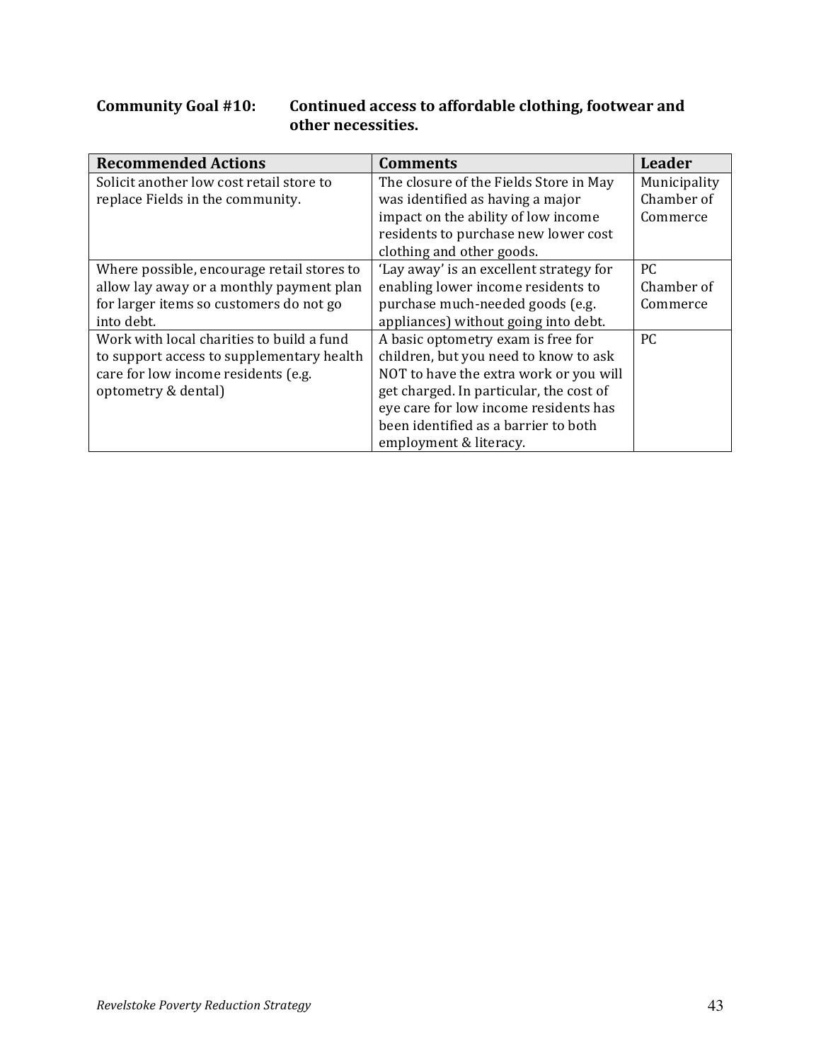**Community Goal #10: Continued access to affordable clothing, footwear and other necessities.**

| Recommended Actions | Comments | Leader |
|---|---|---|
| Solicit another low cost retail store to replace Fields in the community. | The closure of the Fields Store in May was identified as having a major impact on the ability of low income residents to purchase new lower cost clothing and other goods. | Municipality<br>Chamber of Commerce |
| Where possible, encourage retail stores to allow lay away or a monthly payment plan for larger items so customers do not go into debt. | 'Lay away' is an excellent strategy for enabling lower income residents to purchase much-needed goods (e.g. appliances) without going into debt. | PC<br>Chamber of Commerce |
| Work with local charities to build a fund to support access to supplementary health care for low income residents (e.g. optometry & dental) | A basic optometry exam is free for children, but you need to know to ask NOT to have the extra work or you will get charged. In particular, the cost of eye care for low income residents has been identified as a barrier to both employment & literacy. | PC |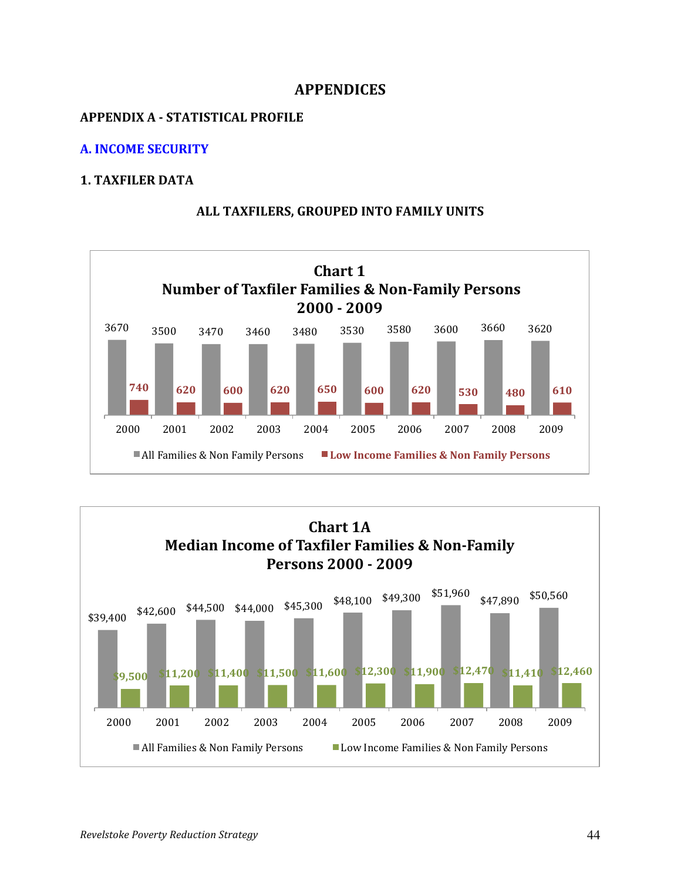# APPENDICES

## APPENDIX A - STATISTICAL PROFILE

### A. INCOME SECURITY

#### 1. TAXFILER DATA

**ALL TAXFILERS, GROUPED INTO FAMILY UNITS**

**Chart 1**
**Number of Taxfiler Families & Non-Family Persons**
**2000 - 2009**

3670 740 3500 620 3470 600 3460 620 3480 650 3530 600 3580 620 3600 530 3660 480 3620 610

2000 2001 2002 2003 2004 2005 2006 2007 2008 2009

All Families & Non Family Persons
Low Income Families & Non Family Persons

**Chart 1A**
**Median Income of Taxfiler Families & Non-Family Persons 2000 - 2009**

$39,400 $9,500 $42,600 $11,200 $44,500 $11,400 $44,000 $11,500 $45,300 $11,600 $48,100 $12,300 $49,300 $11,900 $51,960 $12,470 $47,890 $11,410 $50,560 $12,460

2000 2001 2002 2003 2004 2005 2006 2007 2008 2009

All Families & Non Family Persons
Low Income Families & Non Family Persons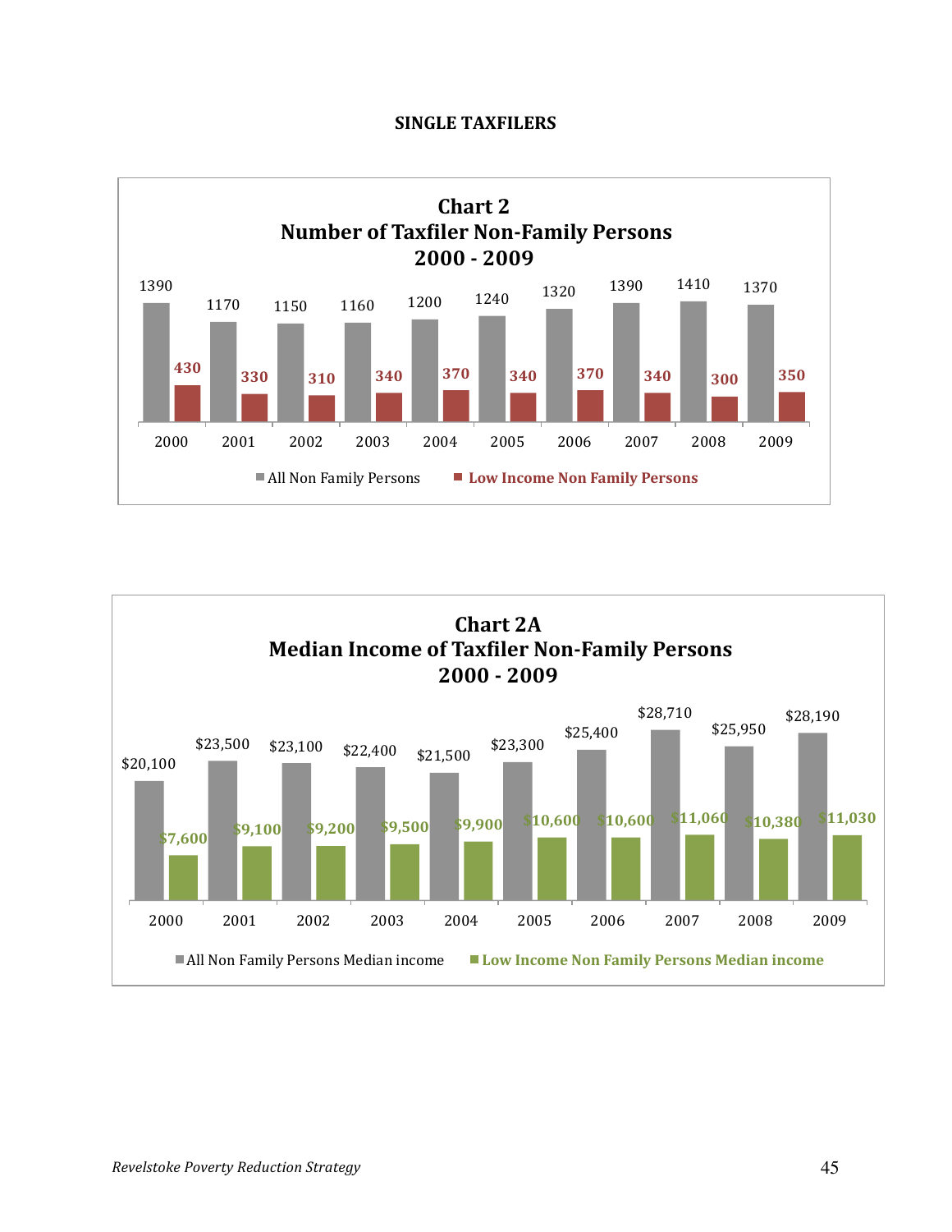**SINGLE TAXFILERS**

**Chart 2**
**Number of Taxfiler Non-Family Persons**
**2000 - 2009**

1390
430
1170
330
1150
310
1160
340
1200
370
1240
340
1320
370
1390
340
1410
300
1370
350

2000 2001 2002 2003 2004 2005 2006 2007 2008 2009

All Non Family Persons
Low Income Non Family Persons

**Chart 2A**
**Median Income of Taxfiler Non-Family Persons**
**2000 - 2009**

$20,100
$7,600
$23,500
$9,100
$23,100
$9,200
$22,400
$9,500
$21,500
$9,900
$23,300
$10,600
$25,400
$10,600
$28,710
$11,060
$25,950
$10,380
$28,190
$11,030

2000 2001 2002 2003 2004 2005 2006 2007 2008 2009

All Non Family Persons Median income
Low Income Non Family Persons Median income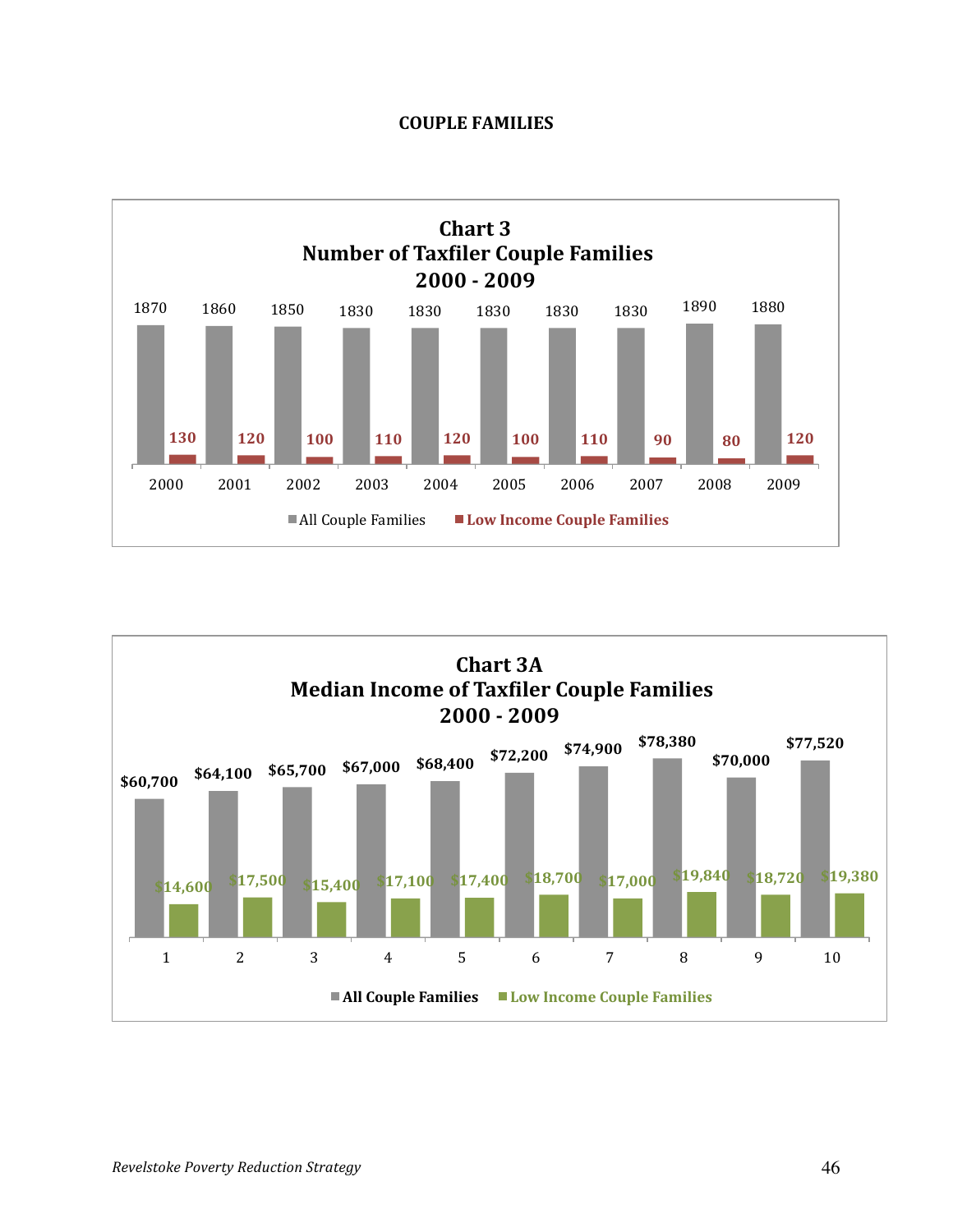**COUPLE FAMILIES**

Chart 3
Number of Taxfiler Couple Families
2000 - 2009

1870 1860 1850 1830 1830 1830 1830 1830 1890 1880

130 120 100 110 120 100 110 90 80 120

2000 2001 2002 2003 2004 2005 2006 2007 2008 2009

All Couple Families
Low Income Couple Families

Chart 3A
Median Income of Taxfiler Couple Families
2000 - 2009

$60,700 $64,100 $65,700 $67,000 $68,400 $72,200 $74,900 $78,380 $70,000 $77,520

$14,600 $17,500 $15,400 $17,100 $17,400 $18,700 $17,000 $19,840 $18,720 $19,380

1 2 3 4 5 6 7 8 9 10

All Couple Families
Low Income Couple Families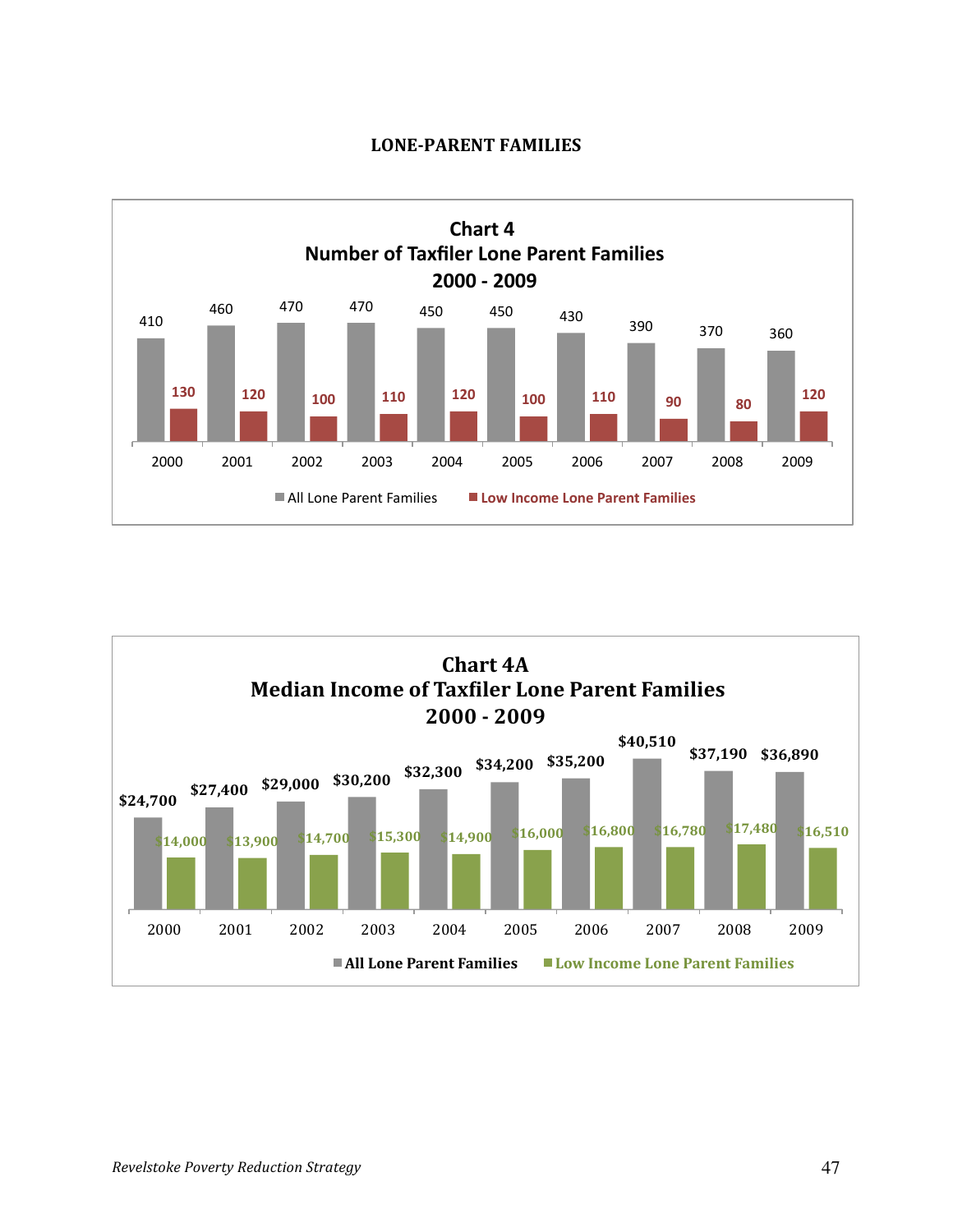# LONE-PARENT FAMILIES

**Chart 4**
**Number of Taxfiler Lone Parent Families**
**2000 - 2009**

410
130
460
120
470
100
470
110
450
120
450
100
430
110
390
90
370
80
360
120

2000 2001 2002 2003 2004 2005 2006 2007 2008 2009

All Lone Parent Families
Low Income Lone Parent Families

**Chart 4A**
**Median Income of Taxfiler Lone Parent Families**
**2000 - 2009**

$24,700
$14,000
$27,400
$13,900
$29,000
$14,700
$30,200
$15,300
$32,300
$14,900
$34,200
$16,000
$35,200
$16,800
$40,510
$16,780
$37,190
$17,480
$36,890
$16,510

2000 2001 2002 2003 2004 2005 2006 2007 2008 2009

All Lone Parent Families
Low Income Lone Parent Families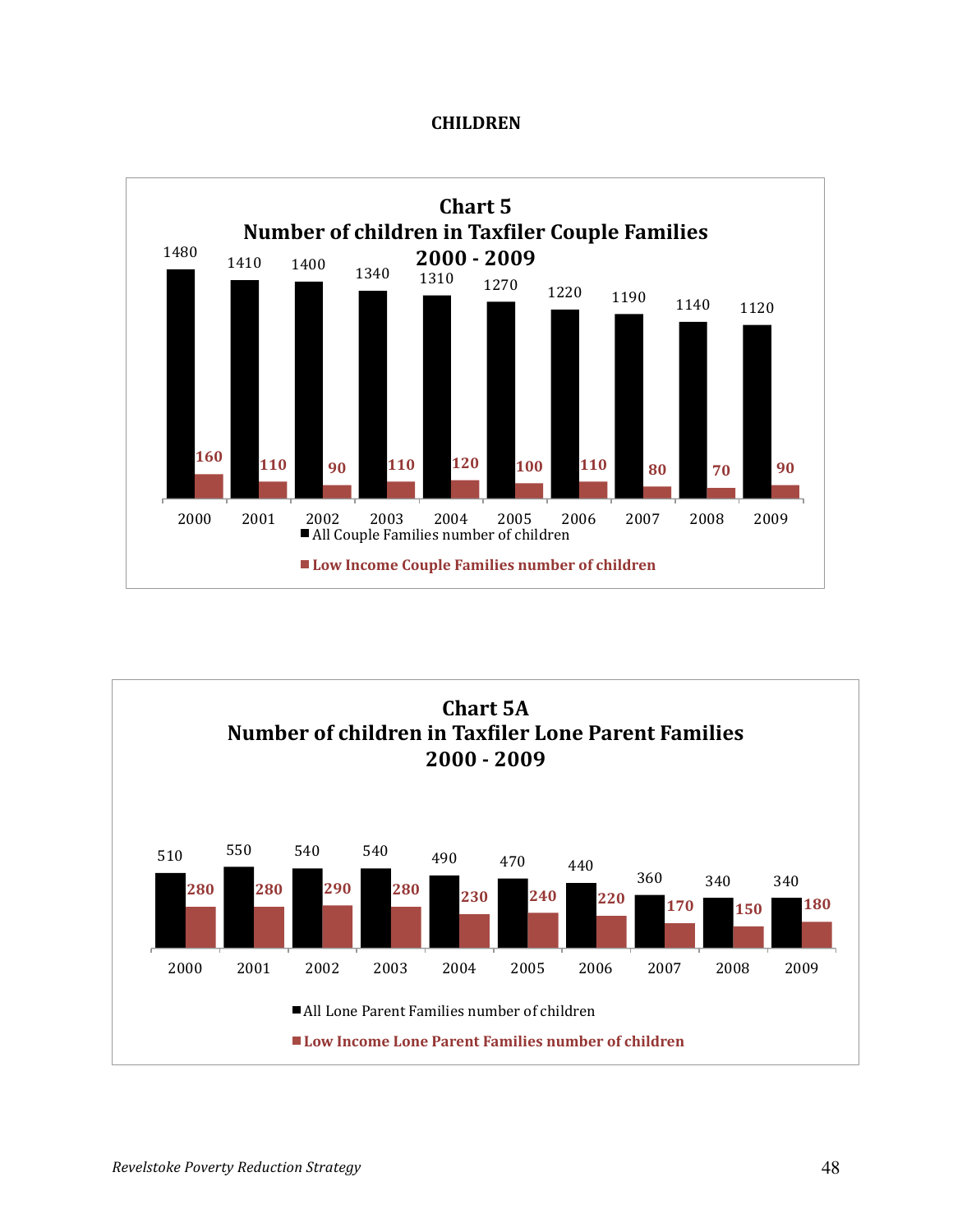## CHILDREN

**Chart 5**
**Number of children in Taxfiler Couple Families**
**2000 - 2009**

1480
160
1410
110
1400
90
1340
110
1310
120
1270
100
1220
110
1190
80
1140
70
1120
90

2000 2001 2002 2003 2004 2005 2006 2007 2008 2009

All Couple Families number of children

Low Income Couple Families number of children

**Chart 5A**
**Number of children in Taxfiler Lone Parent Families**
**2000 - 2009**

510
280
550
280
540
290
540
280
490
230
470
240
440
220
360
170
340
150
340
180

2000 2001 2002 2003 2004 2005 2006 2007 2008 2009

All Lone Parent Families number of children

Low Income Lone Parent Families number of children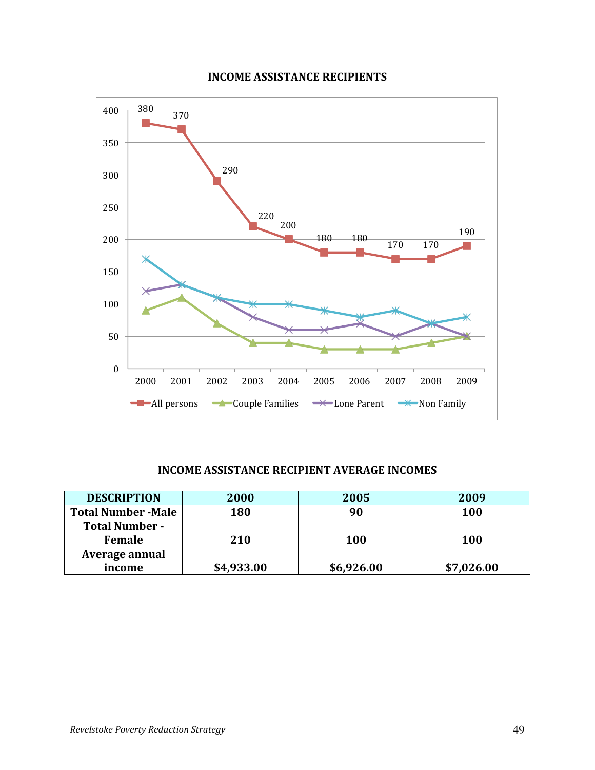### INCOME ASSISTANCE RECIPIENTS

400
350
300
250
200
150
100
50
0

380
370
290
220
200
180
180
170
170
190

2000 2001 2002 2003 2004 2005 2006 2007 2008 2009

All persons
Couple Families
Lone Parent
Non Family

### INCOME ASSISTANCE RECIPIENT AVERAGE INCOMES

| DESCRIPTION | 2000 | 2005 | 2009 |
|---|---|---|---|
| Total Number -Male | 180 | 90 | 100 |
| Total Number - Female | 210 | 100 | 100 |
| Average annual income | $4,933.00 | $6,926.00 | $7,026.00 |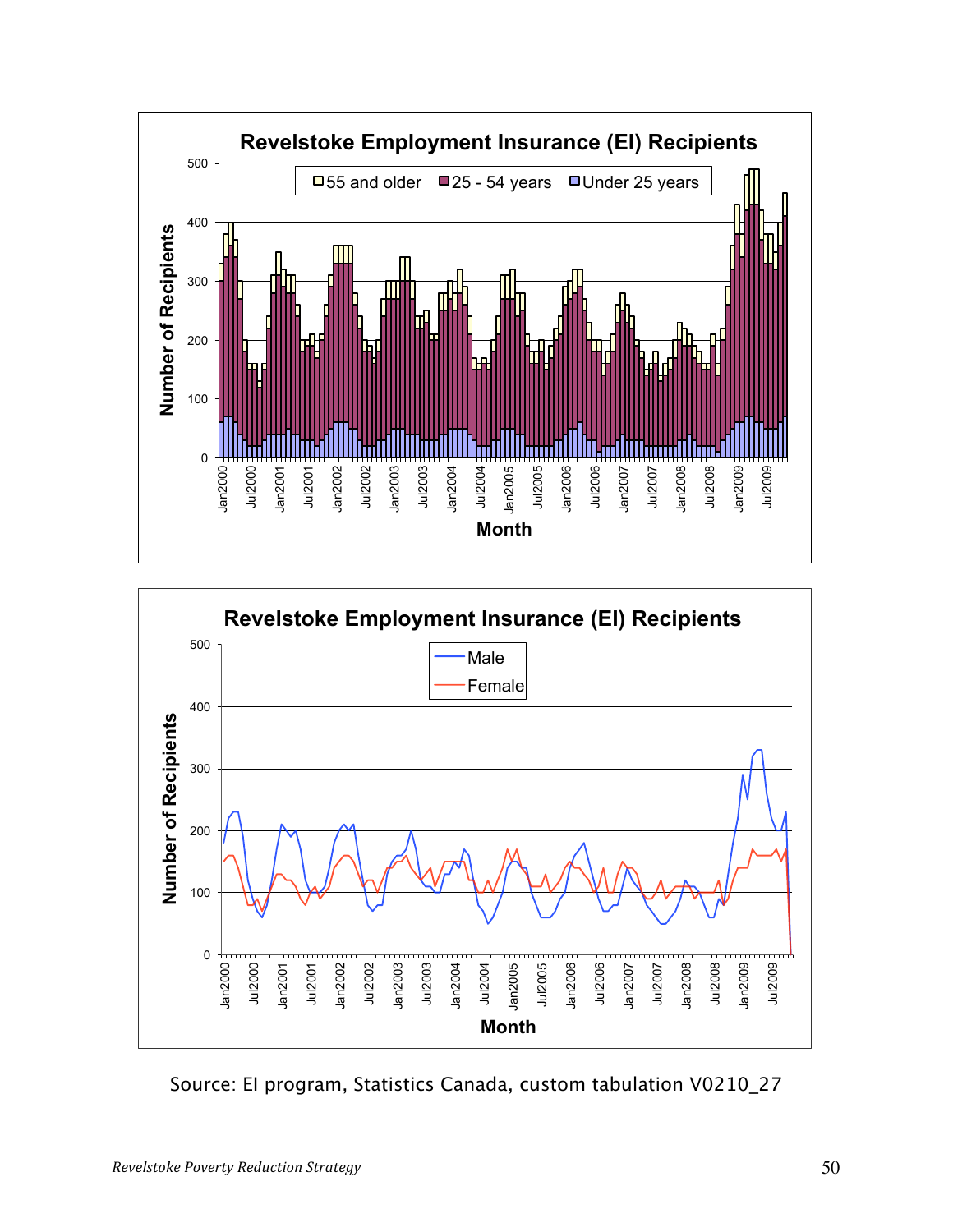Revelstoke Employment Insurance (EI) Recipients

500
400
300
200
100
0

Number of Recipients

55 and older
25 - 54 years
Under 25 years

Jan2000 Jul2000 Jan2001 Jul2001 Jan2002 Jul2002 Jan2003 Jul2003 Jan2004 Jul2004 Jan2005 Jul2005 Jan2006 Jul2006 Jan2007 Jul2007 Jan2008 Jul2008 Jan2009 Jul2009

Month

Revelstoke Employment Insurance (EI) Recipients

500
400
300
200
100
0

Number of Recipients

Male
Female

Jan2000 Jul2000 Jan2001 Jul2001 Jan2002 Jul2002 Jan2003 Jul2003 Jan2004 Jul2004 Jan2005 Jul2005 Jan2006 Jul2006 Jan2007 Jul2007 Jan2008 Jul2008 Jan2009 Jul2009

Month

Source: EI program, Statistics Canada, custom tabulation V0210_27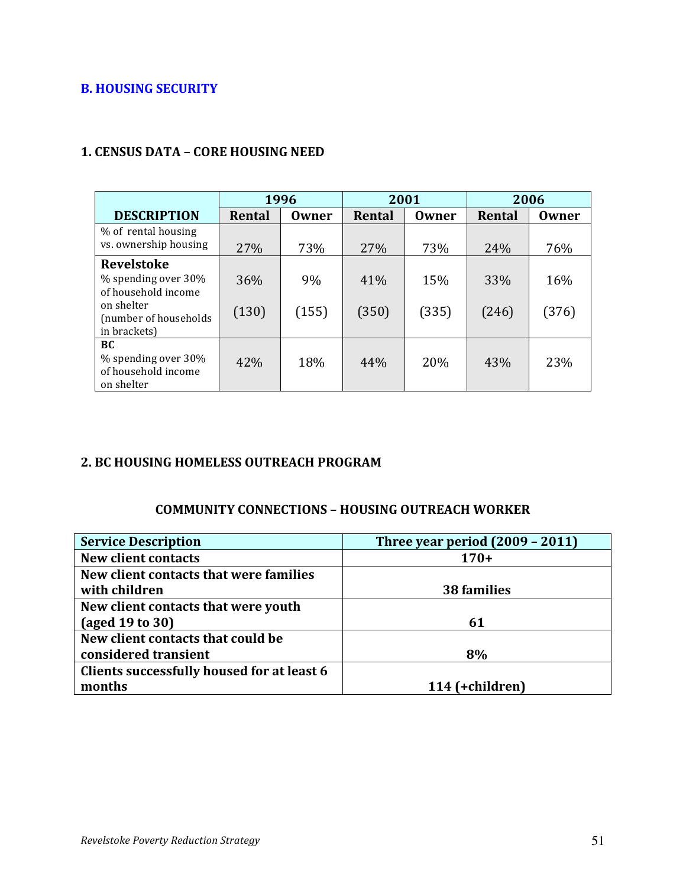## B. HOUSING SECURITY

### 1. CENSUS DATA – CORE HOUSING NEED

| DESCRIPTION | 1996 | | 2001 | | 2006 | |
|---|---|---|---|---|---|---|
| | Rental | Owner | Rental | Owner | Rental | Owner |
| % of rental housing vs. ownership housing | 27% | 73% | 27% | 73% | 24% | 76% |
| **Revelstoke** % spending over 30% of household income on shelter (number of households in brackets) | 36% (130) | 9% (155) | 41% (350) | 15% (335) | 33% (246) | 16% (376) |
| **BC** % spending over 30% of household income on shelter | 42% | 18% | 44% | 20% | 43% | 23% |

### 2. BC HOUSING HOMELESS OUTREACH PROGRAM

**COMMUNITY CONNECTIONS – HOUSING OUTREACH WORKER**

| Service Description | Three year period (2009 – 2011) |
|---|---|
| **New client contacts** | **170+** |
| **New client contacts that were families with children** | **38 families** |
| **New client contacts that were youth (aged 19 to 30)** | **61** |
| **New client contacts that could be considered transient** | **8%** |
| **Clients successfully housed for at least 6 months** | **114 (+children)** |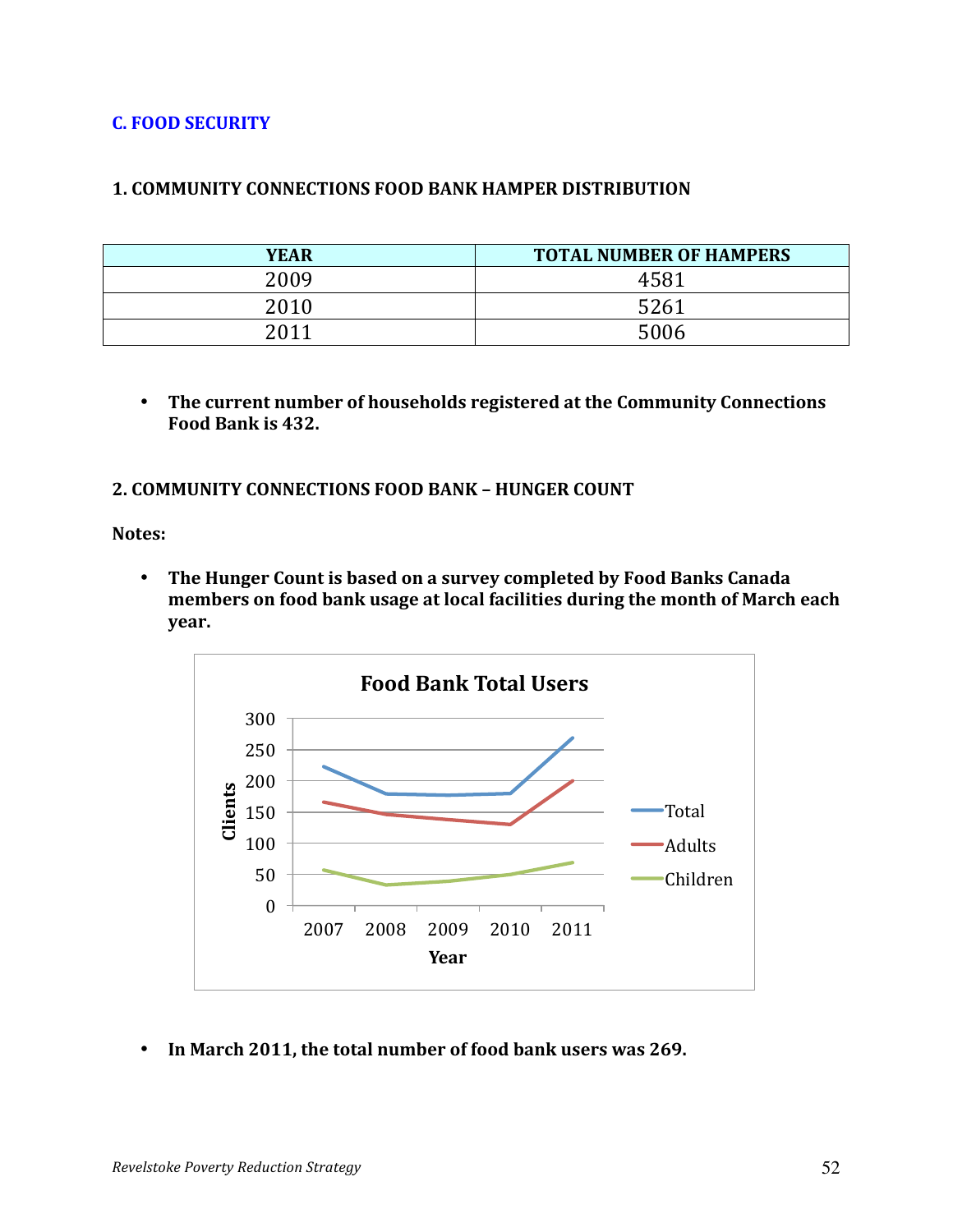## C. FOOD SECURITY

### 1. COMMUNITY CONNECTIONS FOOD BANK HAMPER DISTRIBUTION

| YEAR | TOTAL NUMBER OF HAMPERS |
|---|---|
| 2009 | 4581 |
| 2010 | 5261 |
| 2011 | 5006 |

- **The current number of households registered at the Community Connections Food Bank is 432.**

### 2. COMMUNITY CONNECTIONS FOOD BANK – HUNGER COUNT

**Notes:**

- **The Hunger Count is based on a survey completed by Food Banks Canada members on food bank usage at local facilities during the month of March each year.**

Food Bank Total Users

Clients

300
250
200
150
100
50
0

2007 2008 2009 2010 2011

Year

Total
Adults
Children

- **In March 2011, the total number of food bank users was 269.**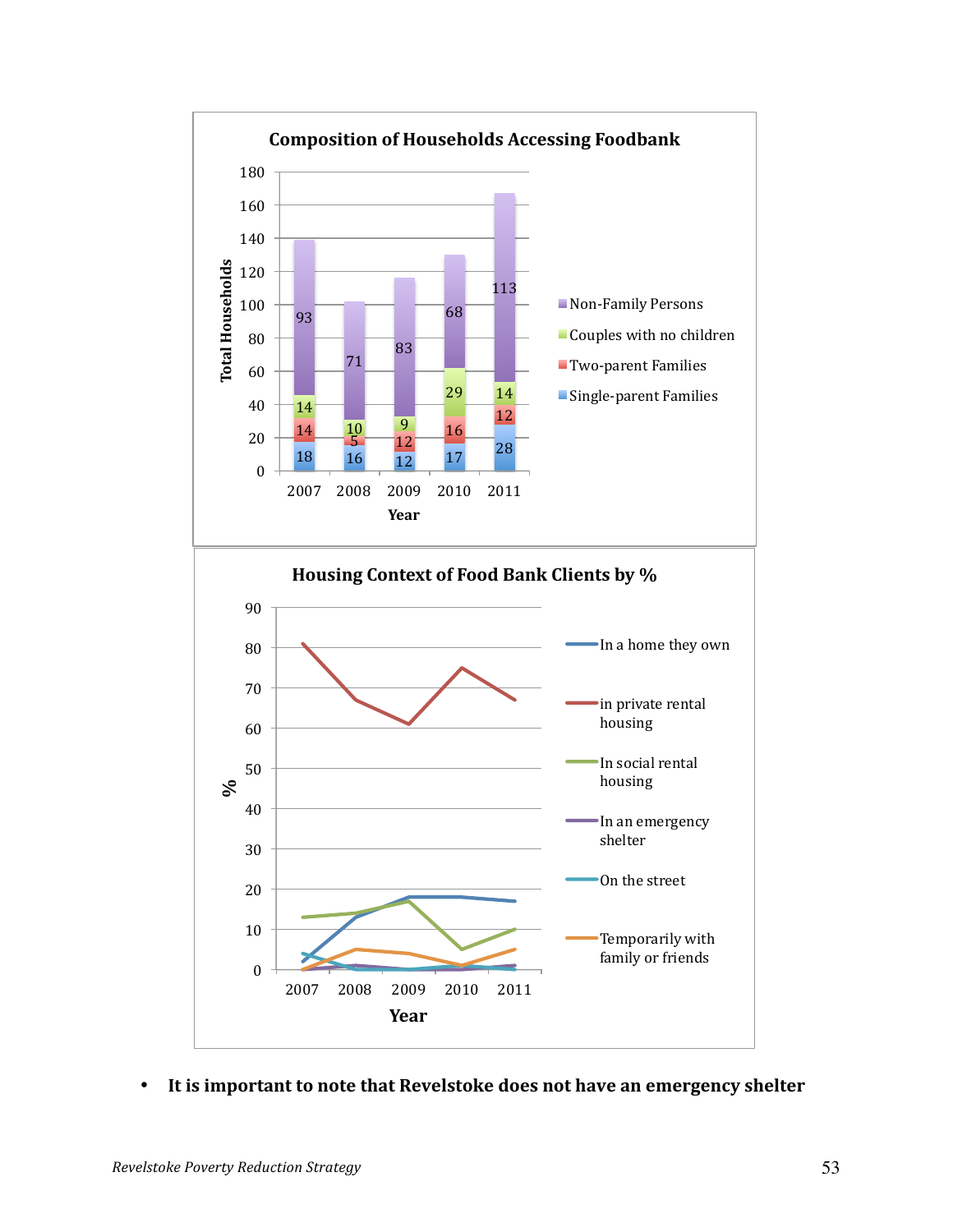Composition of Households Accessing Foodbank

Total Households

180
160
140
120
100
80
60
40
20
0

93
14
14
18

71
10
5
16

83
9
12
12

68
29
16
17

113
14
12
28

2007 2008 2009 2010 2011

Year

Non-Family Persons
Couples with no children
Two-parent Families
Single-parent Families

Housing Context of Food Bank Clients by %

%

90
80
70
60
50
40
30
20
10
0

2007 2008 2009 2010 2011

Year

In a home they own
in private rental housing
In social rental housing
In an emergency shelter
On the street
Temporarily with family or friends

- **It is important to note that Revelstoke does not have an emergency shelter**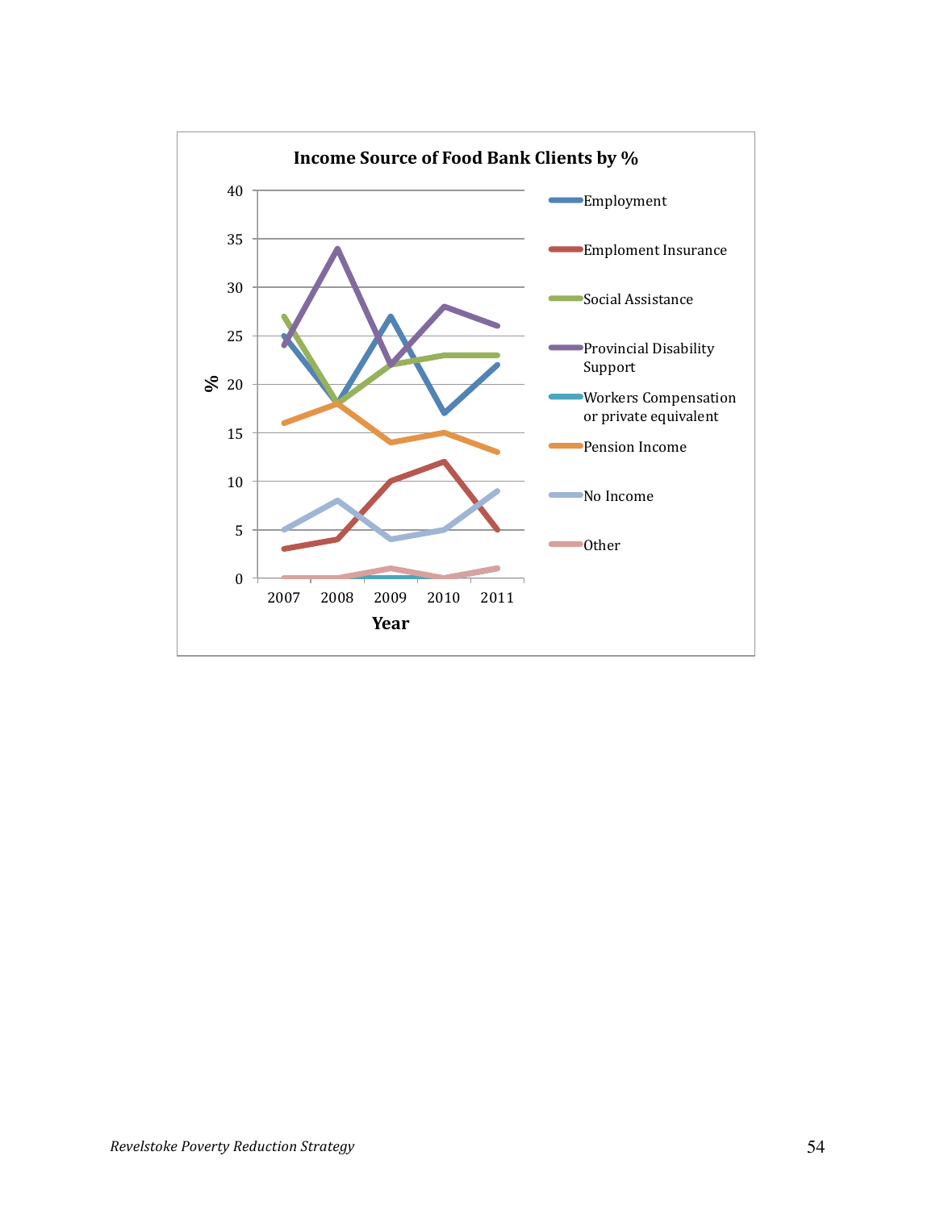Income Source of Food Bank Clients by %

40
35
30
25
20
15
10
5
0

%

2007
2008
2009
2010
2011

Year

Employment
Emploment Insurance
Social Assistance
Provincial Disability Support
Workers Compensation or private equivalent
Pension Income
No Income
Other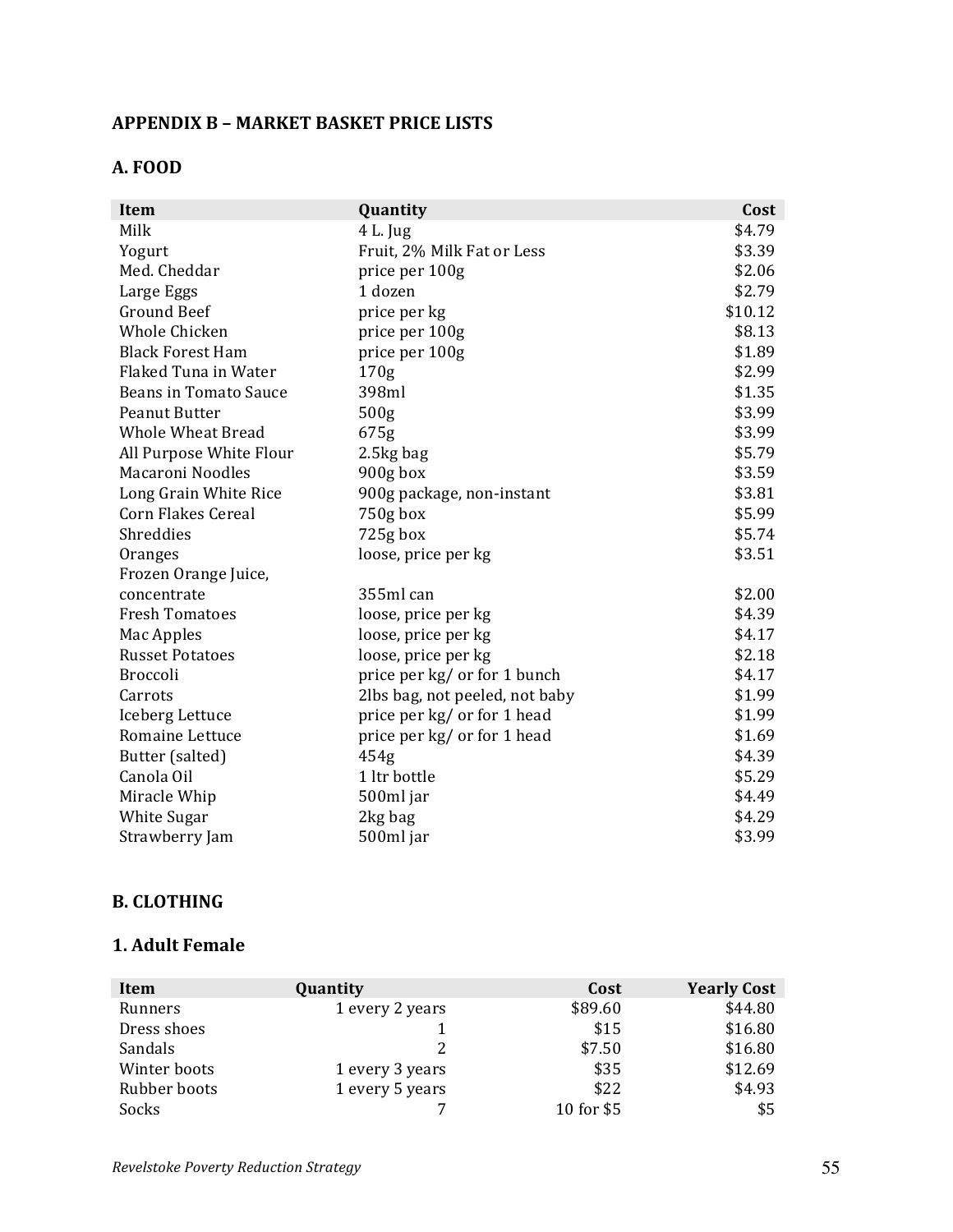## APPENDIX B – MARKET BASKET PRICE LISTS

### A. FOOD

| Item | Quantity | Cost |
|---|---|---|
| Milk | 4 L. Jug | $4.79 |
| Yogurt | Fruit, 2% Milk Fat or Less | $3.39 |
| Med. Cheddar | price per 100g | $2.06 |
| Large Eggs | 1 dozen | $2.79 |
| Ground Beef | price per kg | $10.12 |
| Whole Chicken | price per 100g | $8.13 |
| Black Forest Ham | price per 100g | $1.89 |
| Flaked Tuna in Water | 170g | $2.99 |
| Beans in Tomato Sauce | 398ml | $1.35 |
| Peanut Butter | 500g | $3.99 |
| Whole Wheat Bread | 675g | $3.99 |
| All Purpose White Flour | 2.5kg bag | $5.79 |
| Macaroni Noodles | 900g box | $3.59 |
| Long Grain White Rice | 900g package, non-instant | $3.81 |
| Corn Flakes Cereal | 750g box | $5.99 |
| Shreddies | 725g box | $5.74 |
| Oranges | loose, price per kg | $3.51 |
| Frozen Orange Juice, concentrate | 355ml can | $2.00 |
| Fresh Tomatoes | loose, price per kg | $4.39 |
| Mac Apples | loose, price per kg | $4.17 |
| Russet Potatoes | loose, price per kg | $2.18 |
| Broccoli | price per kg/ or for 1 bunch | $4.17 |
| Carrots | 2lbs bag, not peeled, not baby | $1.99 |
| Iceberg Lettuce | price per kg/ or for 1 head | $1.99 |
| Romaine Lettuce | price per kg/ or for 1 head | $1.69 |
| Butter (salted) | 454g | $4.39 |
| Canola Oil | 1 ltr bottle | $5.29 |
| Miracle Whip | 500ml jar | $4.49 |
| White Sugar | 2kg bag | $4.29 |
| Strawberry Jam | 500ml jar | $3.99 |

### B. CLOTHING

### 1. Adult Female

| Item | Quantity | Cost | Yearly Cost |
|---|---|---|---|
| Runners | 1 every 2 years | $89.60 | $44.80 |
| Dress shoes | 1 | $15 | $16.80 |
| Sandals | 2 | $7.50 | $16.80 |
| Winter boots | 1 every 3 years | $35 | $12.69 |
| Rubber boots | 1 every 5 years | $22 | $4.93 |
| Socks | 7 | 10 for $5 | $5 |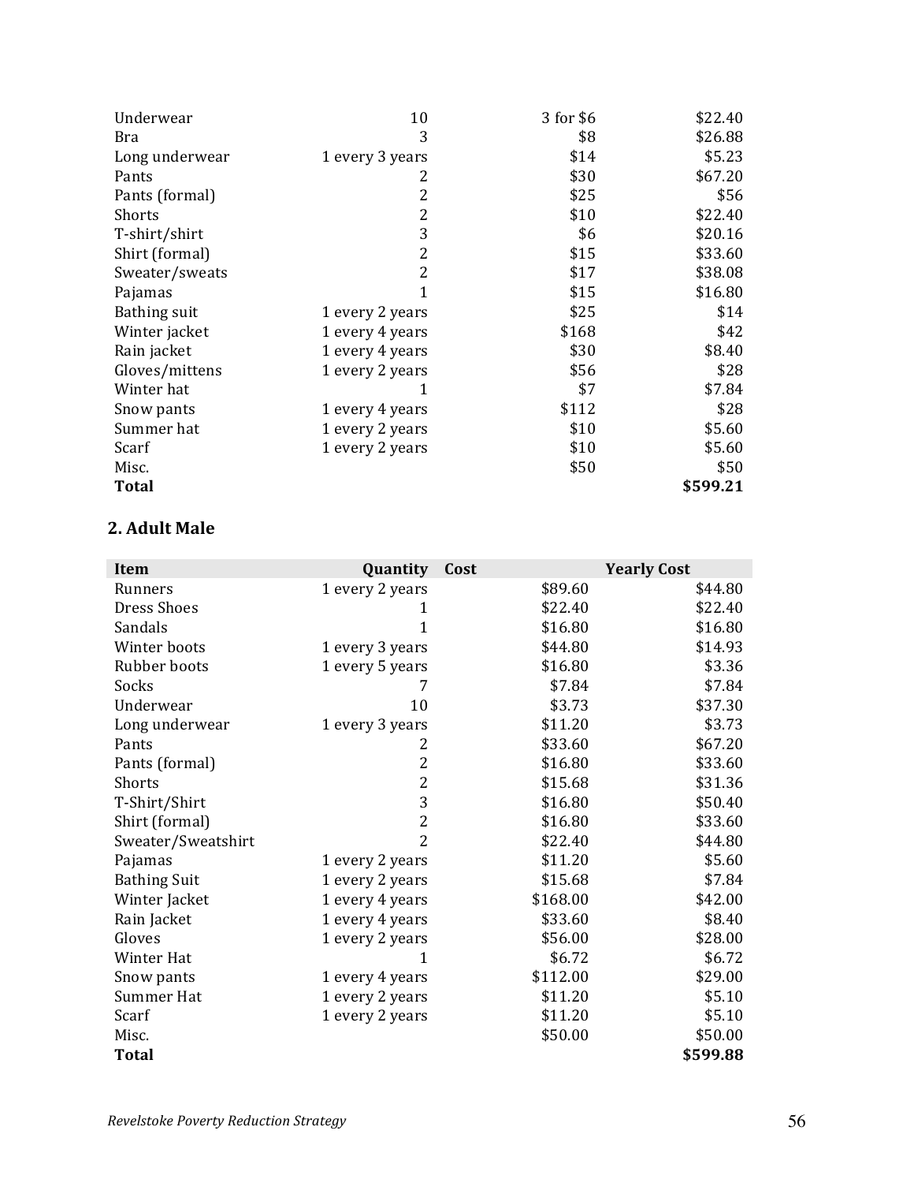| | | | |
|---|---:|---:|---:|
| Underwear | 10 | 3 for $6 | $22.40 |
| Bra | 3 | $8 | $26.88 |
| Long underwear | 1 every 3 years | $14 | $5.23 |
| Pants | 2 | $30 | $67.20 |
| Pants (formal) | 2 | $25 | $56 |
| Shorts | 2 | $10 | $22.40 |
| T-shirt/shirt | 3 | $6 | $20.16 |
| Shirt (formal) | 2 | $15 | $33.60 |
| Sweater/sweats | 2 | $17 | $38.08 |
| Pajamas | 1 | $15 | $16.80 |
| Bathing suit | 1 every 2 years | $25 | $14 |
| Winter jacket | 1 every 4 years | $168 | $42 |
| Rain jacket | 1 every 4 years | $30 | $8.40 |
| Gloves/mittens | 1 every 2 years | $56 | $28 |
| Winter hat | 1 | $7 | $7.84 |
| Snow pants | 1 every 4 years | $112 | $28 |
| Summer hat | 1 every 2 years | $10 | $5.60 |
| Scarf | 1 every 2 years | $10 | $5.60 |
| Misc. | | $50 | $50 |
| **Total** | | | **$599.21** |

## 2. Adult Male

| Item | Quantity | Cost | Yearly Cost |
|---|---:|---:|---:|
| Runners | 1 every 2 years | $89.60 | $44.80 |
| Dress Shoes | 1 | $22.40 | $22.40 |
| Sandals | 1 | $16.80 | $16.80 |
| Winter boots | 1 every 3 years | $44.80 | $14.93 |
| Rubber boots | 1 every 5 years | $16.80 | $3.36 |
| Socks | 7 | $7.84 | $7.84 |
| Underwear | 10 | $3.73 | $37.30 |
| Long underwear | 1 every 3 years | $11.20 | $3.73 |
| Pants | 2 | $33.60 | $67.20 |
| Pants (formal) | 2 | $16.80 | $33.60 |
| Shorts | 2 | $15.68 | $31.36 |
| T-Shirt/Shirt | 3 | $16.80 | $50.40 |
| Shirt (formal) | 2 | $16.80 | $33.60 |
| Sweater/Sweatshirt | 2 | $22.40 | $44.80 |
| Pajamas | 1 every 2 years | $11.20 | $5.60 |
| Bathing Suit | 1 every 2 years | $15.68 | $7.84 |
| Winter Jacket | 1 every 4 years | $168.00 | $42.00 |
| Rain Jacket | 1 every 4 years | $33.60 | $8.40 |
| Gloves | 1 every 2 years | $56.00 | $28.00 |
| Winter Hat | 1 | $6.72 | $6.72 |
| Snow pants | 1 every 4 years | $112.00 | $29.00 |
| Summer Hat | 1 every 2 years | $11.20 | $5.10 |
| Scarf | 1 every 2 years | $11.20 | $5.10 |
| Misc. | | $50.00 | $50.00 |
| **Total** | | | **$599.88** |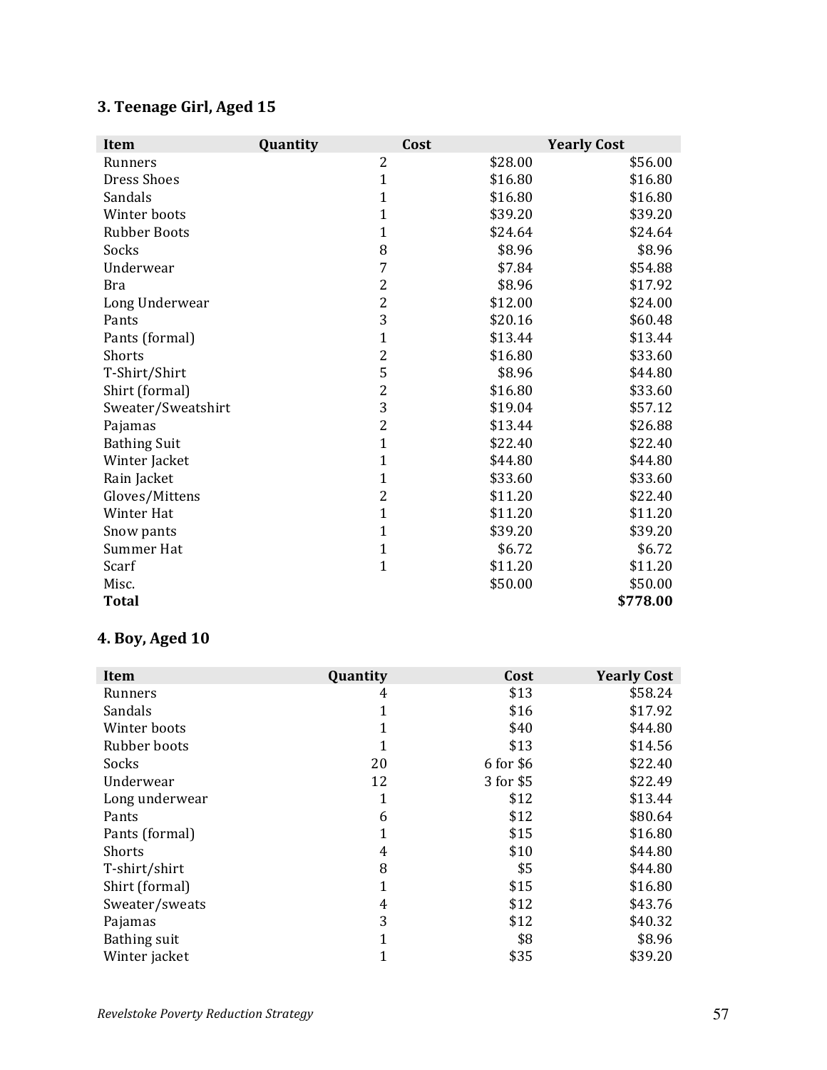### 3. Teenage Girl, Aged 15

| Item | Quantity | Cost | Yearly Cost |
|---|---|---|---|
| Runners | 2 | $28.00 | $56.00 |
| Dress Shoes | 1 | $16.80 | $16.80 |
| Sandals | 1 | $16.80 | $16.80 |
| Winter boots | 1 | $39.20 | $39.20 |
| Rubber Boots | 1 | $24.64 | $24.64 |
| Socks | 8 | $8.96 | $8.96 |
| Underwear | 7 | $7.84 | $54.88 |
| Bra | 2 | $8.96 | $17.92 |
| Long Underwear | 2 | $12.00 | $24.00 |
| Pants | 3 | $20.16 | $60.48 |
| Pants (formal) | 1 | $13.44 | $13.44 |
| Shorts | 2 | $16.80 | $33.60 |
| T-Shirt/Shirt | 5 | $8.96 | $44.80 |
| Shirt (formal) | 2 | $16.80 | $33.60 |
| Sweater/Sweatshirt | 3 | $19.04 | $57.12 |
| Pajamas | 2 | $13.44 | $26.88 |
| Bathing Suit | 1 | $22.40 | $22.40 |
| Winter Jacket | 1 | $44.80 | $44.80 |
| Rain Jacket | 1 | $33.60 | $33.60 |
| Gloves/Mittens | 2 | $11.20 | $22.40 |
| Winter Hat | 1 | $11.20 | $11.20 |
| Snow pants | 1 | $39.20 | $39.20 |
| Summer Hat | 1 | $6.72 | $6.72 |
| Scarf | 1 | $11.20 | $11.20 |
| Misc. | | $50.00 | $50.00 |
| **Total** | | | **$778.00** |

### 4. Boy, Aged 10

| Item | Quantity | Cost | Yearly Cost |
|---|---|---|---|
| Runners | 4 | $13 | $58.24 |
| Sandals | 1 | $16 | $17.92 |
| Winter boots | 1 | $40 | $44.80 |
| Rubber boots | 1 | $13 | $14.56 |
| Socks | 20 | 6 for $6 | $22.40 |
| Underwear | 12 | 3 for $5 | $22.49 |
| Long underwear | 1 | $12 | $13.44 |
| Pants | 6 | $12 | $80.64 |
| Pants (formal) | 1 | $15 | $16.80 |
| Shorts | 4 | $10 | $44.80 |
| T-shirt/shirt | 8 | $5 | $44.80 |
| Shirt (formal) | 1 | $15 | $16.80 |
| Sweater/sweats | 4 | $12 | $43.76 |
| Pajamas | 3 | $12 | $40.32 |
| Bathing suit | 1 | $8 | $8.96 |
| Winter jacket | 1 | $35 | $39.20 |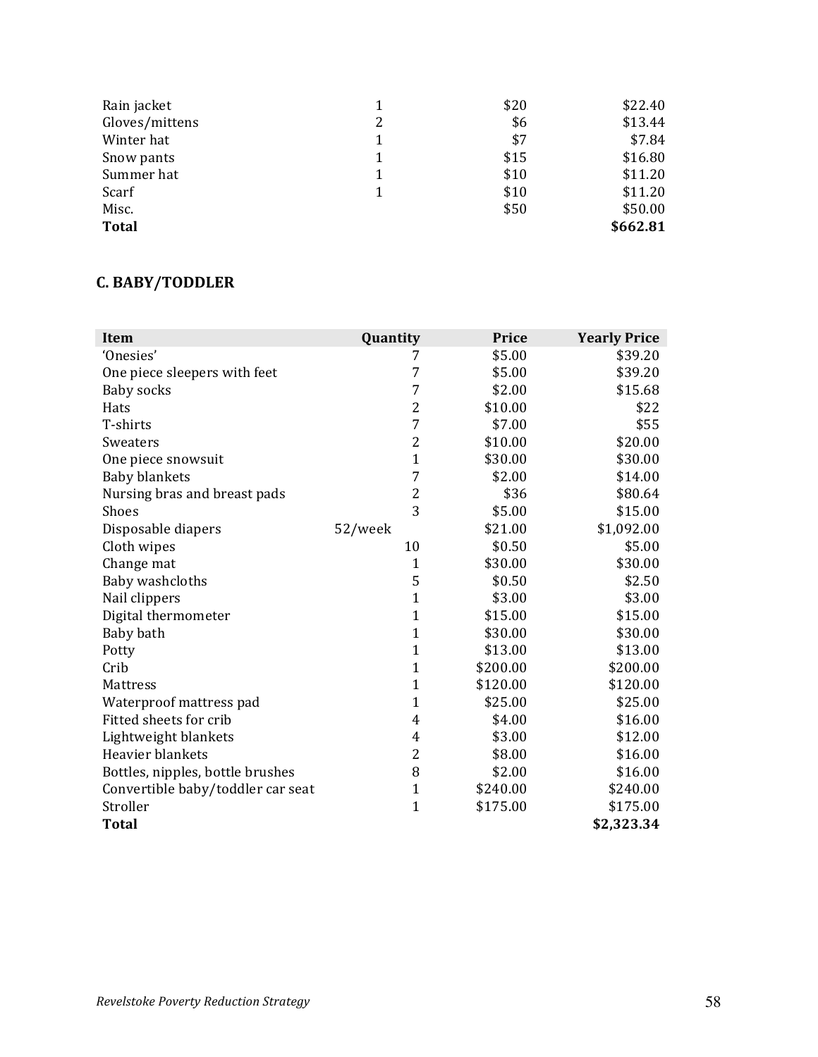| | | | |
|---|---|---|---|
| Rain jacket | 1 | $20 | $22.40 |
| Gloves/mittens | 2 | $6 | $13.44 |
| Winter hat | 1 | $7 | $7.84 |
| Snow pants | 1 | $15 | $16.80 |
| Summer hat | 1 | $10 | $11.20 |
| Scarf | 1 | $10 | $11.20 |
| Misc. | | $50 | $50.00 |
| **Total** | | | **$662.81** |

## C. BABY/TODDLER

| Item | Quantity | Price | Yearly Price |
|---|---|---|---|
| 'Onesies' | 7 | $5.00 | $39.20 |
| One piece sleepers with feet | 7 | $5.00 | $39.20 |
| Baby socks | 7 | $2.00 | $15.68 |
| Hats | 2 | $10.00 | $22 |
| T-shirts | 7 | $7.00 | $55 |
| Sweaters | 2 | $10.00 | $20.00 |
| One piece snowsuit | 1 | $30.00 | $30.00 |
| Baby blankets | 7 | $2.00 | $14.00 |
| Nursing bras and breast pads | 2 | $36 | $80.64 |
| Shoes | 3 | $5.00 | $15.00 |
| Disposable diapers | 52/week | $21.00 | $1,092.00 |
| Cloth wipes | 10 | $0.50 | $5.00 |
| Change mat | 1 | $30.00 | $30.00 |
| Baby washcloths | 5 | $0.50 | $2.50 |
| Nail clippers | 1 | $3.00 | $3.00 |
| Digital thermometer | 1 | $15.00 | $15.00 |
| Baby bath | 1 | $30.00 | $30.00 |
| Potty | 1 | $13.00 | $13.00 |
| Crib | 1 | $200.00 | $200.00 |
| Mattress | 1 | $120.00 | $120.00 |
| Waterproof mattress pad | 1 | $25.00 | $25.00 |
| Fitted sheets for crib | 4 | $4.00 | $16.00 |
| Lightweight blankets | 4 | $3.00 | $12.00 |
| Heavier blankets | 2 | $8.00 | $16.00 |
| Bottles, nipples, bottle brushes | 8 | $2.00 | $16.00 |
| Convertible baby/toddler car seat | 1 | $240.00 | $240.00 |
| Stroller | 1 | $175.00 | $175.00 |
| **Total** | | | **$2,323.34** |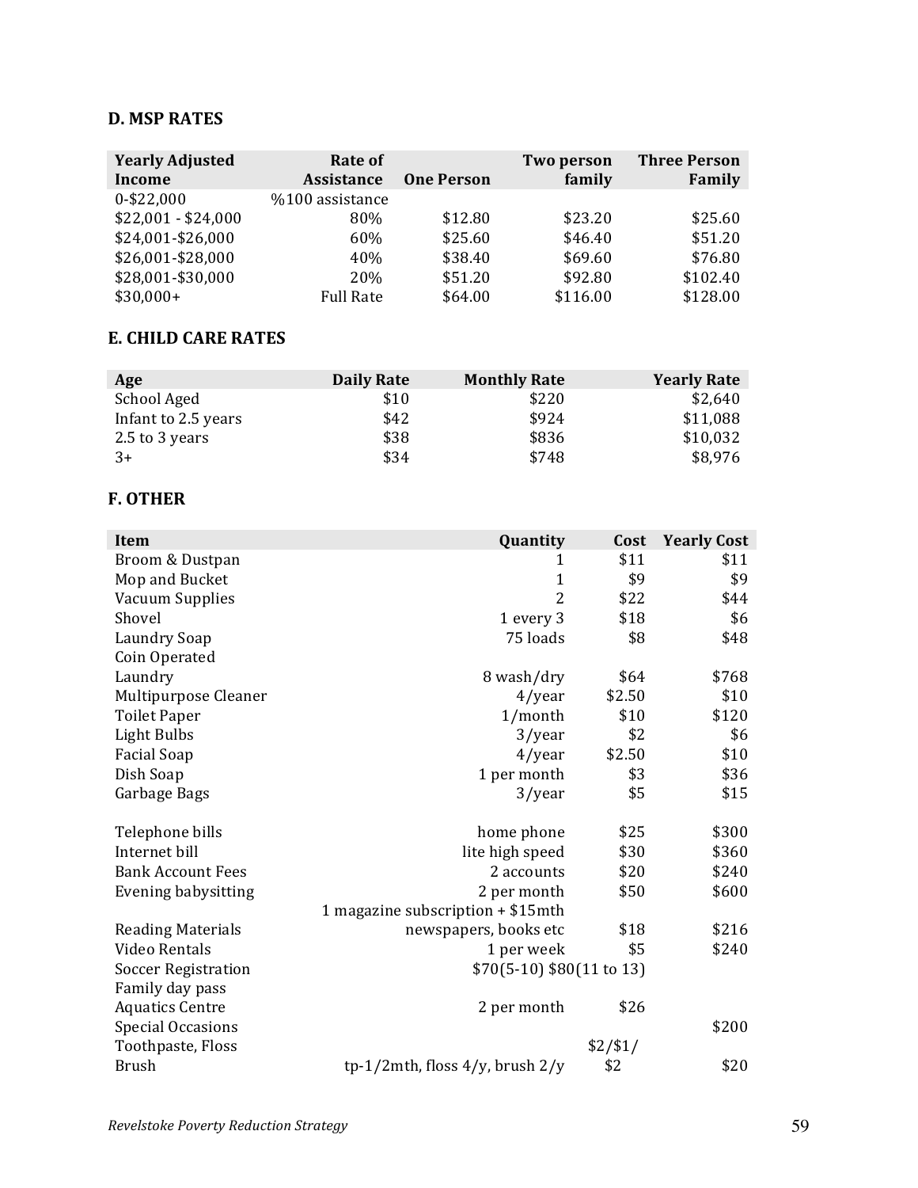### D. MSP RATES

| Yearly Adjusted Income | Rate of Assistance | One Person | Two person family | Three Person Family |
|---|---|---|---|---|
| 0-$22,000 | %100 assistance | | | |
| $22,001 - $24,000 | 80% | $12.80 | $23.20 | $25.60 |
| $24,001-$26,000 | 60% | $25.60 | $46.40 | $51.20 |
| $26,001-$28,000 | 40% | $38.40 | $69.60 | $76.80 |
| $28,001-$30,000 | 20% | $51.20 | $92.80 | $102.40 |
| $30,000+ | Full Rate | $64.00 | $116.00 | $128.00 |

### E. CHILD CARE RATES

| Age | Daily Rate | Monthly Rate | Yearly Rate |
|---|---|---|---|
| School Aged | $10 | $220 | $2,640 |
| Infant to 2.5 years | $42 | $924 | $11,088 |
| 2.5 to 3 years | $38 | $836 | $10,032 |
| 3+ | $34 | $748 | $8,976 |

### F. OTHER

| Item | Quantity | Cost | Yearly Cost |
|---|---|---|---|
| Broom & Dustpan | 1 | $11 | $11 |
| Mop and Bucket | 1 | $9 | $9 |
| Vacuum Supplies | 2 | $22 | $44 |
| Shovel | 1 every 3 | $18 | $6 |
| Laundry Soap | 75 loads | $8 | $48 |
| Coin Operated Laundry | 8 wash/dry | $64 | $768 |
| Multipurpose Cleaner | 4/year | $2.50 | $10 |
| Toilet Paper | 1/month | $10 | $120 |
| Light Bulbs | 3/year | $2 | $6 |
| Facial Soap | 4/year | $2.50 | $10 |
| Dish Soap | 1 per month | $3 | $36 |
| Garbage Bags | 3/year | $5 | $15 |
| | | | |
| Telephone bills | home phone | $25 | $300 |
| Internet bill | lite high speed | $30 | $360 |
| Bank Account Fees | 2 accounts | $20 | $240 |
| Evening babysitting | 2 per month | $50 | $600 |
| Reading Materials | 1 magazine subscription + $15mth newspapers, books etc | $18 | $216 |
| Video Rentals | 1 per week | $5 | $240 |
| Soccer Registration | $70(5-10) $80(11 to 13) | | |
| Family day pass Aquatics Centre | 2 per month | $26 | |
| Special Occasions | | | $200 |
| Toothpaste, Floss Brush | tp-1/2mth, floss 4/y, brush 2/y | $2/$1/ $2 | $20 |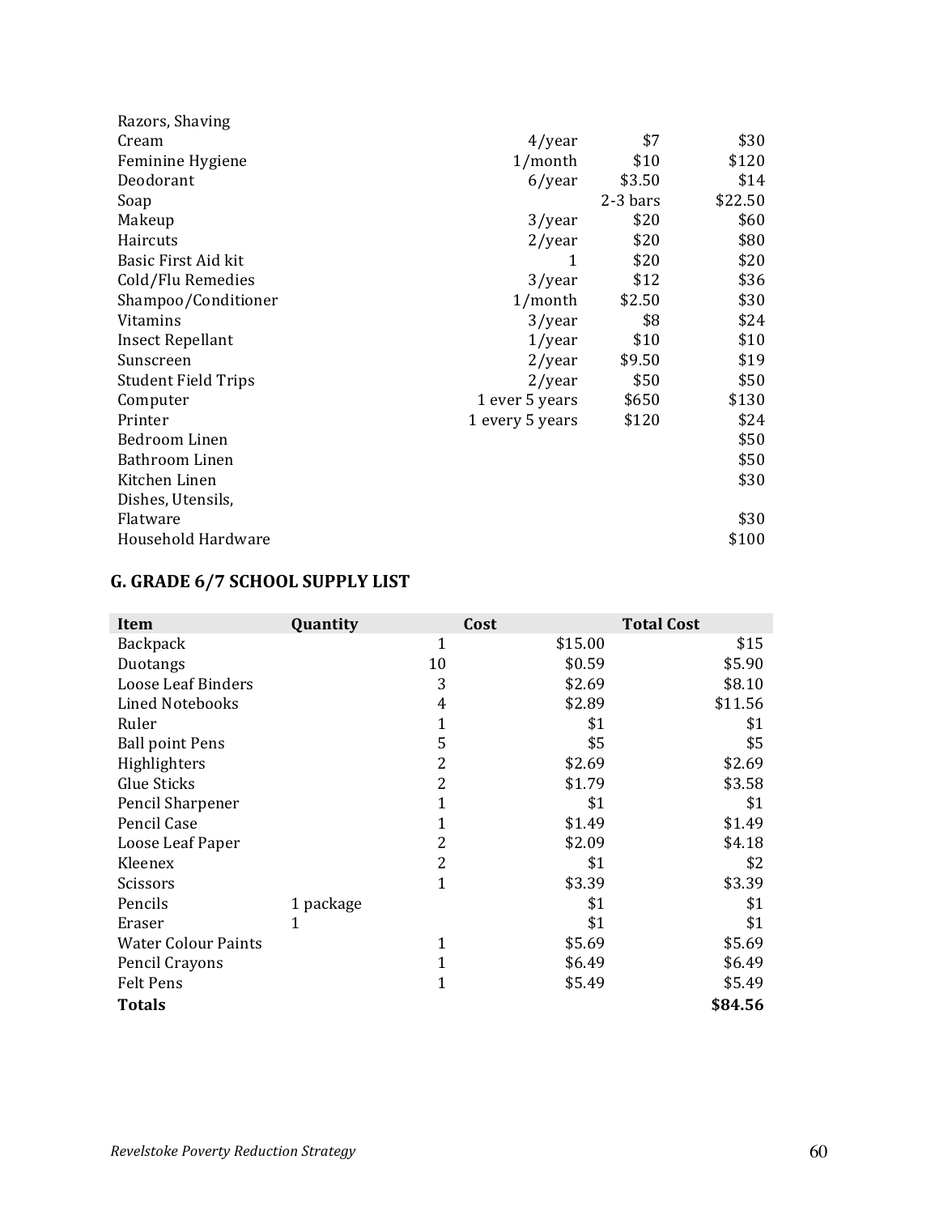| | | | |
|---|---|---|---|
| Razors, Shaving Cream | 4/year | $7 | $30 |
| Feminine Hygiene | 1/month | $10 | $120 |
| Deodorant | 6/year | $3.50 | $14 |
| Soap | | 2-3 bars | $22.50 |
| Makeup | 3/year | $20 | $60 |
| Haircuts | 2/year | $20 | $80 |
| Basic First Aid kit | 1 | $20 | $20 |
| Cold/Flu Remedies | 3/year | $12 | $36 |
| Shampoo/Conditioner | 1/month | $2.50 | $30 |
| Vitamins | 3/year | $8 | $24 |
| Insect Repellant | 1/year | $10 | $10 |
| Sunscreen | 2/year | $9.50 | $19 |
| Student Field Trips | 2/year | $50 | $50 |
| Computer | 1 ever 5 years | $650 | $130 |
| Printer | 1 every 5 years | $120 | $24 |
| Bedroom Linen | | | $50 |
| Bathroom Linen | | | $50 |
| Kitchen Linen | | | $30 |
| Dishes, Utensils, Flatware | | | $30 |
| Household Hardware | | | $100 |

## G. GRADE 6/7 SCHOOL SUPPLY LIST

| Item | Quantity | | Cost | Total Cost |
|---|---|---|---|---|
| Backpack | | 1 | $15.00 | $15 |
| Duotangs | | 10 | $0.59 | $5.90 |
| Loose Leaf Binders | | 3 | $2.69 | $8.10 |
| Lined Notebooks | | 4 | $2.89 | $11.56 |
| Ruler | | 1 | $1 | $1 |
| Ball point Pens | | 5 | $5 | $5 |
| Highlighters | | 2 | $2.69 | $2.69 |
| Glue Sticks | | 2 | $1.79 | $3.58 |
| Pencil Sharpener | | 1 | $1 | $1 |
| Pencil Case | | 1 | $1.49 | $1.49 |
| Loose Leaf Paper | | 2 | $2.09 | $4.18 |
| Kleenex | | 2 | $1 | $2 |
| Scissors | | 1 | $3.39 | $3.39 |
| Pencils | 1 package | | $1 | $1 |
| Eraser | 1 | | $1 | $1 |
| Water Colour Paints | | 1 | $5.69 | $5.69 |
| Pencil Crayons | | 1 | $6.49 | $6.49 |
| Felt Pens | | 1 | $5.49 | $5.49 |
| **Totals** | | | | **$84.56** |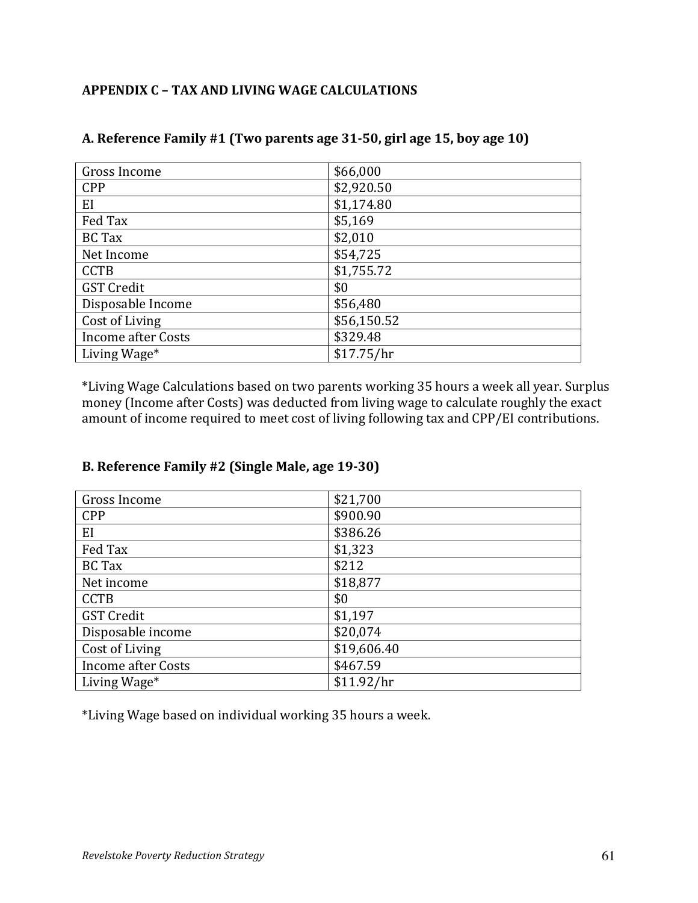## APPENDIX C – TAX AND LIVING WAGE CALCULATIONS

### A. Reference Family #1 (Two parents age 31-50, girl age 15, boy age 10)

| | |
|---|---|
| Gross Income | $66,000 |
| CPP | $2,920.50 |
| EI | $1,174.80 |
| Fed Tax | $5,169 |
| BC Tax | $2,010 |
| Net Income | $54,725 |
| CCTB | $1,755.72 |
| GST Credit | $0 |
| Disposable Income | $56,480 |
| Cost of Living | $56,150.52 |
| Income after Costs | $329.48 |
| Living Wage* | $17.75/hr |

*Living Wage Calculations based on two parents working 35 hours a week all year. Surplus money (Income after Costs) was deducted from living wage to calculate roughly the exact amount of income required to meet cost of living following tax and CPP/EI contributions.

### B. Reference Family #2 (Single Male, age 19-30)

| | |
|---|---|
| Gross Income | $21,700 |
| CPP | $900.90 |
| EI | $386.26 |
| Fed Tax | $1,323 |
| BC Tax | $212 |
| Net income | $18,877 |
| CCTB | $0 |
| GST Credit | $1,197 |
| Disposable income | $20,074 |
| Cost of Living | $19,606.40 |
| Income after Costs | $467.59 |
| Living Wage* | $11.92/hr |

*Living Wage based on individual working 35 hours a week.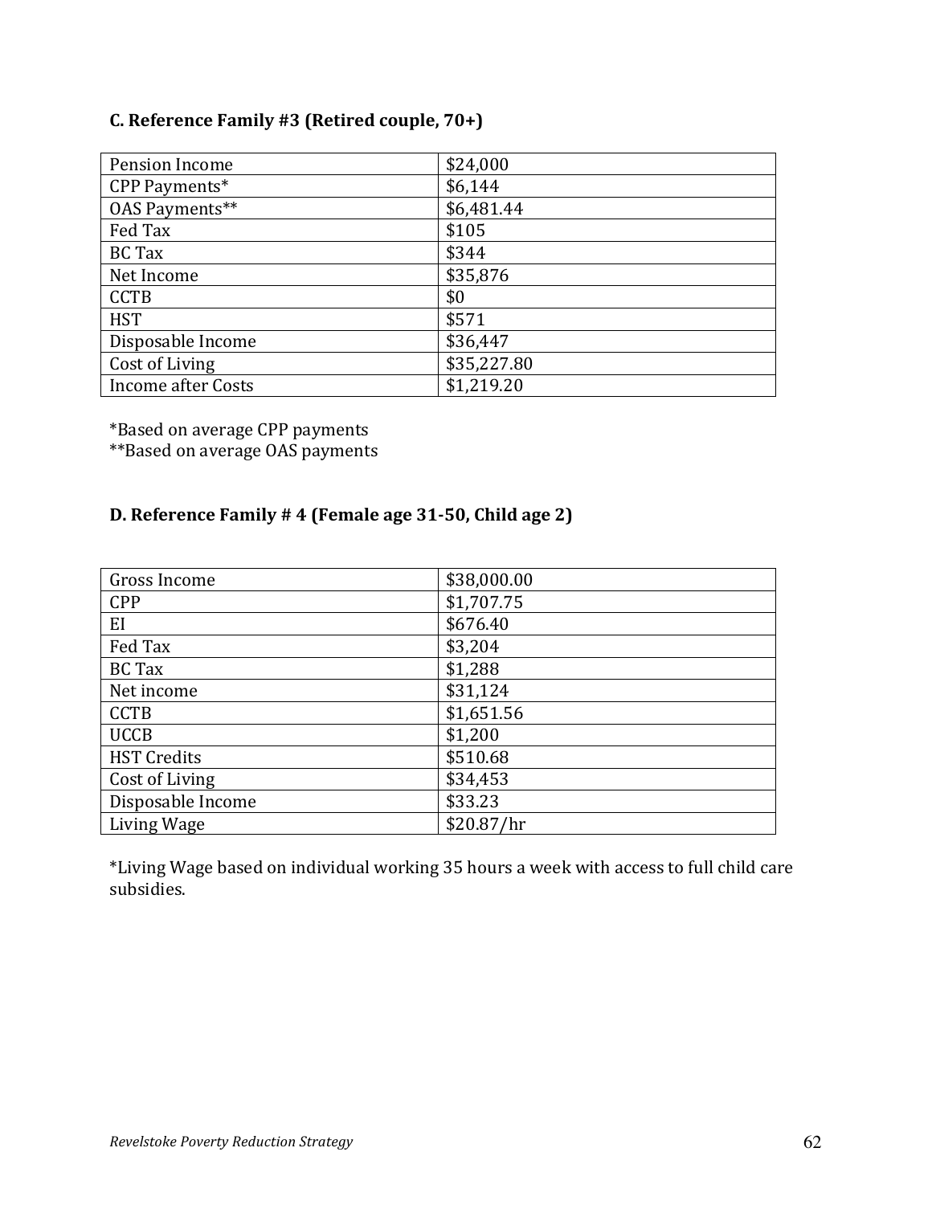### C. Reference Family #3 (Retired couple, 70+)

| | |
|---|---|
| Pension Income | $24,000 |
| CPP Payments* | $6,144 |
| OAS Payments** | $6,481.44 |
| Fed Tax | $105 |
| BC Tax | $344 |
| Net Income | $35,876 |
| CCTB | $0 |
| HST | $571 |
| Disposable Income | $36,447 |
| Cost of Living | $35,227.80 |
| Income after Costs | $1,219.20 |

*Based on average CPP payments
**Based on average OAS payments

### D. Reference Family # 4 (Female age 31-50, Child age 2)

| | |
|---|---|
| Gross Income | $38,000.00 |
| CPP | $1,707.75 |
| EI | $676.40 |
| Fed Tax | $3,204 |
| BC Tax | $1,288 |
| Net income | $31,124 |
| CCTB | $1,651.56 |
| UCCB | $1,200 |
| HST Credits | $510.68 |
| Cost of Living | $34,453 |
| Disposable Income | $33.23 |
| Living Wage | $20.87/hr |

*Living Wage based on individual working 35 hours a week with access to full child care subsidies.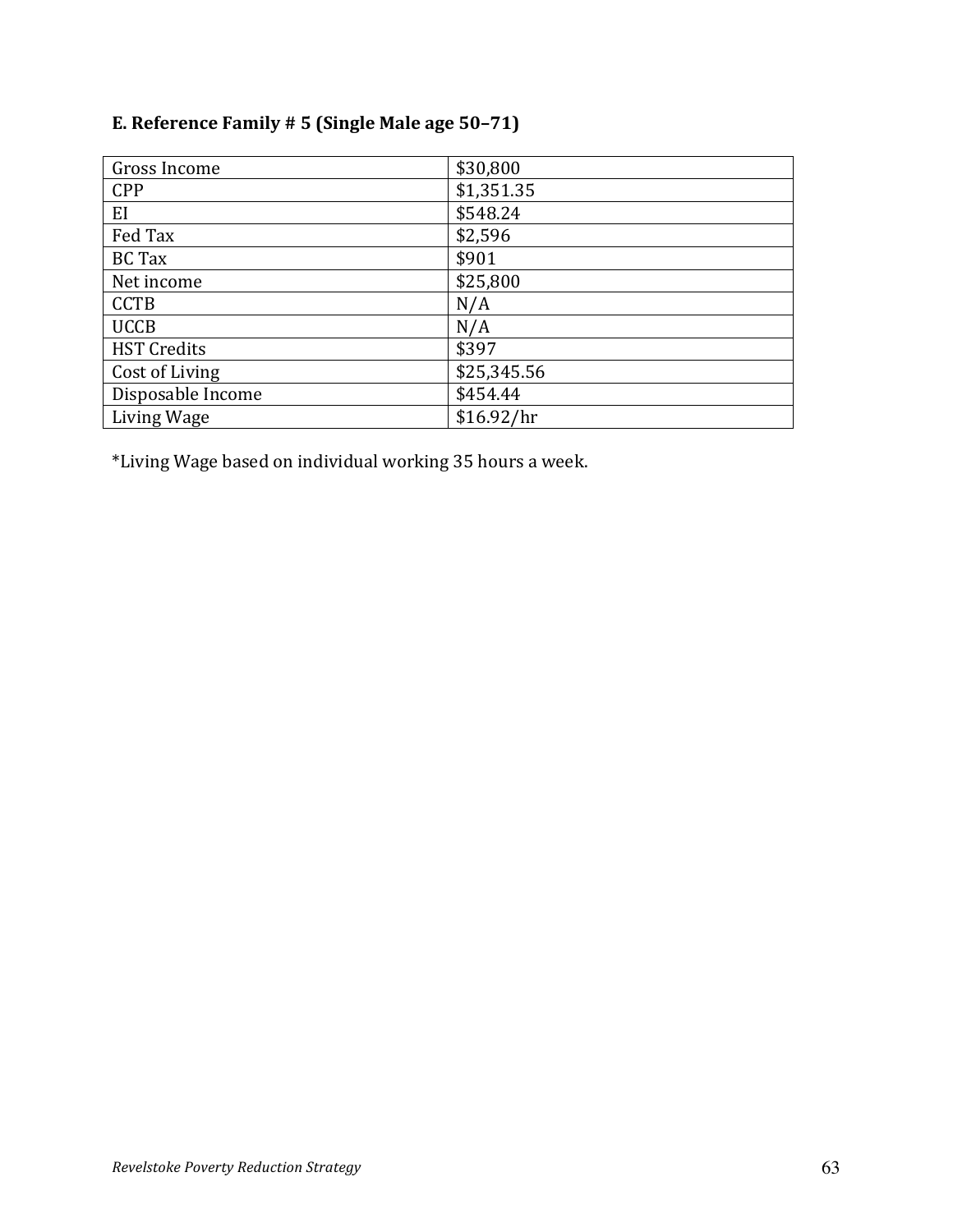### E. Reference Family # 5 (Single Male age 50–71)

| | |
|---|---|
| Gross Income | $30,800 |
| CPP | $1,351.35 |
| EI | $548.24 |
| Fed Tax | $2,596 |
| BC Tax | $901 |
| Net income | $25,800 |
| CCTB | N/A |
| UCCB | N/A |
| HST Credits | $397 |
| Cost of Living | $25,345.56 |
| Disposable Income | $454.44 |
| Living Wage | $16.92/hr |

*Living Wage based on individual working 35 hours a week.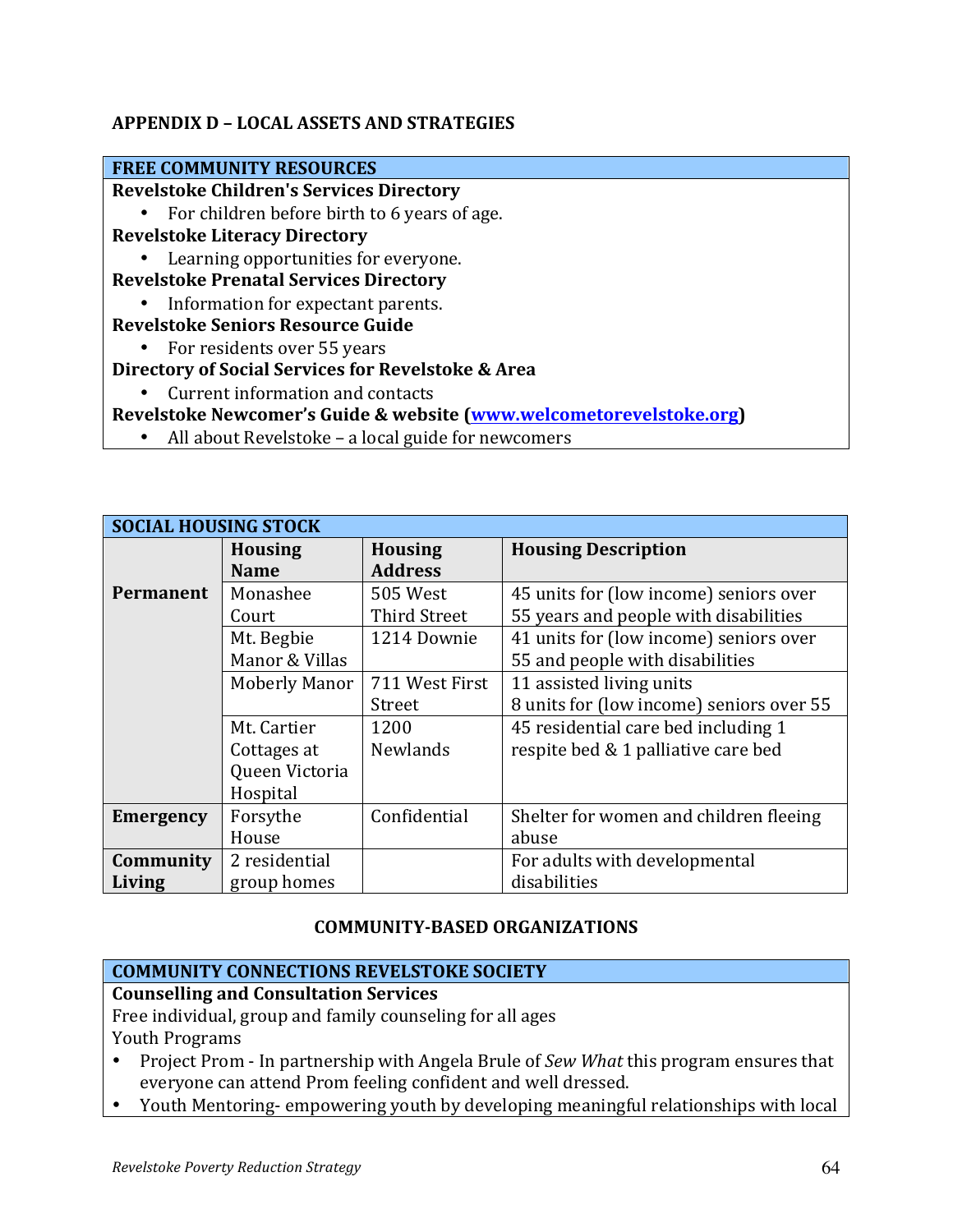### APPENDIX D – LOCAL ASSETS AND STRATEGIES

| FREE COMMUNITY RESOURCES |
|---|
| **Revelstoke Children's Services Directory**<br>• For children before birth to 6 years of age.<br>**Revelstoke Literacy Directory**<br>• Learning opportunities for everyone.<br>**Revelstoke Prenatal Services Directory**<br>• Information for expectant parents.<br>**Revelstoke Seniors Resource Guide**<br>• For residents over 55 years<br>**Directory of Social Services for Revelstoke & Area**<br>• Current information and contacts<br>**Revelstoke Newcomer's Guide & website (www.welcometorevelstoke.org)**<br>• All about Revelstoke – a local guide for newcomers |

| SOCIAL HOUSING STOCK | | | |
|---|---|---|---|
| | **Housing Name** | **Housing Address** | **Housing Description** |
| **Permanent** | Monashee Court | 505 West Third Street | 45 units for (low income) seniors over 55 years and people with disabilities |
| | Mt. Begbie Manor & Villas | 1214 Downie | 41 units for (low income) seniors over 55 and people with disabilities |
| | Moberly Manor | 711 West First Street | 11 assisted living units<br>8 units for (low income) seniors over 55 |
| | Mt. Cartier Cottages at Queen Victoria Hospital | 1200 Newlands | 45 residential care bed including 1 respite bed & 1 palliative care bed |
| **Emergency** | Forsythe House | Confidential | Shelter for women and children fleeing abuse |
| **Community Living** | 2 residential group homes | | For adults with developmental disabilities |

### COMMUNITY-BASED ORGANIZATIONS

| COMMUNITY CONNECTIONS REVELSTOKE SOCIETY |
|---|
| **Counselling and Consultation Services**<br>Free individual, group and family counseling for all ages<br>Youth Programs<br>• Project Prom - In partnership with Angela Brule of *Sew What* this program ensures that everyone can attend Prom feeling confident and well dressed.<br>• Youth Mentoring- empowering youth by developing meaningful relationships with local |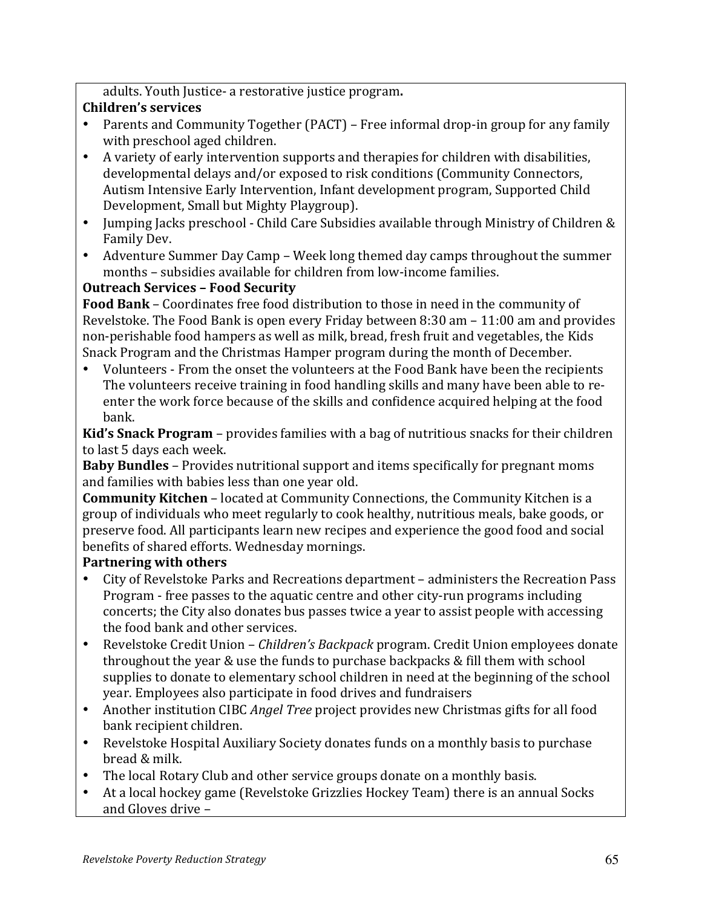adults. Youth Justice- a restorative justice program**.**

**Children's services**

- Parents and Community Together (PACT) – Free informal drop-in group for any family with preschool aged children.
- A variety of early intervention supports and therapies for children with disabilities, developmental delays and/or exposed to risk conditions (Community Connectors, Autism Intensive Early Intervention, Infant development program, Supported Child Development, Small but Mighty Playgroup).
- Jumping Jacks preschool - Child Care Subsidies available through Ministry of Children & Family Dev.
- Adventure Summer Day Camp – Week long themed day camps throughout the summer months – subsidies available for children from low-income families.

**Outreach Services – Food Security**

**Food Bank** – Coordinates free food distribution to those in need in the community of Revelstoke. The Food Bank is open every Friday between 8:30 am – 11:00 am and provides non-perishable food hampers as well as milk, bread, fresh fruit and vegetables, the Kids Snack Program and the Christmas Hamper program during the month of December.

- Volunteers - From the onset the volunteers at the Food Bank have been the recipients The volunteers receive training in food handling skills and many have been able to re-enter the work force because of the skills and confidence acquired helping at the food bank.

**Kid's Snack Program** – provides families with a bag of nutritious snacks for their children to last 5 days each week.

**Baby Bundles** – Provides nutritional support and items specifically for pregnant moms and families with babies less than one year old.

**Community Kitchen** – located at Community Connections, the Community Kitchen is a group of individuals who meet regularly to cook healthy, nutritious meals, bake goods, or preserve food. All participants learn new recipes and experience the good food and social benefits of shared efforts. Wednesday mornings.

**Partnering with others**

- City of Revelstoke Parks and Recreations department – administers the Recreation Pass Program - free passes to the aquatic centre and other city-run programs including concerts; the City also donates bus passes twice a year to assist people with accessing the food bank and other services.
- Revelstoke Credit Union – *Children's Backpack* program. Credit Union employees donate throughout the year & use the funds to purchase backpacks & fill them with school supplies to donate to elementary school children in need at the beginning of the school year. Employees also participate in food drives and fundraisers
- Another institution CIBC *Angel Tree* project provides new Christmas gifts for all food bank recipient children.
- Revelstoke Hospital Auxiliary Society donates funds on a monthly basis to purchase bread & milk.
- The local Rotary Club and other service groups donate on a monthly basis.
- At a local hockey game (Revelstoke Grizzlies Hockey Team) there is an annual Socks and Gloves drive –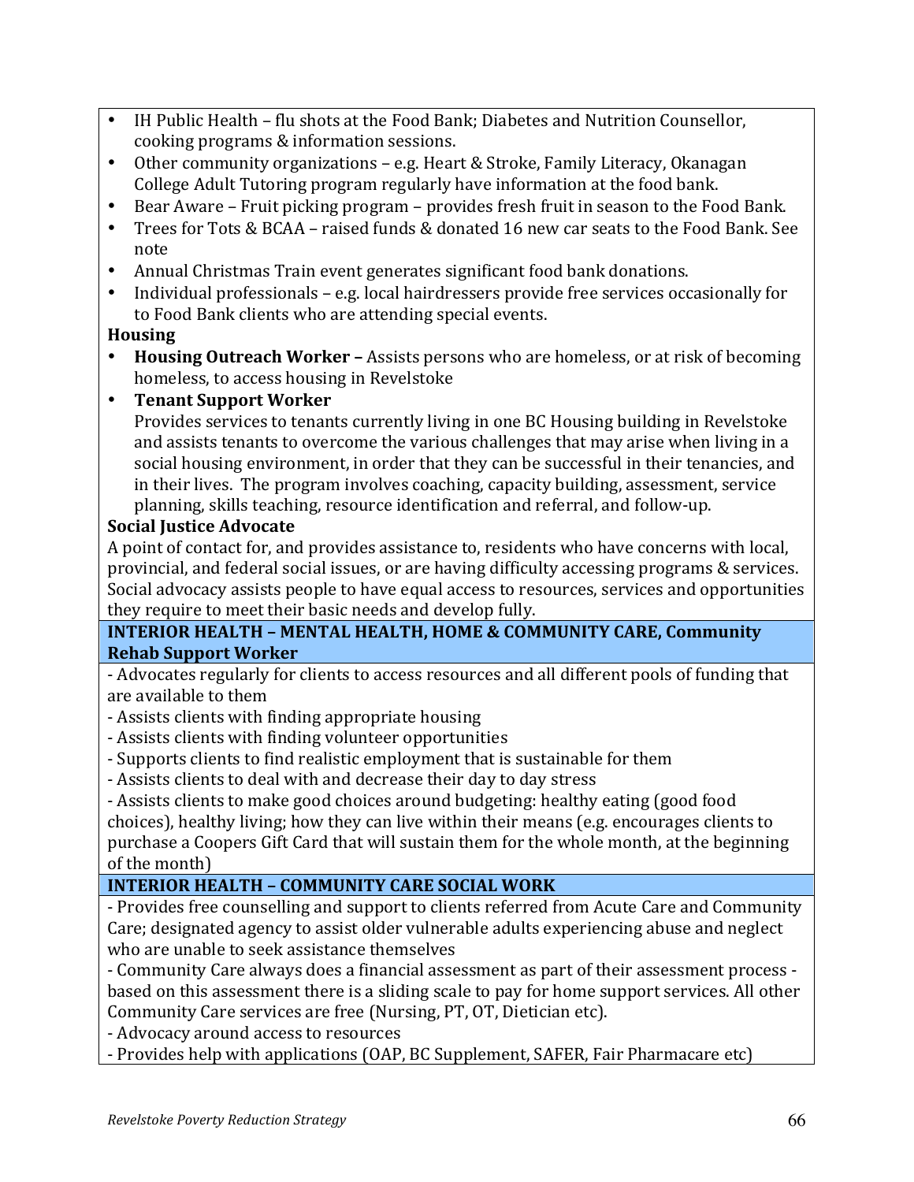- IH Public Health – flu shots at the Food Bank; Diabetes and Nutrition Counsellor, cooking programs & information sessions.
- Other community organizations – e.g. Heart & Stroke, Family Literacy, Okanagan College Adult Tutoring program regularly have information at the food bank.
- Bear Aware – Fruit picking program – provides fresh fruit in season to the Food Bank.
- Trees for Tots & BCAA – raised funds & donated 16 new car seats to the Food Bank. See note
- Annual Christmas Train event generates significant food bank donations.
- Individual professionals – e.g. local hairdressers provide free services occasionally for to Food Bank clients who are attending special events.

**Housing**

- **Housing Outreach Worker –** Assists persons who are homeless, or at risk of becoming homeless, to access housing in Revelstoke
- **Tenant Support Worker**
  Provides services to tenants currently living in one BC Housing building in Revelstoke and assists tenants to overcome the various challenges that may arise when living in a social housing environment, in order that they can be successful in their tenancies, and in their lives. The program involves coaching, capacity building, assessment, service planning, skills teaching, resource identification and referral, and follow-up.

**Social Justice Advocate**

A point of contact for, and provides assistance to, residents who have concerns with local, provincial, and federal social issues, or are having difficulty accessing programs & services. Social advocacy assists people to have equal access to resources, services and opportunities they require to meet their basic needs and develop fully.

**INTERIOR HEALTH – MENTAL HEALTH, HOME & COMMUNITY CARE, Community Rehab Support Worker**

- Advocates regularly for clients to access resources and all different pools of funding that are available to them
- Assists clients with finding appropriate housing
- Assists clients with finding volunteer opportunities
- Supports clients to find realistic employment that is sustainable for them
- Assists clients to deal with and decrease their day to day stress
- Assists clients to make good choices around budgeting: healthy eating (good food choices), healthy living; how they can live within their means (e.g. encourages clients to purchase a Coopers Gift Card that will sustain them for the whole month, at the beginning of the month)

**INTERIOR HEALTH – COMMUNITY CARE SOCIAL WORK**

- Provides free counselling and support to clients referred from Acute Care and Community Care; designated agency to assist older vulnerable adults experiencing abuse and neglect who are unable to seek assistance themselves
- Community Care always does a financial assessment as part of their assessment process - based on this assessment there is a sliding scale to pay for home support services. All other Community Care services are free (Nursing, PT, OT, Dietician etc).
- Advocacy around access to resources
- Provides help with applications (OAP, BC Supplement, SAFER, Fair Pharmacare etc)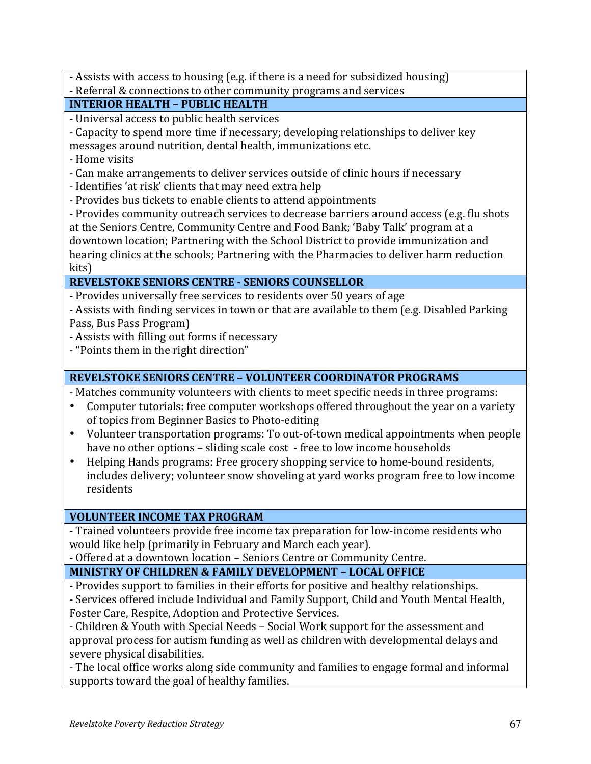- Assists with access to housing (e.g. if there is a need for subsidized housing)
- Referral & connections to other community programs and services

**INTERIOR HEALTH – PUBLIC HEALTH**

- Universal access to public health services
- Capacity to spend more time if necessary; developing relationships to deliver key messages around nutrition, dental health, immunizations etc.
- Home visits
- Can make arrangements to deliver services outside of clinic hours if necessary
- Identifies 'at risk' clients that may need extra help
- Provides bus tickets to enable clients to attend appointments
- Provides community outreach services to decrease barriers around access (e.g. flu shots at the Seniors Centre, Community Centre and Food Bank; 'Baby Talk' program at a downtown location; Partnering with the School District to provide immunization and hearing clinics at the schools; Partnering with the Pharmacies to deliver harm reduction kits)

**REVELSTOKE SENIORS CENTRE - SENIORS COUNSELLOR**

- Provides universally free services to residents over 50 years of age
- Assists with finding services in town or that are available to them (e.g. Disabled Parking Pass, Bus Pass Program)
- Assists with filling out forms if necessary
- "Points them in the right direction"

**REVELSTOKE SENIORS CENTRE – VOLUNTEER COORDINATOR PROGRAMS**

- Matches community volunteers with clients to meet specific needs in three programs:

- Computer tutorials: free computer workshops offered throughout the year on a variety of topics from Beginner Basics to Photo-editing
- Volunteer transportation programs: To out-of-town medical appointments when people have no other options – sliding scale cost - free to low income households
- Helping Hands programs: Free grocery shopping service to home-bound residents, includes delivery; volunteer snow shoveling at yard works program free to low income residents

**VOLUNTEER INCOME TAX PROGRAM**

- Trained volunteers provide free income tax preparation for low-income residents who would like help (primarily in February and March each year).
- Offered at a downtown location – Seniors Centre or Community Centre.

**MINISTRY OF CHILDREN & FAMILY DEVELOPMENT – LOCAL OFFICE**

- Provides support to families in their efforts for positive and healthy relationships.
- Services offered include Individual and Family Support, Child and Youth Mental Health, Foster Care, Respite, Adoption and Protective Services.
- Children & Youth with Special Needs – Social Work support for the assessment and approval process for autism funding as well as children with developmental delays and severe physical disabilities.
- The local office works along side community and families to engage formal and informal supports toward the goal of healthy families.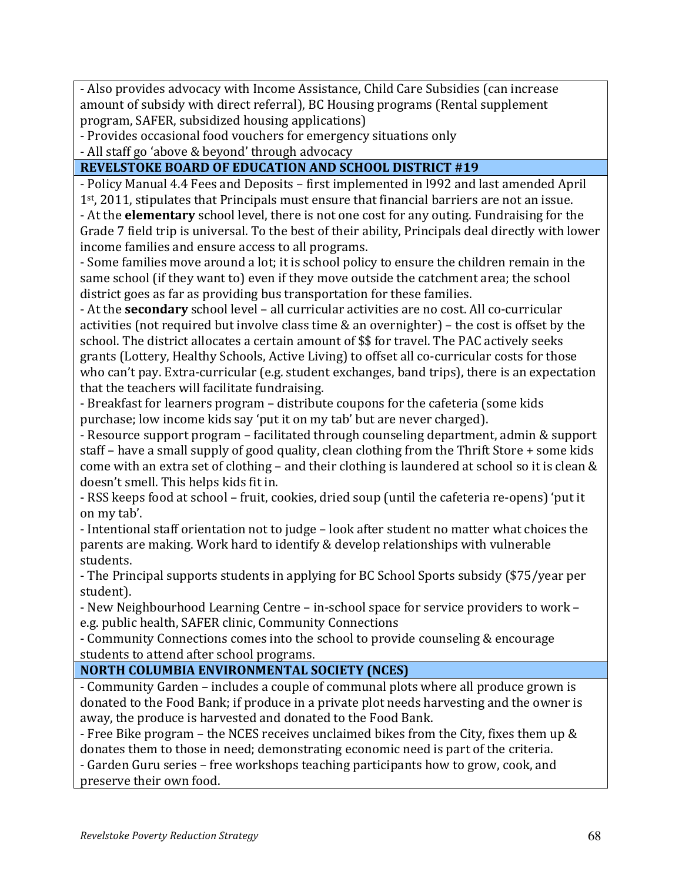- Also provides advocacy with Income Assistance, Child Care Subsidies (can increase amount of subsidy with direct referral), BC Housing programs (Rental supplement program, SAFER, subsidized housing applications)
- Provides occasional food vouchers for emergency situations only
- All staff go 'above & beyond' through advocacy

**REVELSTOKE BOARD OF EDUCATION AND SCHOOL DISTRICT #19**

- Policy Manual 4.4 Fees and Deposits – first implemented in l992 and last amended April 1st, 2011, stipulates that Principals must ensure that financial barriers are not an issue.
- At the **elementary** school level, there is not one cost for any outing. Fundraising for the Grade 7 field trip is universal. To the best of their ability, Principals deal directly with lower income families and ensure access to all programs.
- Some families move around a lot; it is school policy to ensure the children remain in the same school (if they want to) even if they move outside the catchment area; the school district goes as far as providing bus transportation for these families.
- At the **secondary** school level – all curricular activities are no cost. All co-curricular activities (not required but involve class time & an overnighter) – the cost is offset by the school. The district allocates a certain amount of $$ for travel. The PAC actively seeks grants (Lottery, Healthy Schools, Active Living) to offset all co-curricular costs for those who can't pay. Extra-curricular (e.g. student exchanges, band trips), there is an expectation that the teachers will facilitate fundraising.
- Breakfast for learners program – distribute coupons for the cafeteria (some kids purchase; low income kids say 'put it on my tab' but are never charged).
- Resource support program – facilitated through counseling department, admin & support staff – have a small supply of good quality, clean clothing from the Thrift Store + some kids come with an extra set of clothing – and their clothing is laundered at school so it is clean & doesn't smell. This helps kids fit in.
- RSS keeps food at school – fruit, cookies, dried soup (until the cafeteria re-opens) 'put it on my tab'.
- Intentional staff orientation not to judge – look after student no matter what choices the parents are making. Work hard to identify & develop relationships with vulnerable students.
- The Principal supports students in applying for BC School Sports subsidy ($75/year per student).
- New Neighbourhood Learning Centre – in-school space for service providers to work – e.g. public health, SAFER clinic, Community Connections
- Community Connections comes into the school to provide counseling & encourage students to attend after school programs.

**NORTH COLUMBIA ENVIRONMENTAL SOCIETY (NCES)**

- Community Garden – includes a couple of communal plots where all produce grown is donated to the Food Bank; if produce in a private plot needs harvesting and the owner is away, the produce is harvested and donated to the Food Bank.
- Free Bike program – the NCES receives unclaimed bikes from the City, fixes them up & donates them to those in need; demonstrating economic need is part of the criteria.
- Garden Guru series – free workshops teaching participants how to grow, cook, and preserve their own food.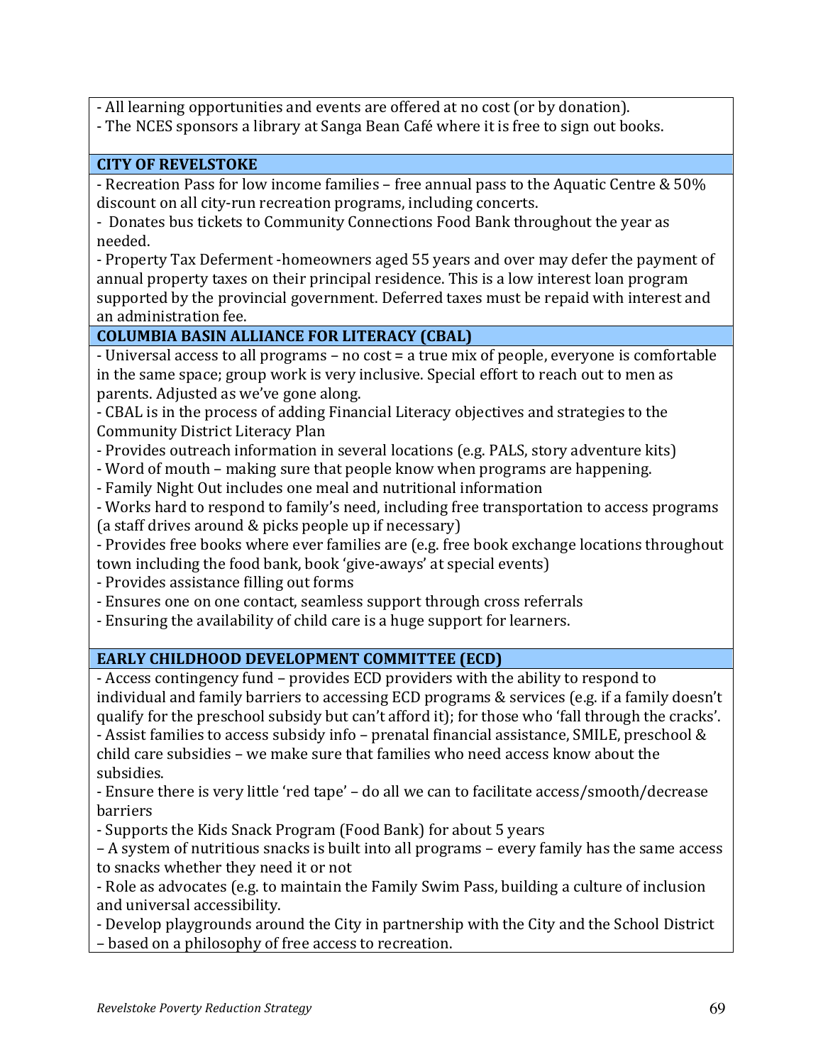- All learning opportunities and events are offered at no cost (or by donation).
- The NCES sponsors a library at Sanga Bean Café where it is free to sign out books.

**CITY OF REVELSTOKE**

- Recreation Pass for low income families – free annual pass to the Aquatic Centre & 50% discount on all city-run recreation programs, including concerts.
- Donates bus tickets to Community Connections Food Bank throughout the year as needed.
- Property Tax Deferment -homeowners aged 55 years and over may defer the payment of annual property taxes on their principal residence. This is a low interest loan program supported by the provincial government. Deferred taxes must be repaid with interest and an administration fee.

**COLUMBIA BASIN ALLIANCE FOR LITERACY (CBAL)**

- Universal access to all programs – no cost = a true mix of people, everyone is comfortable in the same space; group work is very inclusive. Special effort to reach out to men as parents. Adjusted as we've gone along.
- CBAL is in the process of adding Financial Literacy objectives and strategies to the Community District Literacy Plan
- Provides outreach information in several locations (e.g. PALS, story adventure kits)
- Word of mouth – making sure that people know when programs are happening.
- Family Night Out includes one meal and nutritional information
- Works hard to respond to family's need, including free transportation to access programs (a staff drives around & picks people up if necessary)
- Provides free books where ever families are (e.g. free book exchange locations throughout town including the food bank, book 'give-aways' at special events)
- Provides assistance filling out forms
- Ensures one on one contact, seamless support through cross referrals
- Ensuring the availability of child care is a huge support for learners.

**EARLY CHILDHOOD DEVELOPMENT COMMITTEE (ECD)**

- Access contingency fund – provides ECD providers with the ability to respond to individual and family barriers to accessing ECD programs & services (e.g. if a family doesn't qualify for the preschool subsidy but can't afford it); for those who 'fall through the cracks'.
- Assist families to access subsidy info – prenatal financial assistance, SMILE, preschool & child care subsidies – we make sure that families who need access know about the subsidies.
- Ensure there is very little 'red tape' – do all we can to facilitate access/smooth/decrease barriers
- Supports the Kids Snack Program (Food Bank) for about 5 years
– A system of nutritious snacks is built into all programs – every family has the same access to snacks whether they need it or not
- Role as advocates (e.g. to maintain the Family Swim Pass, building a culture of inclusion and universal accessibility.
- Develop playgrounds around the City in partnership with the City and the School District – based on a philosophy of free access to recreation.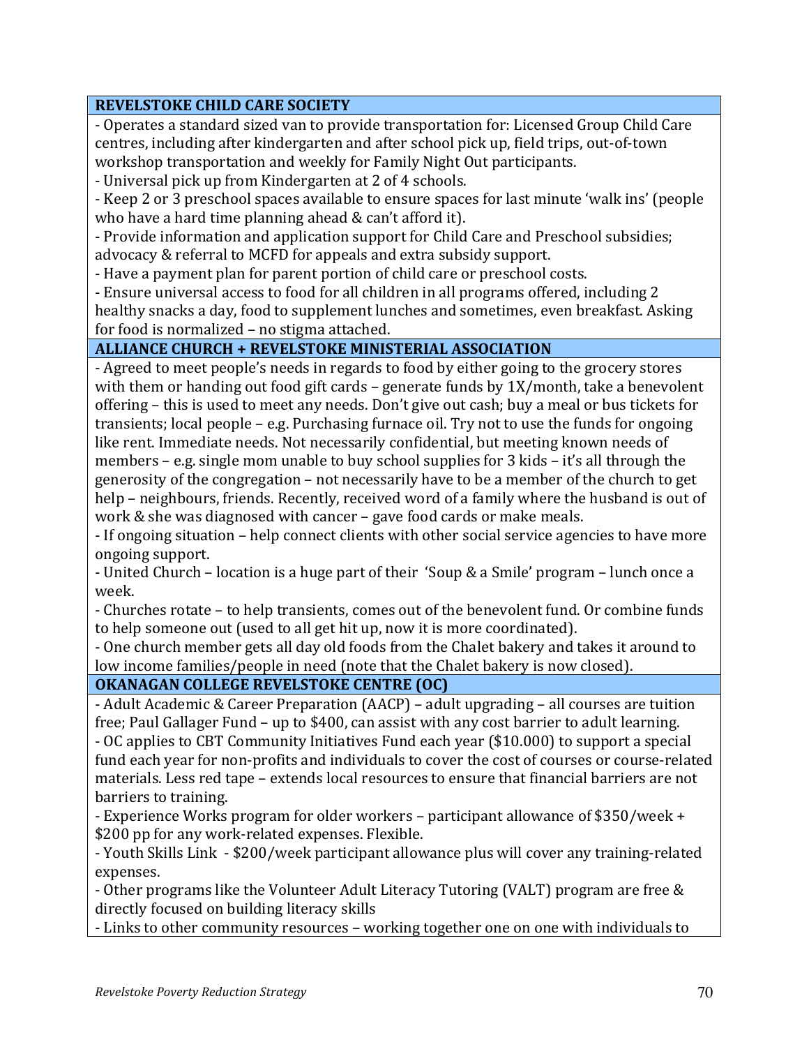| REVELSTOKE CHILD CARE SOCIETY |
|---|
| - Operates a standard sized van to provide transportation for: Licensed Group Child Care centres, including after kindergarten and after school pick up, field trips, out-of-town workshop transportation and weekly for Family Night Out participants.<br>- Universal pick up from Kindergarten at 2 of 4 schools.<br>- Keep 2 or 3 preschool spaces available to ensure spaces for last minute 'walk ins' (people who have a hard time planning ahead & can't afford it).<br>- Provide information and application support for Child Care and Preschool subsidies; advocacy & referral to MCFD for appeals and extra subsidy support.<br>- Have a payment plan for parent portion of child care or preschool costs.<br>- Ensure universal access to food for all children in all programs offered, including 2 healthy snacks a day, food to supplement lunches and sometimes, even breakfast. Asking for food is normalized – no stigma attached. |
| **ALLIANCE CHURCH + REVELSTOKE MINISTERIAL ASSOCIATION** |
| - Agreed to meet people's needs in regards to food by either going to the grocery stores with them or handing out food gift cards – generate funds by 1X/month, take a benevolent offering – this is used to meet any needs. Don't give out cash; buy a meal or bus tickets for transients; local people – e.g. Purchasing furnace oil. Try not to use the funds for ongoing like rent. Immediate needs. Not necessarily confidential, but meeting known needs of members – e.g. single mom unable to buy school supplies for 3 kids – it's all through the generosity of the congregation – not necessarily have to be a member of the church to get help – neighbours, friends. Recently, received word of a family where the husband is out of work & she was diagnosed with cancer – gave food cards or make meals.<br>- If ongoing situation – help connect clients with other social service agencies to have more ongoing support.<br>- United Church – location is a huge part of their 'Soup & a Smile' program – lunch once a week.<br>- Churches rotate – to help transients, comes out of the benevolent fund. Or combine funds to help someone out (used to all get hit up, now it is more coordinated).<br>- One church member gets all day old foods from the Chalet bakery and takes it around to low income families/people in need (note that the Chalet bakery is now closed). |
| **OKANAGAN COLLEGE REVELSTOKE CENTRE (OC)** |
| - Adult Academic & Career Preparation (AACP) – adult upgrading – all courses are tuition free; Paul Gallager Fund – up to $400, can assist with any cost barrier to adult learning.<br>- OC applies to CBT Community Initiatives Fund each year ($10.000) to support a special fund each year for non-profits and individuals to cover the cost of courses or course-related materials. Less red tape – extends local resources to ensure that financial barriers are not barriers to training.<br>- Experience Works program for older workers – participant allowance of $350/week + $200 pp for any work-related expenses. Flexible.<br>- Youth Skills Link - $200/week participant allowance plus will cover any training-related expenses.<br>- Other programs like the Volunteer Adult Literacy Tutoring (VALT) program are free & directly focused on building literacy skills<br>- Links to other community resources – working together one on one with individuals to |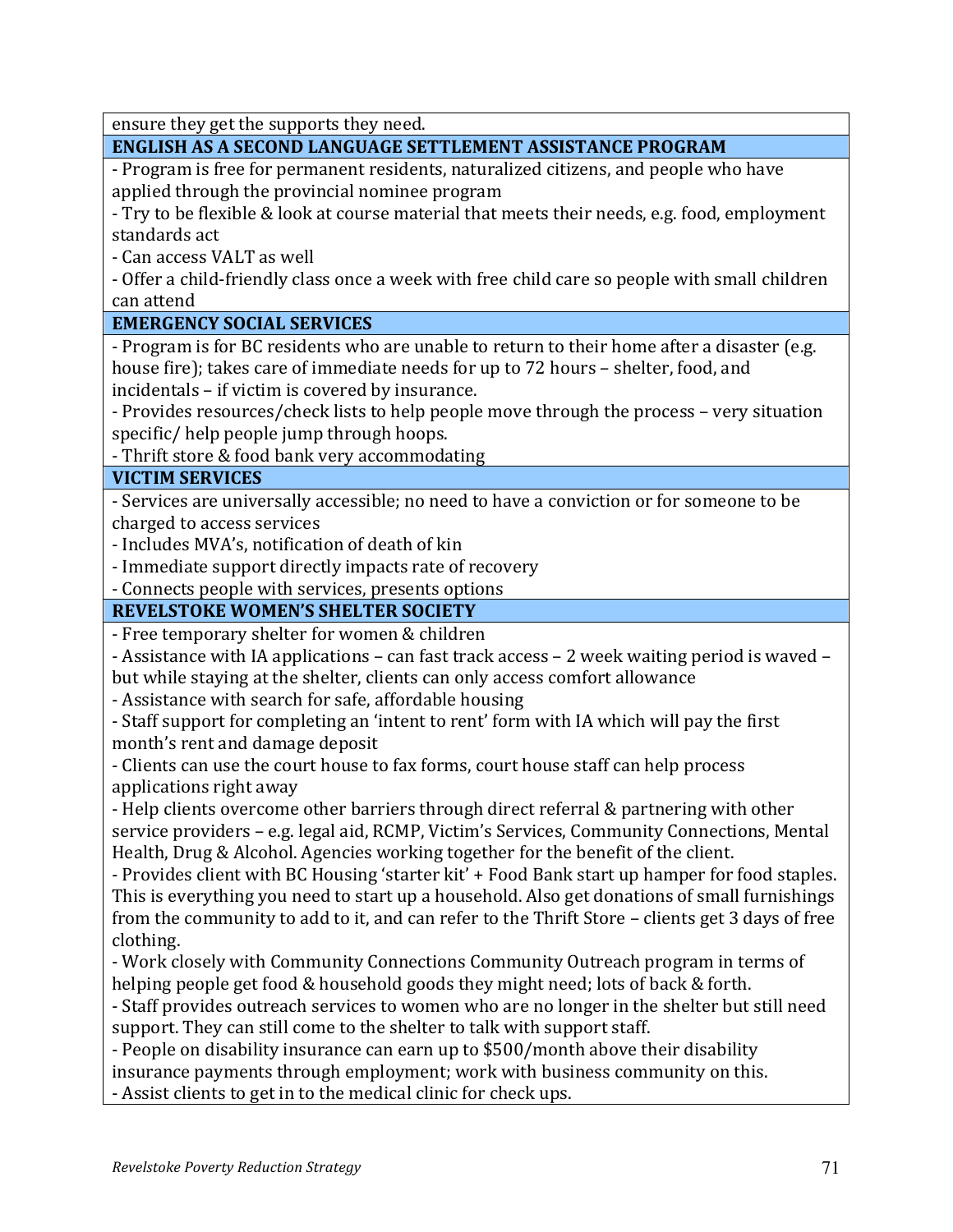| |
|---|
| ensure they get the supports they need. |
| **ENGLISH AS A SECOND LANGUAGE SETTLEMENT ASSISTANCE PROGRAM** |
| - Program is free for permanent residents, naturalized citizens, and people who have applied through the provincial nominee program<br>- Try to be flexible & look at course material that meets their needs, e.g. food, employment standards act<br>- Can access VALT as well<br>- Offer a child-friendly class once a week with free child care so people with small children can attend |
| **EMERGENCY SOCIAL SERVICES** |
| - Program is for BC residents who are unable to return to their home after a disaster (e.g. house fire); takes care of immediate needs for up to 72 hours – shelter, food, and incidentals – if victim is covered by insurance.<br>- Provides resources/check lists to help people move through the process – very situation specific/ help people jump through hoops.<br>- Thrift store & food bank very accommodating |
| **VICTIM SERVICES** |
| - Services are universally accessible; no need to have a conviction or for someone to be charged to access services<br>- Includes MVA's, notification of death of kin<br>- Immediate support directly impacts rate of recovery<br>- Connects people with services, presents options |
| **REVELSTOKE WOMEN'S SHELTER SOCIETY** |
| - Free temporary shelter for women & children<br>- Assistance with IA applications – can fast track access – 2 week waiting period is waved – but while staying at the shelter, clients can only access comfort allowance<br>- Assistance with search for safe, affordable housing<br>- Staff support for completing an 'intent to rent' form with IA which will pay the first month's rent and damage deposit<br>- Clients can use the court house to fax forms, court house staff can help process applications right away<br>- Help clients overcome other barriers through direct referral & partnering with other service providers – e.g. legal aid, RCMP, Victim's Services, Community Connections, Mental Health, Drug & Alcohol. Agencies working together for the benefit of the client.<br>- Provides client with BC Housing 'starter kit' + Food Bank start up hamper for food staples. This is everything you need to start up a household. Also get donations of small furnishings from the community to add to it, and can refer to the Thrift Store – clients get 3 days of free clothing.<br>- Work closely with Community Connections Community Outreach program in terms of helping people get food & household goods they might need; lots of back & forth.<br>- Staff provides outreach services to women who are no longer in the shelter but still need support. They can still come to the shelter to talk with support staff.<br>- People on disability insurance can earn up to $500/month above their disability insurance payments through employment; work with business community on this.<br>- Assist clients to get in to the medical clinic for check ups. |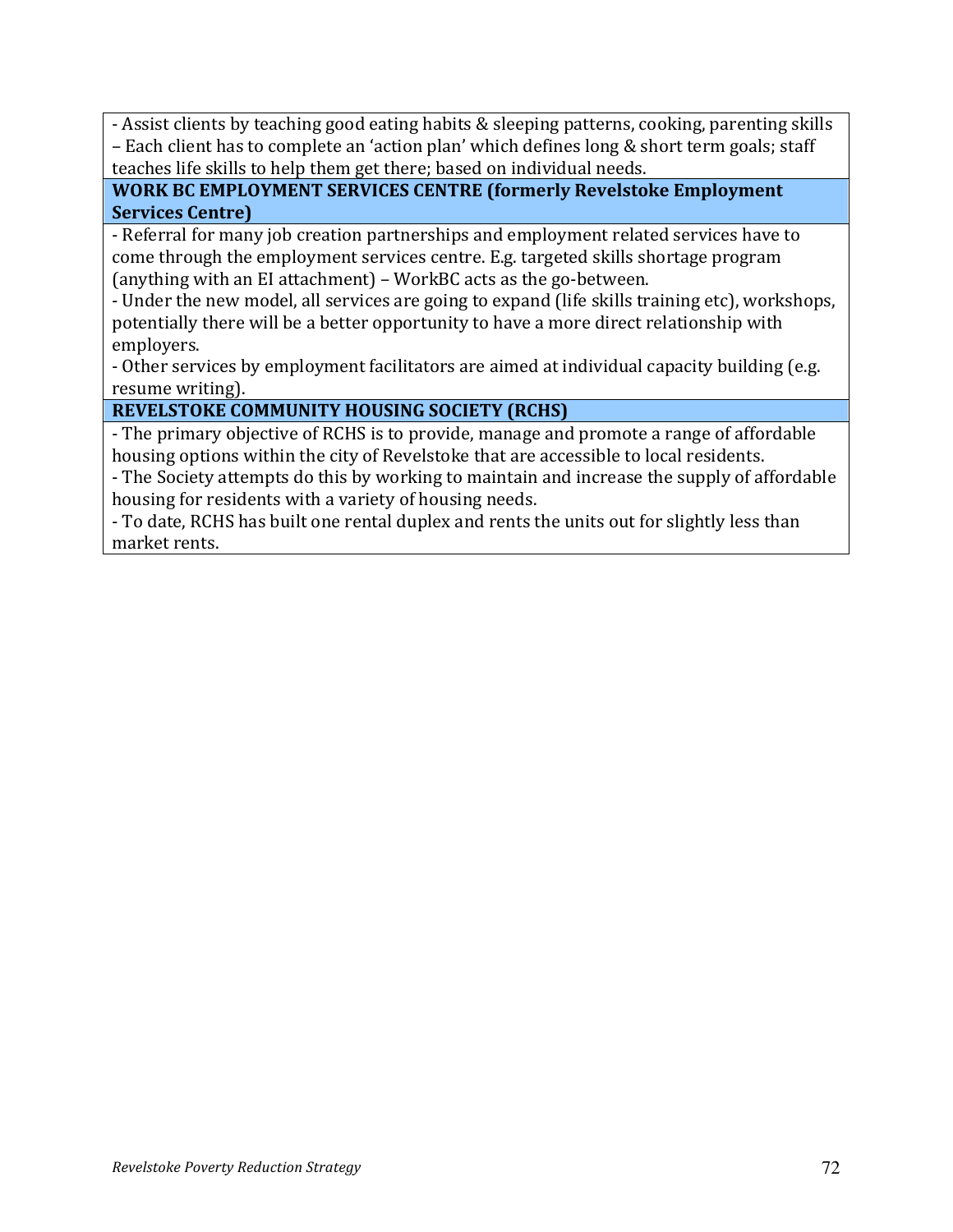| |
| --- |
| - Assist clients by teaching good eating habits & sleeping patterns, cooking, parenting skills – Each client has to complete an 'action plan' which defines long & short term goals; staff teaches life skills to help them get there; based on individual needs. |
| **WORK BC EMPLOYMENT SERVICES CENTRE (formerly Revelstoke Employment Services Centre)** |
| - Referral for many job creation partnerships and employment related services have to come through the employment services centre. E.g. targeted skills shortage program (anything with an EI attachment) – WorkBC acts as the go-between.<br>- Under the new model, all services are going to expand (life skills training etc), workshops, potentially there will be a better opportunity to have a more direct relationship with employers.<br>- Other services by employment facilitators are aimed at individual capacity building (e.g. resume writing). |
| **REVELSTOKE COMMUNITY HOUSING SOCIETY (RCHS)** |
| - The primary objective of RCHS is to provide, manage and promote a range of affordable housing options within the city of Revelstoke that are accessible to local residents.<br>- The Society attempts do this by working to maintain and increase the supply of affordable housing for residents with a variety of housing needs.<br>- To date, RCHS has built one rental duplex and rents the units out for slightly less than market rents. |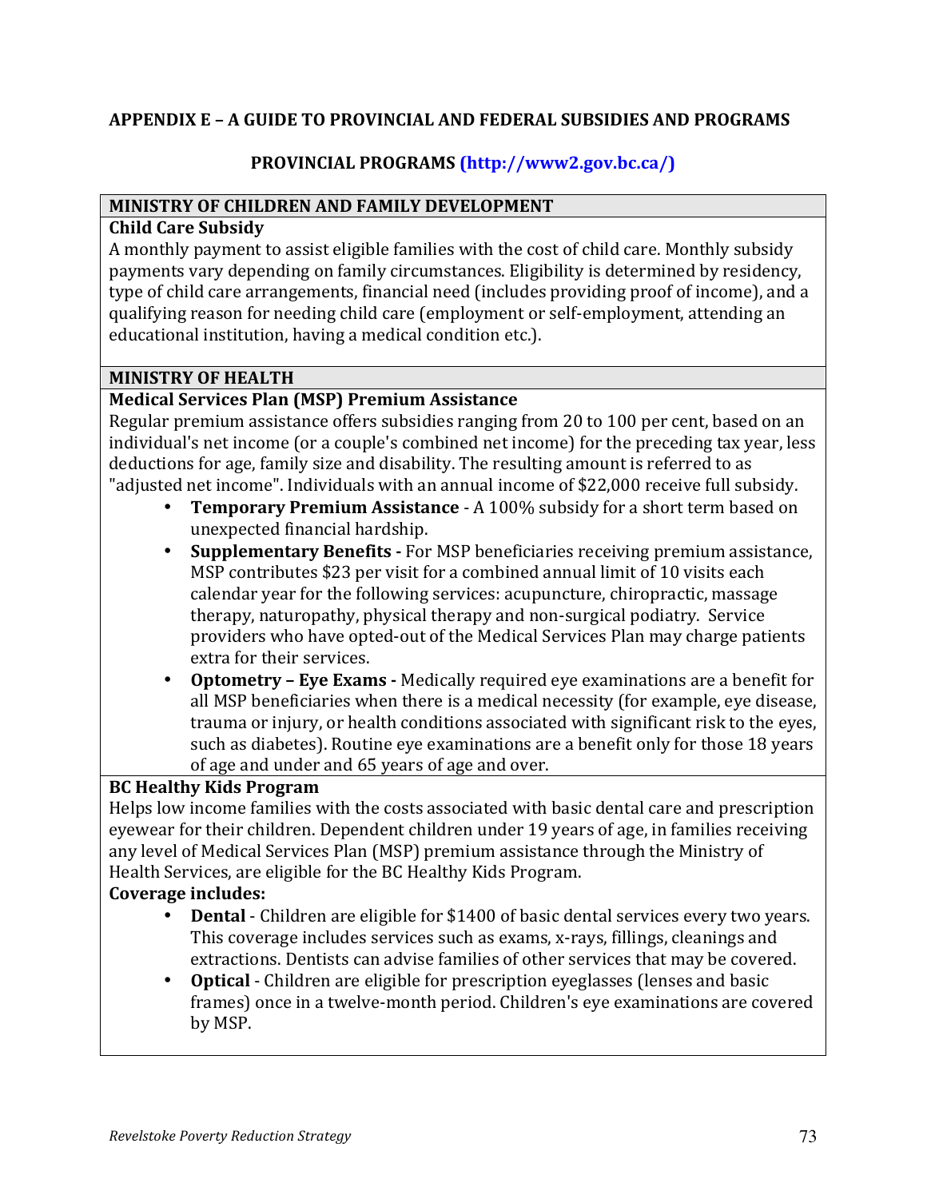## APPENDIX E – A GUIDE TO PROVINCIAL AND FEDERAL SUBSIDIES AND PROGRAMS

### PROVINCIAL PROGRAMS (http://www2.gov.bc.ca/)

#### MINISTRY OF CHILDREN AND FAMILY DEVELOPMENT

**Child Care Subsidy**

A monthly payment to assist eligible families with the cost of child care. Monthly subsidy payments vary depending on family circumstances. Eligibility is determined by residency, type of child care arrangements, financial need (includes providing proof of income), and a qualifying reason for needing child care (employment or self-employment, attending an educational institution, having a medical condition etc.).

#### MINISTRY OF HEALTH

**Medical Services Plan (MSP) Premium Assistance**

Regular premium assistance offers subsidies ranging from 20 to 100 per cent, based on an individual's net income (or a couple's combined net income) for the preceding tax year, less deductions for age, family size and disability. The resulting amount is referred to as "adjusted net income". Individuals with an annual income of $22,000 receive full subsidy.

- **Temporary Premium Assistance** - A 100% subsidy for a short term based on unexpected financial hardship.
- **Supplementary Benefits -** For MSP beneficiaries receiving premium assistance, MSP contributes $23 per visit for a combined annual limit of 10 visits each calendar year for the following services: acupuncture, chiropractic, massage therapy, naturopathy, physical therapy and non-surgical podiatry. Service providers who have opted-out of the Medical Services Plan may charge patients extra for their services.
- **Optometry – Eye Exams -** Medically required eye examinations are a benefit for all MSP beneficiaries when there is a medical necessity (for example, eye disease, trauma or injury, or health conditions associated with significant risk to the eyes, such as diabetes). Routine eye examinations are a benefit only for those 18 years of age and under and 65 years of age and over.

**BC Healthy Kids Program**

Helps low income families with the costs associated with basic dental care and prescription eyewear for their children. Dependent children under 19 years of age, in families receiving any level of Medical Services Plan (MSP) premium assistance through the Ministry of Health Services, are eligible for the BC Healthy Kids Program.

**Coverage includes:**

- **Dental** - Children are eligible for $1400 of basic dental services every two years. This coverage includes services such as exams, x-rays, fillings, cleanings and extractions. Dentists can advise families of other services that may be covered.
- **Optical** - Children are eligible for prescription eyeglasses (lenses and basic frames) once in a twelve-month period. Children's eye examinations are covered by MSP.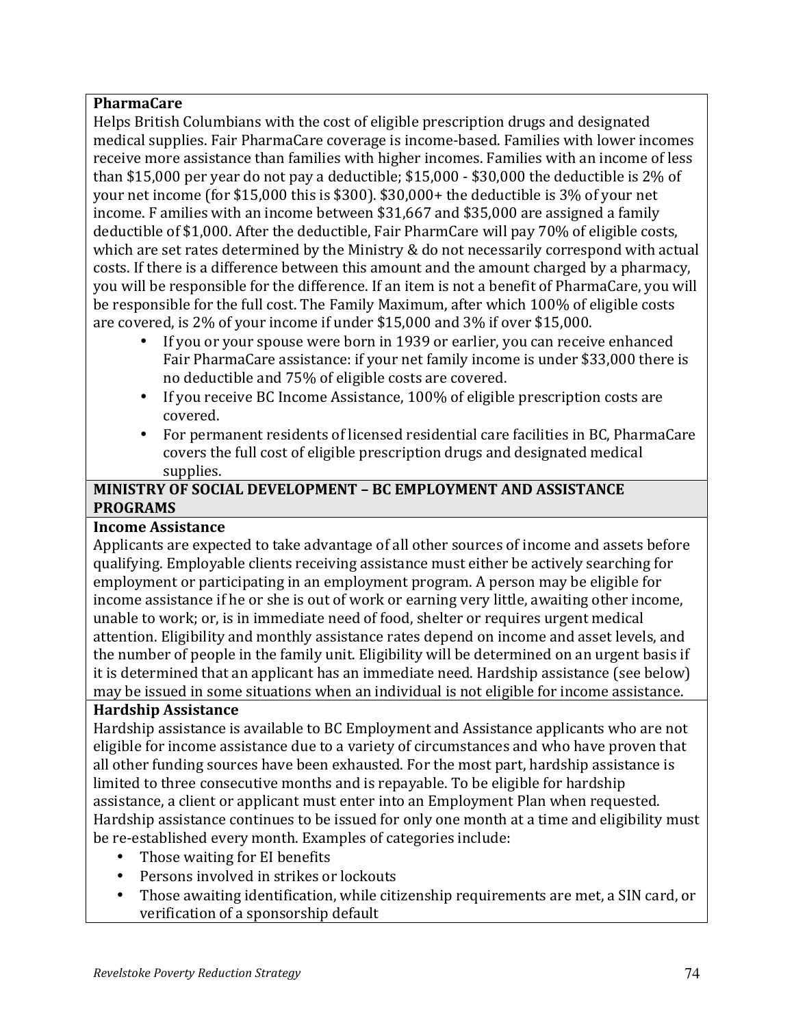**PharmaCare**

Helps British Columbians with the cost of eligible prescription drugs and designated medical supplies. Fair PharmaCare coverage is income-based. Families with lower incomes receive more assistance than families with higher incomes. Families with an income of less than $15,000 per year do not pay a deductible; $15,000 - $30,000 the deductible is 2% of your net income (for $15,000 this is $300). $30,000+ the deductible is 3% of your net income. F amilies with an income between $31,667 and $35,000 are assigned a family deductible of $1,000. After the deductible, Fair PharmCare will pay 70% of eligible costs, which are set rates determined by the Ministry & do not necessarily correspond with actual costs. If there is a difference between this amount and the amount charged by a pharmacy, you will be responsible for the difference. If an item is not a benefit of PharmaCare, you will be responsible for the full cost. The Family Maximum, after which 100% of eligible costs are covered, is 2% of your income if under $15,000 and 3% if over $15,000.

- If you or your spouse were born in 1939 or earlier, you can receive enhanced Fair PharmaCare assistance: if your net family income is under $33,000 there is no deductible and 75% of eligible costs are covered.
- If you receive BC Income Assistance, 100% of eligible prescription costs are covered.
- For permanent residents of licensed residential care facilities in BC, PharmaCare covers the full cost of eligible prescription drugs and designated medical supplies.

**MINISTRY OF SOCIAL DEVELOPMENT – BC EMPLOYMENT AND ASSISTANCE PROGRAMS**

**Income Assistance**

Applicants are expected to take advantage of all other sources of income and assets before qualifying. Employable clients receiving assistance must either be actively searching for employment or participating in an employment program. A person may be eligible for income assistance if he or she is out of work or earning very little, awaiting other income, unable to work; or, is in immediate need of food, shelter or requires urgent medical attention. Eligibility and monthly assistance rates depend on income and asset levels, and the number of people in the family unit. Eligibility will be determined on an urgent basis if it is determined that an applicant has an immediate need. Hardship assistance (see below) may be issued in some situations when an individual is not eligible for income assistance.

**Hardship Assistance**

Hardship assistance is available to BC Employment and Assistance applicants who are not eligible for income assistance due to a variety of circumstances and who have proven that all other funding sources have been exhausted. For the most part, hardship assistance is limited to three consecutive months and is repayable. To be eligible for hardship assistance, a client or applicant must enter into an Employment Plan when requested. Hardship assistance continues to be issued for only one month at a time and eligibility must be re-established every month. Examples of categories include:

- Those waiting for EI benefits
- Persons involved in strikes or lockouts
- Those awaiting identification, while citizenship requirements are met, a SIN card, or verification of a sponsorship default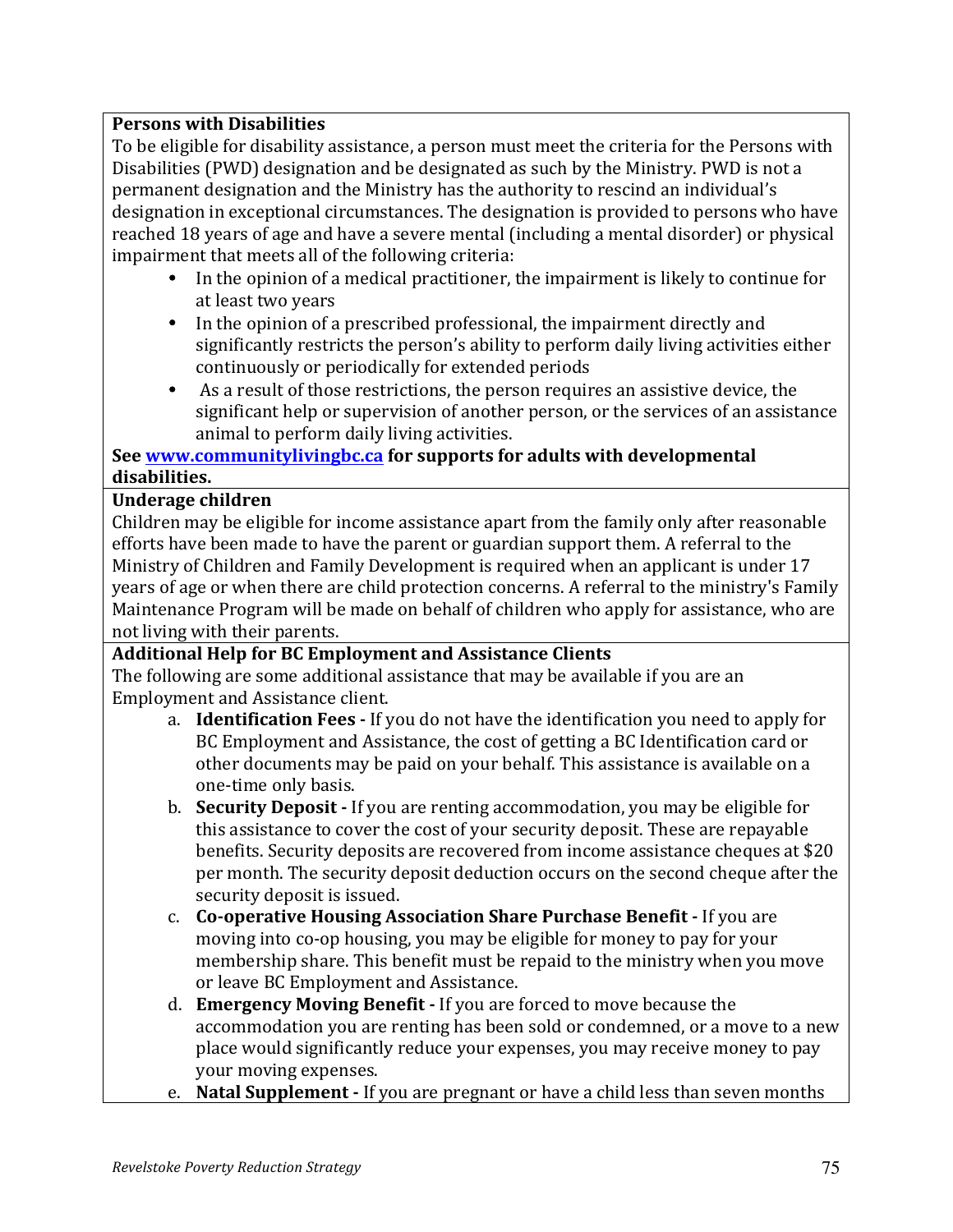**Persons with Disabilities**

To be eligible for disability assistance, a person must meet the criteria for the Persons with Disabilities (PWD) designation and be designated as such by the Ministry. PWD is not a permanent designation and the Ministry has the authority to rescind an individual's designation in exceptional circumstances. The designation is provided to persons who have reached 18 years of age and have a severe mental (including a mental disorder) or physical impairment that meets all of the following criteria:

- In the opinion of a medical practitioner, the impairment is likely to continue for at least two years
- In the opinion of a prescribed professional, the impairment directly and significantly restricts the person's ability to perform daily living activities either continuously or periodically for extended periods
- As a result of those restrictions, the person requires an assistive device, the significant help or supervision of another person, or the services of an assistance animal to perform daily living activities.

**See [www.communitylivingbc.ca](http://www.communitylivingbc.ca) for supports for adults with developmental disabilities.**

**Underage children**

Children may be eligible for income assistance apart from the family only after reasonable efforts have been made to have the parent or guardian support them. A referral to the Ministry of Children and Family Development is required when an applicant is under 17 years of age or when there are child protection concerns. A referral to the ministry's Family Maintenance Program will be made on behalf of children who apply for assistance, who are not living with their parents.

**Additional Help for BC Employment and Assistance Clients**

The following are some additional assistance that may be available if you are an Employment and Assistance client.

a. **Identification Fees -** If you do not have the identification you need to apply for BC Employment and Assistance, the cost of getting a BC Identification card or other documents may be paid on your behalf. This assistance is available on a one-time only basis.
b. **Security Deposit -** If you are renting accommodation, you may be eligible for this assistance to cover the cost of your security deposit. These are repayable benefits. Security deposits are recovered from income assistance cheques at $20 per month. The security deposit deduction occurs on the second cheque after the security deposit is issued.
c. **Co-operative Housing Association Share Purchase Benefit -** If you are moving into co-op housing, you may be eligible for money to pay for your membership share. This benefit must be repaid to the ministry when you move or leave BC Employment and Assistance.
d. **Emergency Moving Benefit -** If you are forced to move because the accommodation you are renting has been sold or condemned, or a move to a new place would significantly reduce your expenses, you may receive money to pay your moving expenses.
e. **Natal Supplement -** If you are pregnant or have a child less than seven months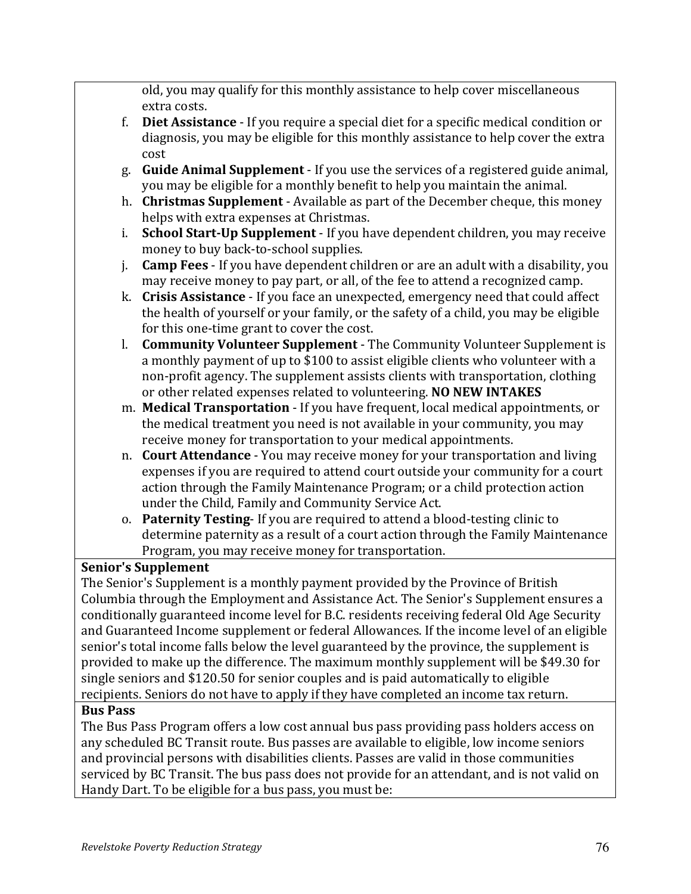old, you may qualify for this monthly assistance to help cover miscellaneous extra costs.

f. **Diet Assistance** - If you require a special diet for a specific medical condition or diagnosis, you may be eligible for this monthly assistance to help cover the extra cost
g. **Guide Animal Supplement** - If you use the services of a registered guide animal, you may be eligible for a monthly benefit to help you maintain the animal.
h. **Christmas Supplement** - Available as part of the December cheque, this money helps with extra expenses at Christmas.
i. **School Start-Up Supplement** - If you have dependent children, you may receive money to buy back-to-school supplies.
j. **Camp Fees** - If you have dependent children or are an adult with a disability, you may receive money to pay part, or all, of the fee to attend a recognized camp.
k. **Crisis Assistance** - If you face an unexpected, emergency need that could affect the health of yourself or your family, or the safety of a child, you may be eligible for this one-time grant to cover the cost.
l. **Community Volunteer Supplement** - The Community Volunteer Supplement is a monthly payment of up to $100 to assist eligible clients who volunteer with a non-profit agency. The supplement assists clients with transportation, clothing or other related expenses related to volunteering. **NO NEW INTAKES**
m. **Medical Transportation** - If you have frequent, local medical appointments, or the medical treatment you need is not available in your community, you may receive money for transportation to your medical appointments.
n. **Court Attendance** - You may receive money for your transportation and living expenses if you are required to attend court outside your community for a court action through the Family Maintenance Program; or a child protection action under the Child, Family and Community Service Act.
o. **Paternity Testing**- If you are required to attend a blood-testing clinic to determine paternity as a result of a court action through the Family Maintenance Program, you may receive money for transportation.

**Senior's Supplement**

The Senior's Supplement is a monthly payment provided by the Province of British Columbia through the Employment and Assistance Act. The Senior's Supplement ensures a conditionally guaranteed income level for B.C. residents receiving federal Old Age Security and Guaranteed Income supplement or federal Allowances. If the income level of an eligible senior's total income falls below the level guaranteed by the province, the supplement is provided to make up the difference. The maximum monthly supplement will be $49.30 for single seniors and $120.50 for senior couples and is paid automatically to eligible recipients. Seniors do not have to apply if they have completed an income tax return.

**Bus Pass**

The Bus Pass Program offers a low cost annual bus pass providing pass holders access on any scheduled BC Transit route. Bus passes are available to eligible, low income seniors and provincial persons with disabilities clients. Passes are valid in those communities serviced by BC Transit. The bus pass does not provide for an attendant, and is not valid on Handy Dart. To be eligible for a bus pass, you must be: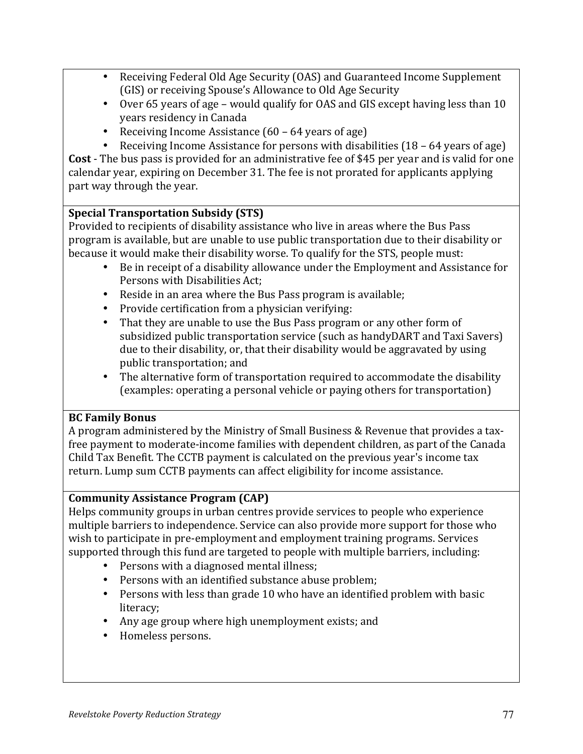- Receiving Federal Old Age Security (OAS) and Guaranteed Income Supplement (GIS) or receiving Spouse's Allowance to Old Age Security
- Over 65 years of age – would qualify for OAS and GIS except having less than 10 years residency in Canada
- Receiving Income Assistance (60 – 64 years of age)
- Receiving Income Assistance for persons with disabilities (18 – 64 years of age)

**Cost** - The bus pass is provided for an administrative fee of $45 per year and is valid for one calendar year, expiring on December 31. The fee is not prorated for applicants applying part way through the year.

**Special Transportation Subsidy (STS)**

Provided to recipients of disability assistance who live in areas where the Bus Pass program is available, but are unable to use public transportation due to their disability or because it would make their disability worse. To qualify for the STS, people must:

- Be in receipt of a disability allowance under the Employment and Assistance for Persons with Disabilities Act;
- Reside in an area where the Bus Pass program is available;
- Provide certification from a physician verifying:
- That they are unable to use the Bus Pass program or any other form of subsidized public transportation service (such as handyDART and Taxi Savers) due to their disability, or, that their disability would be aggravated by using public transportation; and
- The alternative form of transportation required to accommodate the disability (examples: operating a personal vehicle or paying others for transportation)

**BC Family Bonus**

A program administered by the Ministry of Small Business & Revenue that provides a tax-free payment to moderate-income families with dependent children, as part of the Canada Child Tax Benefit. The CCTB payment is calculated on the previous year's income tax return. Lump sum CCTB payments can affect eligibility for income assistance.

**Community Assistance Program (CAP)**

Helps community groups in urban centres provide services to people who experience multiple barriers to independence. Service can also provide more support for those who wish to participate in pre-employment and employment training programs. Services supported through this fund are targeted to people with multiple barriers, including:

- Persons with a diagnosed mental illness;
- Persons with an identified substance abuse problem;
- Persons with less than grade 10 who have an identified problem with basic literacy;
- Any age group where high unemployment exists; and
- Homeless persons.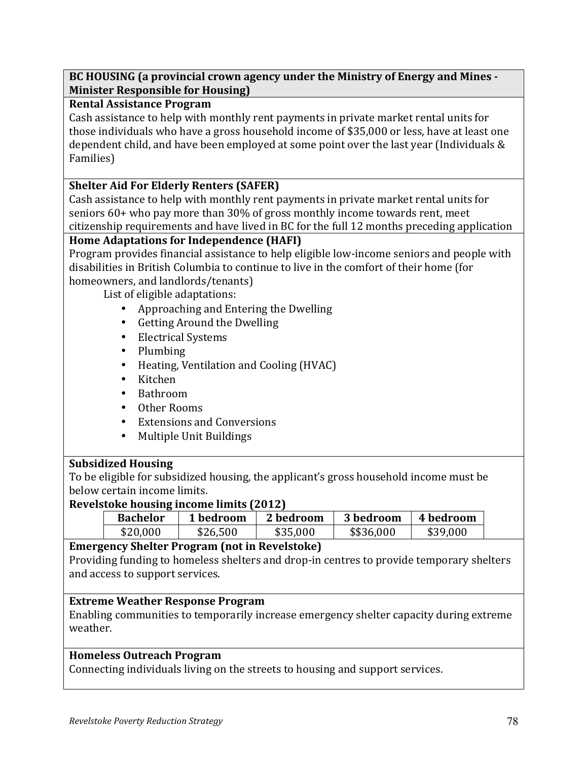**BC HOUSING (a provincial crown agency under the Ministry of Energy and Mines - Minister Responsible for Housing)**

**Rental Assistance Program**

Cash assistance to help with monthly rent payments in private market rental units for those individuals who have a gross household income of $35,000 or less, have at least one dependent child, and have been employed at some point over the last year (Individuals & Families)

**Shelter Aid For Elderly Renters (SAFER)**

Cash assistance to help with monthly rent payments in private market rental units for seniors 60+ who pay more than 30% of gross monthly income towards rent, meet citizenship requirements and have lived in BC for the full 12 months preceding application

**Home Adaptations for Independence (HAFI)**

Program provides financial assistance to help eligible low-income seniors and people with disabilities in British Columbia to continue to live in the comfort of their home (for homeowners, and landlords/tenants)

List of eligible adaptations:

- Approaching and Entering the Dwelling
- Getting Around the Dwelling
- Electrical Systems
- Plumbing
- Heating, Ventilation and Cooling (HVAC)
- Kitchen
- Bathroom
- Other Rooms
- Extensions and Conversions
- Multiple Unit Buildings

**Subsidized Housing**

To be eligible for subsidized housing, the applicant's gross household income must be below certain income limits.

**Revelstoke housing income limits (2012)**

| Bachelor | 1 bedroom | 2 bedroom | 3 bedroom | 4 bedroom |
|---|---|---|---|---|
| $20,000 | $26,500 | $35,000 | $$36,000 | $39,000 |

**Emergency Shelter Program (not in Revelstoke)**

Providing funding to homeless shelters and drop-in centres to provide temporary shelters and access to support services.

**Extreme Weather Response Program**

Enabling communities to temporarily increase emergency shelter capacity during extreme weather.

**Homeless Outreach Program**

Connecting individuals living on the streets to housing and support services.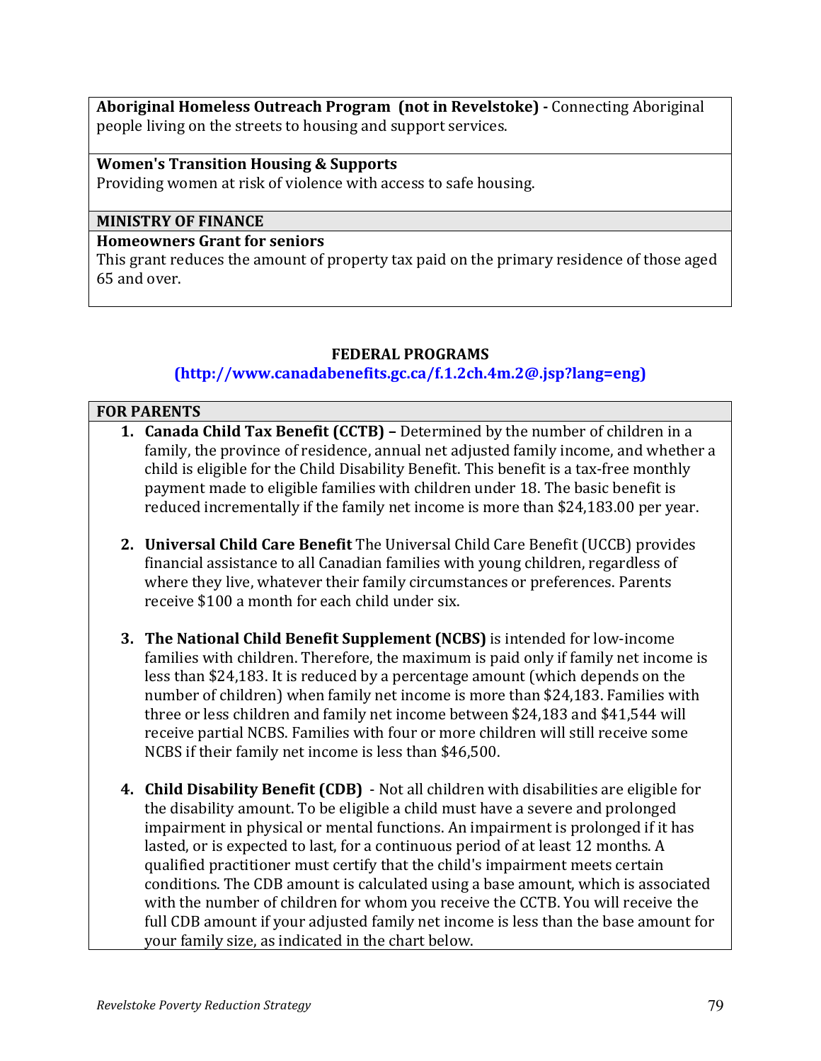**Aboriginal Homeless Outreach Program (not in Revelstoke) -** Connecting Aboriginal people living on the streets to housing and support services.

**Women's Transition Housing & Supports**
Providing women at risk of violence with access to safe housing.

**MINISTRY OF FINANCE**

**Homeowners Grant for seniors**
This grant reduces the amount of property tax paid on the primary residence of those aged 65 and over.

## FEDERAL PROGRAMS

**(http://www.canadabenefits.gc.ca/f.1.2ch.4m.2@.jsp?lang=eng)**

**FOR PARENTS**

1. **Canada Child Tax Benefit (CCTB) –** Determined by the number of children in a family, the province of residence, annual net adjusted family income, and whether a child is eligible for the Child Disability Benefit. This benefit is a tax-free monthly payment made to eligible families with children under 18. The basic benefit is reduced incrementally if the family net income is more than $24,183.00 per year.

2. **Universal Child Care Benefit** The Universal Child Care Benefit (UCCB) provides financial assistance to all Canadian families with young children, regardless of where they live, whatever their family circumstances or preferences. Parents receive $100 a month for each child under six.

3. **The National Child Benefit Supplement (NCBS)** is intended for low-income families with children. Therefore, the maximum is paid only if family net income is less than $24,183. It is reduced by a percentage amount (which depends on the number of children) when family net income is more than $24,183. Families with three or less children and family net income between $24,183 and $41,544 will receive partial NCBS. Families with four or more children will still receive some NCBS if their family net income is less than $46,500.

4. **Child Disability Benefit (CDB)** - Not all children with disabilities are eligible for the disability amount. To be eligible a child must have a severe and prolonged impairment in physical or mental functions. An impairment is prolonged if it has lasted, or is expected to last, for a continuous period of at least 12 months. A qualified practitioner must certify that the child's impairment meets certain conditions. The CDB amount is calculated using a base amount, which is associated with the number of children for whom you receive the CCTB. You will receive the full CDB amount if your adjusted family net income is less than the base amount for your family size, as indicated in the chart below.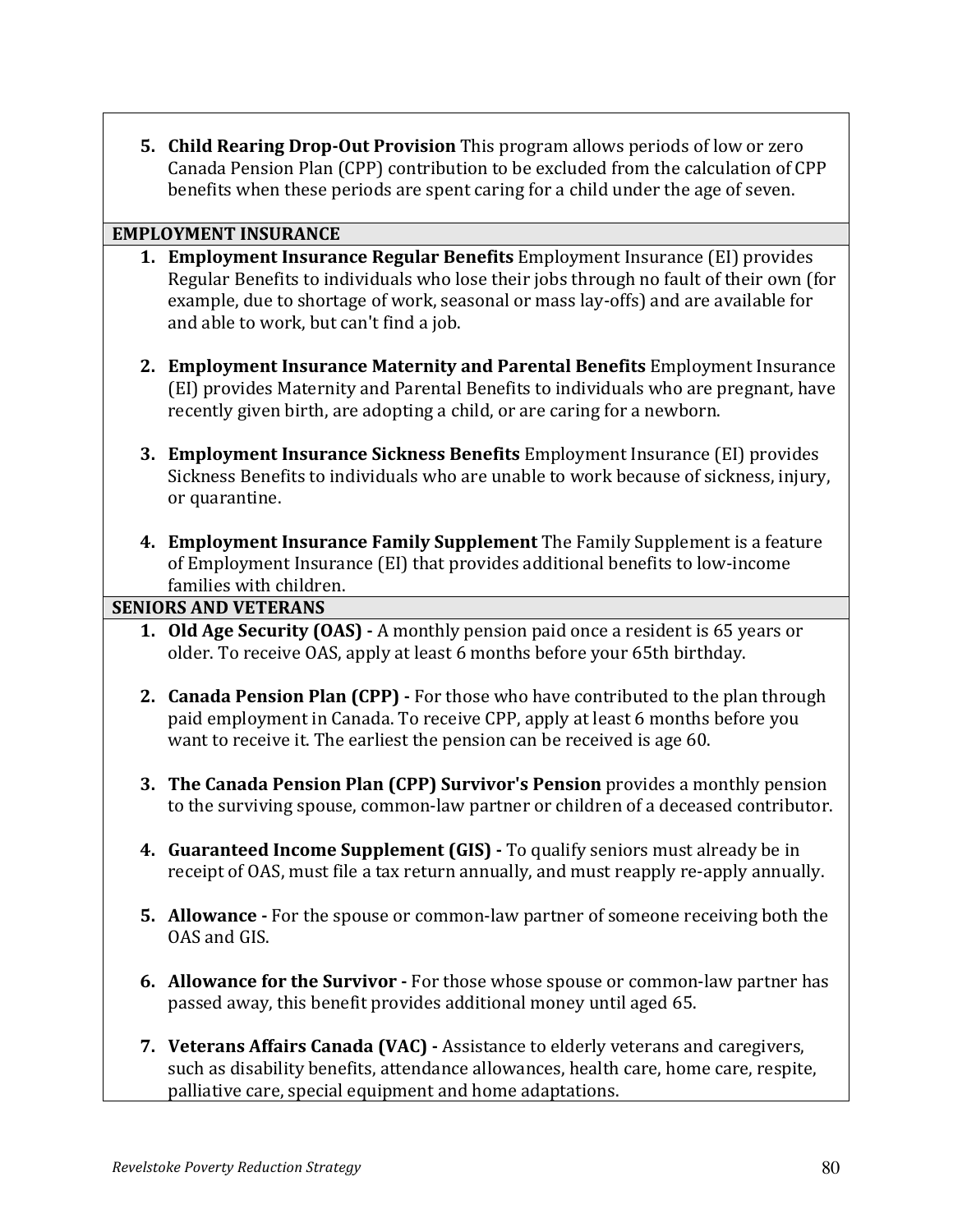5. **Child Rearing Drop-Out Provision** This program allows periods of low or zero Canada Pension Plan (CPP) contribution to be excluded from the calculation of CPP benefits when these periods are spent caring for a child under the age of seven.

**EMPLOYMENT INSURANCE**

1. **Employment Insurance Regular Benefits** Employment Insurance (EI) provides Regular Benefits to individuals who lose their jobs through no fault of their own (for example, due to shortage of work, seasonal or mass lay-offs) and are available for and able to work, but can't find a job.

2. **Employment Insurance Maternity and Parental Benefits** Employment Insurance (EI) provides Maternity and Parental Benefits to individuals who are pregnant, have recently given birth, are adopting a child, or are caring for a newborn.

3. **Employment Insurance Sickness Benefits** Employment Insurance (EI) provides Sickness Benefits to individuals who are unable to work because of sickness, injury, or quarantine.

4. **Employment Insurance Family Supplement** The Family Supplement is a feature of Employment Insurance (EI) that provides additional benefits to low-income families with children.

**SENIORS AND VETERANS**

1. **Old Age Security (OAS) -** A monthly pension paid once a resident is 65 years or older. To receive OAS, apply at least 6 months before your 65th birthday.

2. **Canada Pension Plan (CPP) -** For those who have contributed to the plan through paid employment in Canada. To receive CPP, apply at least 6 months before you want to receive it. The earliest the pension can be received is age 60.

3. **The Canada Pension Plan (CPP) Survivor's Pension** provides a monthly pension to the surviving spouse, common-law partner or children of a deceased contributor.

4. **Guaranteed Income Supplement (GIS) -** To qualify seniors must already be in receipt of OAS, must file a tax return annually, and must reapply re-apply annually.

5. **Allowance -** For the spouse or common-law partner of someone receiving both the OAS and GIS.

6. **Allowance for the Survivor -** For those whose spouse or common-law partner has passed away, this benefit provides additional money until aged 65.

7. **Veterans Affairs Canada (VAC) -** Assistance to elderly veterans and caregivers, such as disability benefits, attendance allowances, health care, home care, respite, palliative care, special equipment and home adaptations.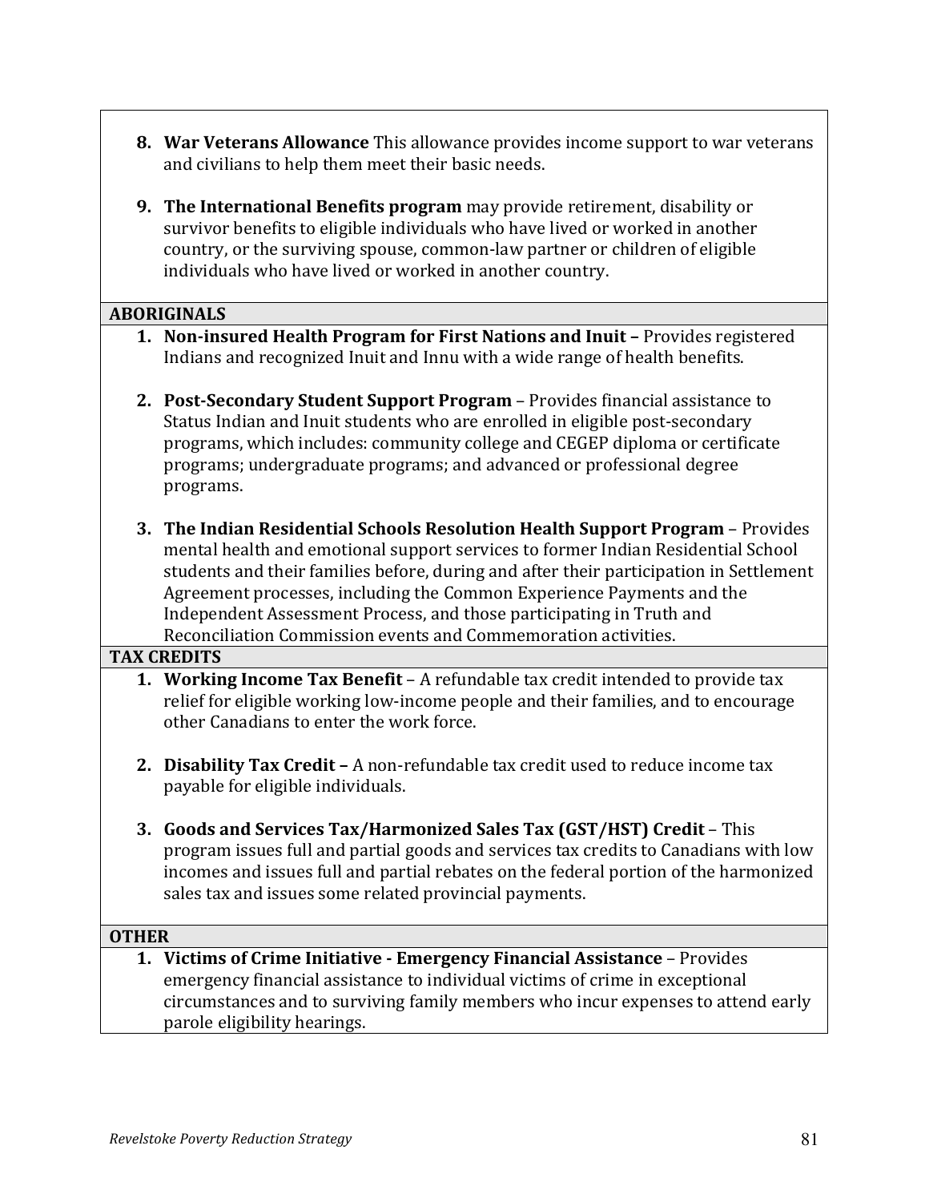8. **War Veterans Allowance** This allowance provides income support to war veterans and civilians to help them meet their basic needs.

9. **The International Benefits program** may provide retirement, disability or survivor benefits to eligible individuals who have lived or worked in another country, or the surviving spouse, common-law partner or children of eligible individuals who have lived or worked in another country.

**ABORIGINALS**

1. **Non-insured Health Program for First Nations and Inuit –** Provides registered Indians and recognized Inuit and Innu with a wide range of health benefits.

2. **Post-Secondary Student Support Program** – Provides financial assistance to Status Indian and Inuit students who are enrolled in eligible post-secondary programs, which includes: community college and CEGEP diploma or certificate programs; undergraduate programs; and advanced or professional degree programs.

3. **The Indian Residential Schools Resolution Health Support Program** – Provides mental health and emotional support services to former Indian Residential School students and their families before, during and after their participation in Settlement Agreement processes, including the Common Experience Payments and the Independent Assessment Process, and those participating in Truth and Reconciliation Commission events and Commemoration activities.

**TAX CREDITS**

1. **Working Income Tax Benefit** – A refundable tax credit intended to provide tax relief for eligible working low-income people and their families, and to encourage other Canadians to enter the work force.

2. **Disability Tax Credit –** A non-refundable tax credit used to reduce income tax payable for eligible individuals.

3. **Goods and Services Tax/Harmonized Sales Tax (GST/HST) Credit** – This program issues full and partial goods and services tax credits to Canadians with low incomes and issues full and partial rebates on the federal portion of the harmonized sales tax and issues some related provincial payments.

**OTHER**

1. **Victims of Crime Initiative - Emergency Financial Assistance** – Provides emergency financial assistance to individual victims of crime in exceptional circumstances and to surviving family members who incur expenses to attend early parole eligibility hearings.